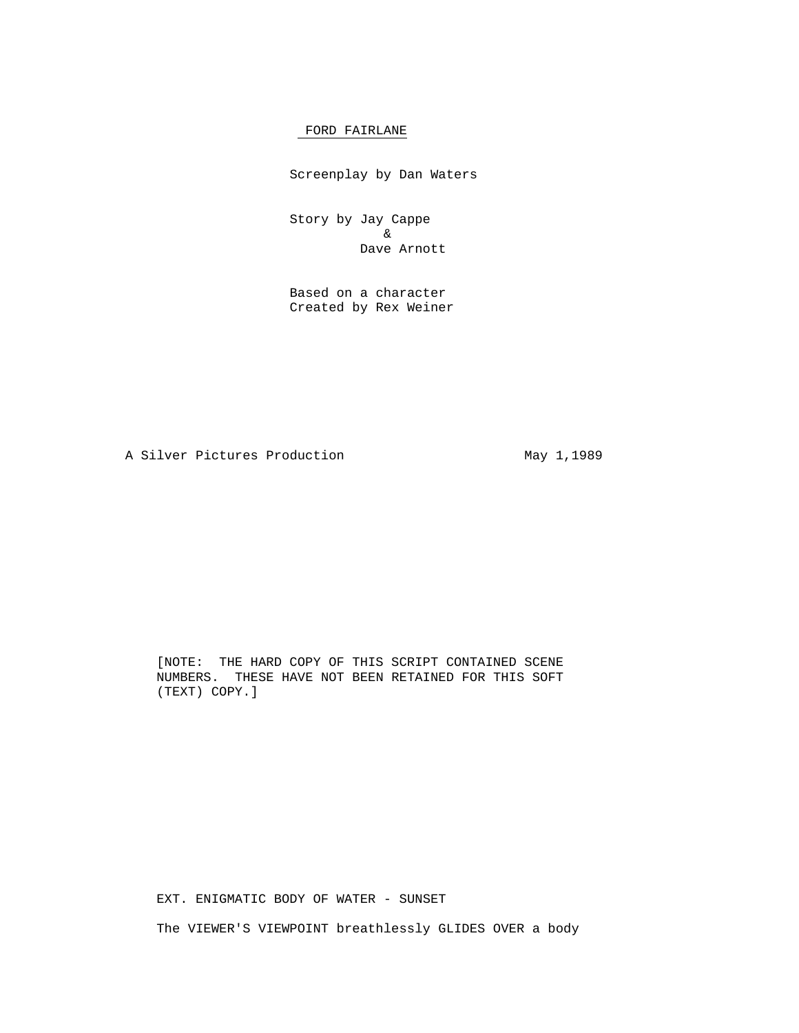# FORD FAIRLANE

Screenplay by Dan Waters

Story by Jay Cappe
&
Dave Arnott

Based on a character
Created by Rex Weiner

A Silver Pictures Production May 1,1989

[NOTE: THE HARD COPY OF THIS SCRIPT CONTAINED SCENE NUMBERS. THESE HAVE NOT BEEN RETAINED FOR THIS SOFT (TEXT) COPY.]

EXT. ENIGMATIC BODY OF WATER - SUNSET

The VIEWER'S VIEWPOINT breathlessly GLIDES OVER a body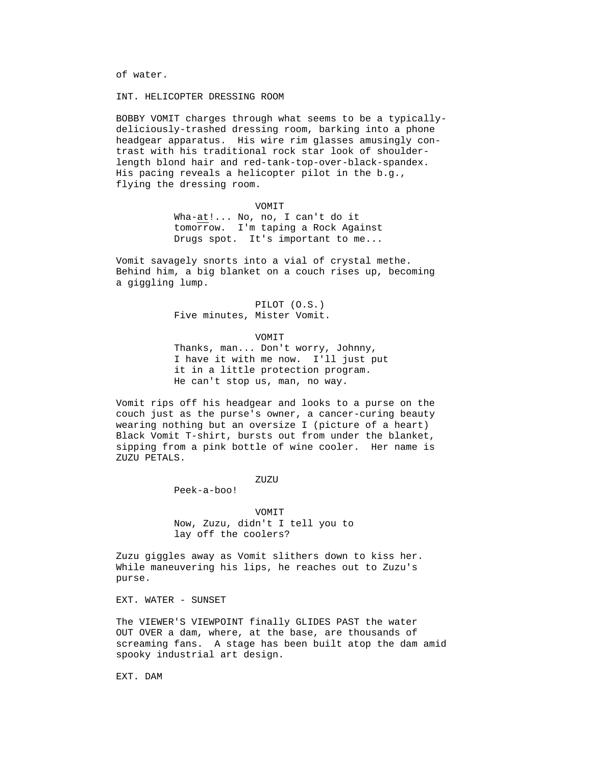of water.

INT. HELICOPTER DRESSING ROOM

BOBBY VOMIT charges through what seems to be a typically-deliciously-trashed dressing room, barking into a phone headgear apparatus. His wire rim glasses amusingly contrast with his traditional rock star look of shoulder-length blond hair and red-tank-top-over-black-spandex. His pacing reveals a helicopter pilot in the b.g., flying the dressing room.

VOMIT
Wha-at!... No, no, I can't do it tomorrow. I'm taping a Rock Against Drugs spot. It's important to me...

Vomit savagely snorts into a vial of crystal methe. Behind him, a big blanket on a couch rises up, becoming a giggling lump.

PILOT (O.S.)
Five minutes, Mister Vomit.

VOMIT
Thanks, man... Don't worry, Johnny, I have it with me now. I'll just put it in a little protection program. He can't stop us, man, no way.

Vomit rips off his headgear and looks to a purse on the couch just as the purse's owner, a cancer-curing beauty wearing nothing but an oversize I (picture of a heart) Black Vomit T-shirt, bursts out from under the blanket, sipping from a pink bottle of wine cooler. Her name is ZUZU PETALS.

ZUZU
Peek-a-boo!

VOMIT
Now, Zuzu, didn't I tell you to lay off the coolers?

Zuzu giggles away as Vomit slithers down to kiss her. While maneuvering his lips, he reaches out to Zuzu's purse.

EXT. WATER - SUNSET

The VIEWER'S VIEWPOINT finally GLIDES PAST the water OUT OVER a dam, where, at the base, are thousands of screaming fans. A stage has been built atop the dam amid spooky industrial art design.

EXT. DAM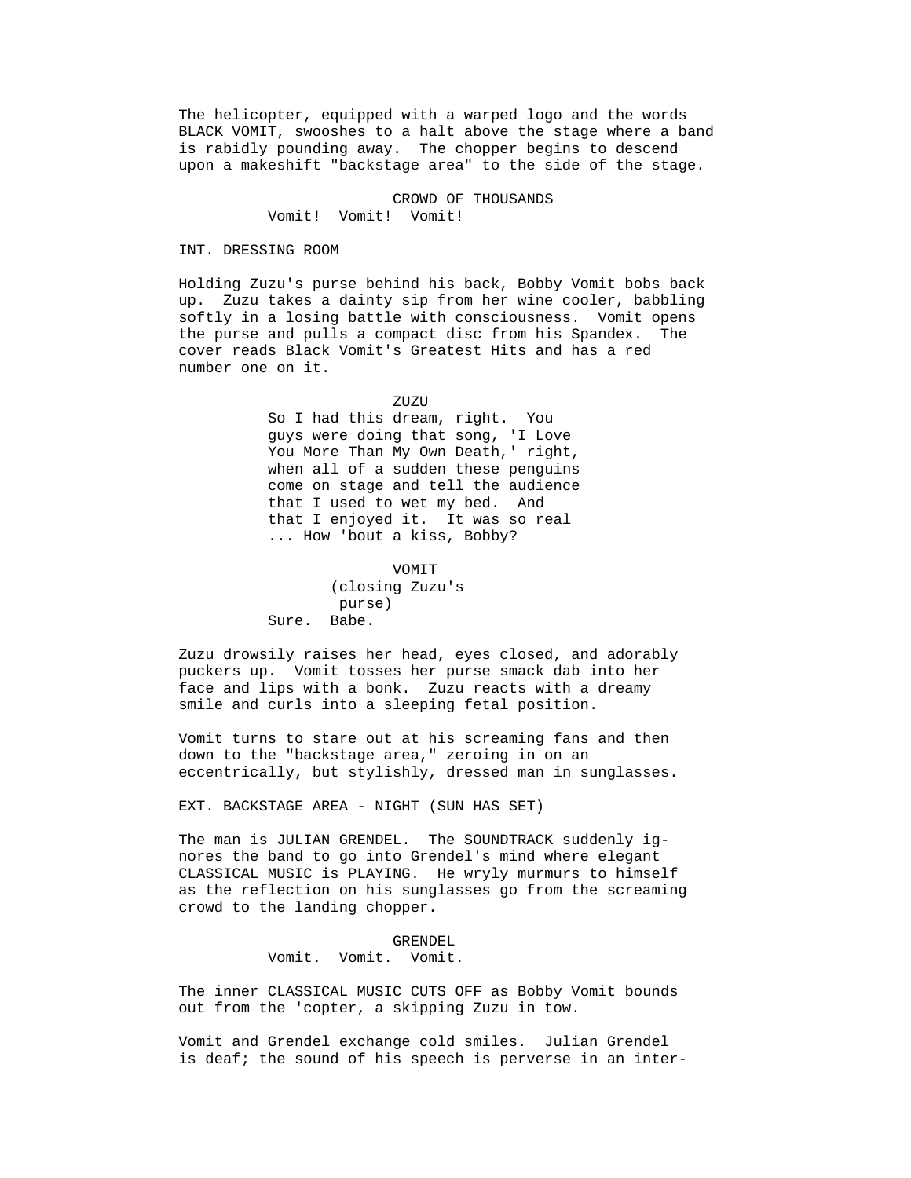The helicopter, equipped with a warped logo and the words BLACK VOMIT, swooshes to a halt above the stage where a band is rabidly pounding away. The chopper begins to descend upon a makeshift "backstage area" to the side of the stage.

CROWD OF THOUSANDS
Vomit! Vomit! Vomit!

INT. DRESSING ROOM

Holding Zuzu's purse behind his back, Bobby Vomit bobs back up. Zuzu takes a dainty sip from her wine cooler, babbling softly in a losing battle with consciousness. Vomit opens the purse and pulls a compact disc from his Spandex. The cover reads Black Vomit's Greatest Hits and has a red number one on it.

ZUZU
So I had this dream, right. You guys were doing that song, 'I Love You More Than My Own Death,' right, when all of a sudden these penguins come on stage and tell the audience that I used to wet my bed. And that I enjoyed it. It was so real ... How 'bout a kiss, Bobby?

VOMIT
(closing Zuzu's purse)
Sure. Babe.

Zuzu drowsily raises her head, eyes closed, and adorably puckers up. Vomit tosses her purse smack dab into her face and lips with a bonk. Zuzu reacts with a dreamy smile and curls into a sleeping fetal position.

Vomit turns to stare out at his screaming fans and then down to the "backstage area," zeroing in on an eccentrically, but stylishly, dressed man in sunglasses.

EXT. BACKSTAGE AREA - NIGHT (SUN HAS SET)

The man is JULIAN GRENDEL. The SOUNDTRACK suddenly ignores the band to go into Grendel's mind where elegant CLASSICAL MUSIC is PLAYING. He wryly murmurs to himself as the reflection on his sunglasses go from the screaming crowd to the landing chopper.

GRENDEL
Vomit. Vomit. Vomit.

The inner CLASSICAL MUSIC CUTS OFF as Bobby Vomit bounds out from the 'copter, a skipping Zuzu in tow.

Vomit and Grendel exchange cold smiles. Julian Grendel is deaf; the sound of his speech is perverse in an inter-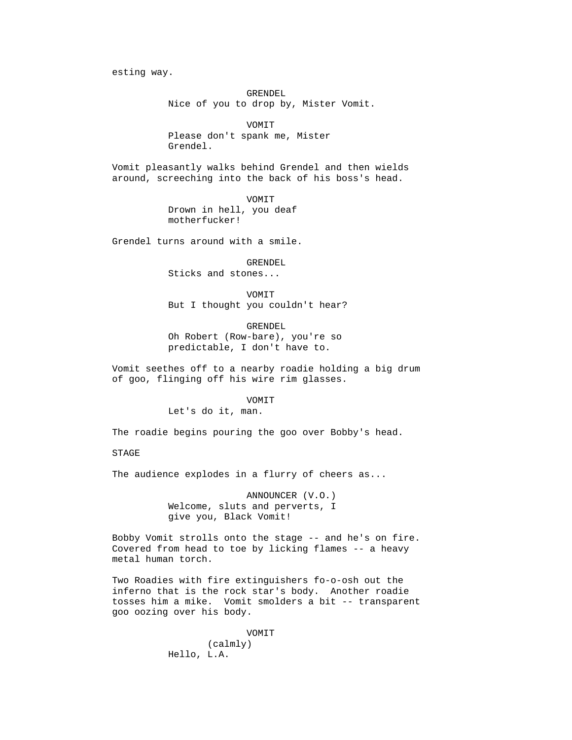esting way.

GRENDEL
Nice of you to drop by, Mister Vomit.

VOMIT
Please don't spank me, Mister Grendel.

Vomit pleasantly walks behind Grendel and then wields around, screeching into the back of his boss's head.

VOMIT
Drown in hell, you deaf motherfucker!

Grendel turns around with a smile.

GRENDEL
Sticks and stones...

VOMIT
But I thought you couldn't hear?

GRENDEL
Oh Robert (Row-bare), you're so predictable, I don't have to.

Vomit seethes off to a nearby roadie holding a big drum of goo, flinging off his wire rim glasses.

VOMIT
Let's do it, man.

The roadie begins pouring the goo over Bobby's head.

STAGE

The audience explodes in a flurry of cheers as...

ANNOUNCER (V.O.)
Welcome, sluts and perverts, I give you, Black Vomit!

Bobby Vomit strolls onto the stage -- and he's on fire. Covered from head to toe by licking flames -- a heavy metal human torch.

Two Roadies with fire extinguishers fo-o-osh out the inferno that is the rock star's body. Another roadie tosses him a mike. Vomit smolders a bit -- transparent goo oozing over his body.

VOMIT
(calmly)
Hello, L.A.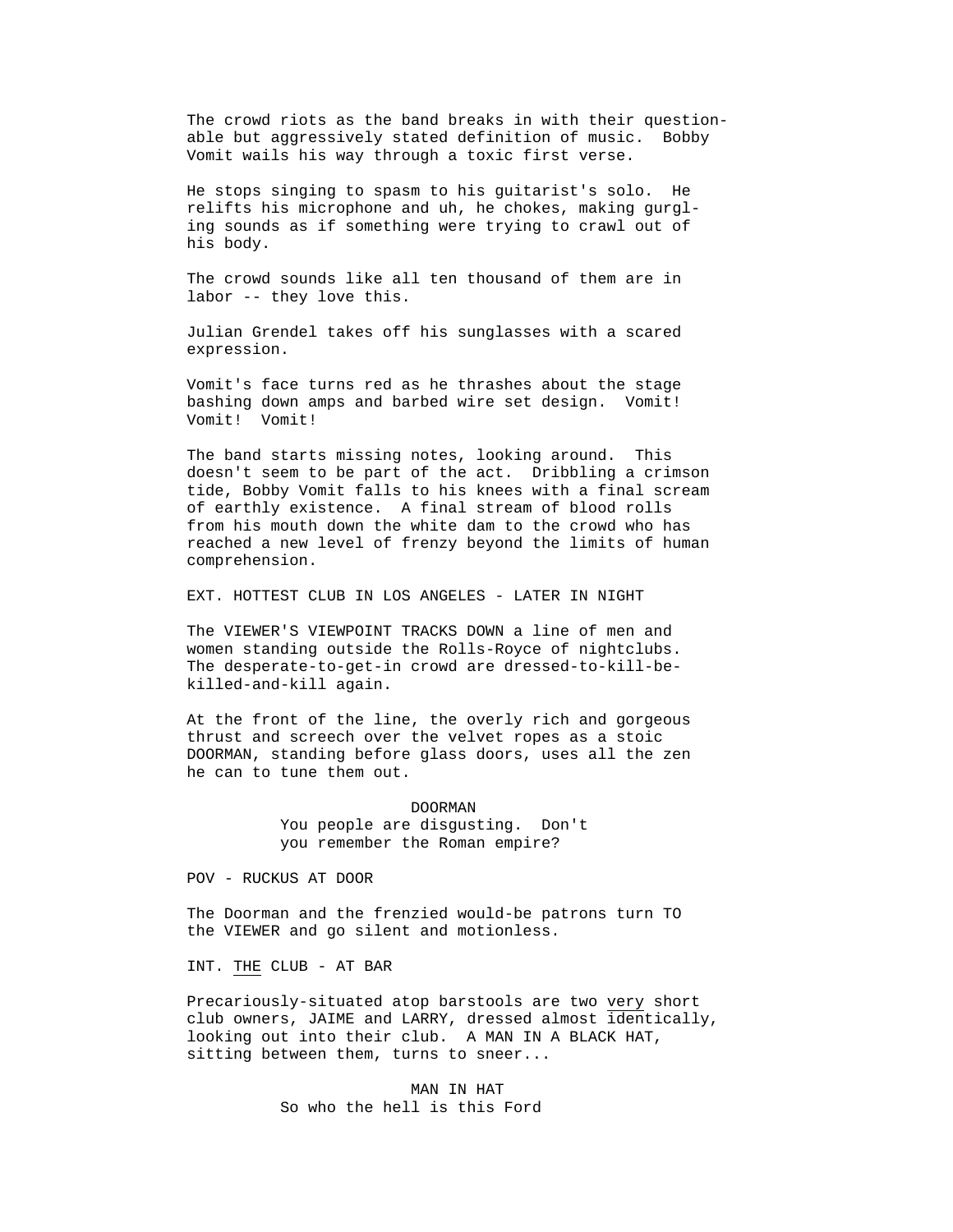The crowd riots as the band breaks in with their questionable but aggressively stated definition of music. Bobby Vomit wails his way through a toxic first verse.

He stops singing to spasm to his guitarist's solo. He relifts his microphone and uh, he chokes, making gurgling sounds as if something were trying to crawl out of his body.

The crowd sounds like all ten thousand of them are in labor -- they love this.

Julian Grendel takes off his sunglasses with a scared expression.

Vomit's face turns red as he thrashes about the stage bashing down amps and barbed wire set design. Vomit! Vomit! Vomit!

The band starts missing notes, looking around. This doesn't seem to be part of the act. Dribbling a crimson tide, Bobby Vomit falls to his knees with a final scream of earthly existence. A final stream of blood rolls from his mouth down the white dam to the crowd who has reached a new level of frenzy beyond the limits of human comprehension.

EXT. HOTTEST CLUB IN LOS ANGELES - LATER IN NIGHT

The VIEWER'S VIEWPOINT TRACKS DOWN a line of men and women standing outside the Rolls-Royce of nightclubs. The desperate-to-get-in crowd are dressed-to-kill-be-killed-and-kill again.

At the front of the line, the overly rich and gorgeous thrust and screech over the velvet ropes as a stoic DOORMAN, standing before glass doors, uses all the zen he can to tune them out.

DOORMAN
You people are disgusting. Don't you remember the Roman empire?

POV - RUCKUS AT DOOR

The Doorman and the frenzied would-be patrons turn TO the VIEWER and go silent and motionless.

INT. <u>THE</u> CLUB - AT BAR

Precariously-situated atop barstools are two <u>very</u> short club owners, JAIME and LARRY, dressed almost identically, looking out into their club. A MAN IN A BLACK HAT, sitting between them, turns to sneer...

MAN IN HAT
So who the hell is this Ford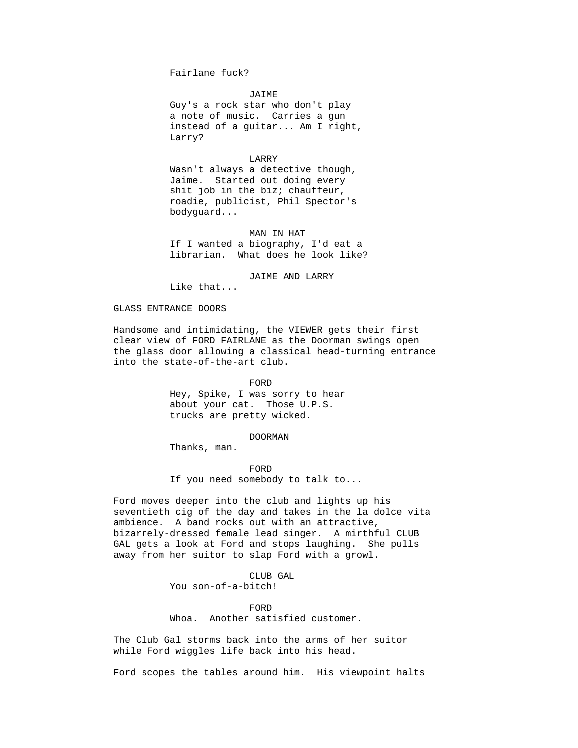Fairlane fuck?

JAIME
Guy's a rock star who don't play a note of music. Carries a gun instead of a guitar... Am I right, Larry?

LARRY
Wasn't always a detective though, Jaime. Started out doing every shit job in the biz; chauffeur, roadie, publicist, Phil Spector's bodyguard...

MAN IN HAT
If I wanted a biography, I'd eat a librarian. What does he look like?

JAIME AND LARRY
Like that...

GLASS ENTRANCE DOORS

Handsome and intimidating, the VIEWER gets their first clear view of FORD FAIRLANE as the Doorman swings open the glass door allowing a classical head-turning entrance into the state-of-the-art club.

FORD
Hey, Spike, I was sorry to hear about your cat. Those U.P.S. trucks are pretty wicked.

DOORMAN
Thanks, man.

FORD
If you need somebody to talk to...

Ford moves deeper into the club and lights up his seventieth cig of the day and takes in the la dolce vita ambience. A band rocks out with an attractive, bizarrely-dressed female lead singer. A mirthful CLUB GAL gets a look at Ford and stops laughing. She pulls away from her suitor to slap Ford with a growl.

CLUB GAL
You son-of-a-bitch!

FORD
Whoa. Another satisfied customer.

The Club Gal storms back into the arms of her suitor while Ford wiggles life back into his head.

Ford scopes the tables around him. His viewpoint halts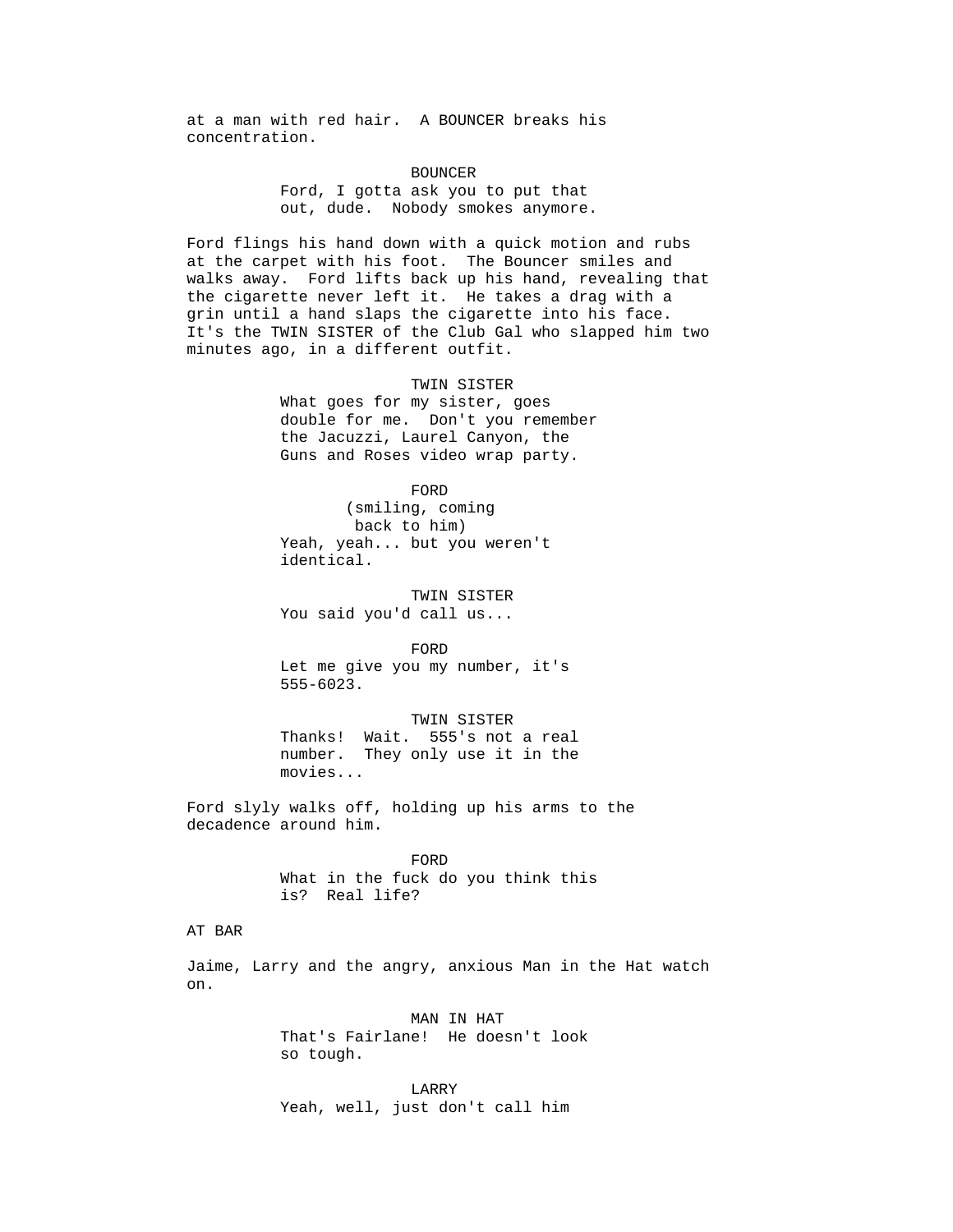at a man with red hair. A BOUNCER breaks his concentration.

BOUNCER
Ford, I gotta ask you to put that out, dude. Nobody smokes anymore.

Ford flings his hand down with a quick motion and rubs at the carpet with his foot. The Bouncer smiles and walks away. Ford lifts back up his hand, revealing that the cigarette never left it. He takes a drag with a grin until a hand slaps the cigarette into his face. It's the TWIN SISTER of the Club Gal who slapped him two minutes ago, in a different outfit.

TWIN SISTER
What goes for my sister, goes double for me. Don't you remember the Jacuzzi, Laurel Canyon, the Guns and Roses video wrap party.

FORD
(smiling, coming back to him)
Yeah, yeah... but you weren't identical.

TWIN SISTER
You said you'd call us...

FORD
Let me give you my number, it's 555-6023.

TWIN SISTER
Thanks! Wait. 555's not a real number. They only use it in the movies...

Ford slyly walks off, holding up his arms to the decadence around him.

FORD
What in the fuck do you think this is? Real life?

AT BAR

Jaime, Larry and the angry, anxious Man in the Hat watch on.

MAN IN HAT
That's Fairlane! He doesn't look so tough.

LARRY
Yeah, well, just don't call him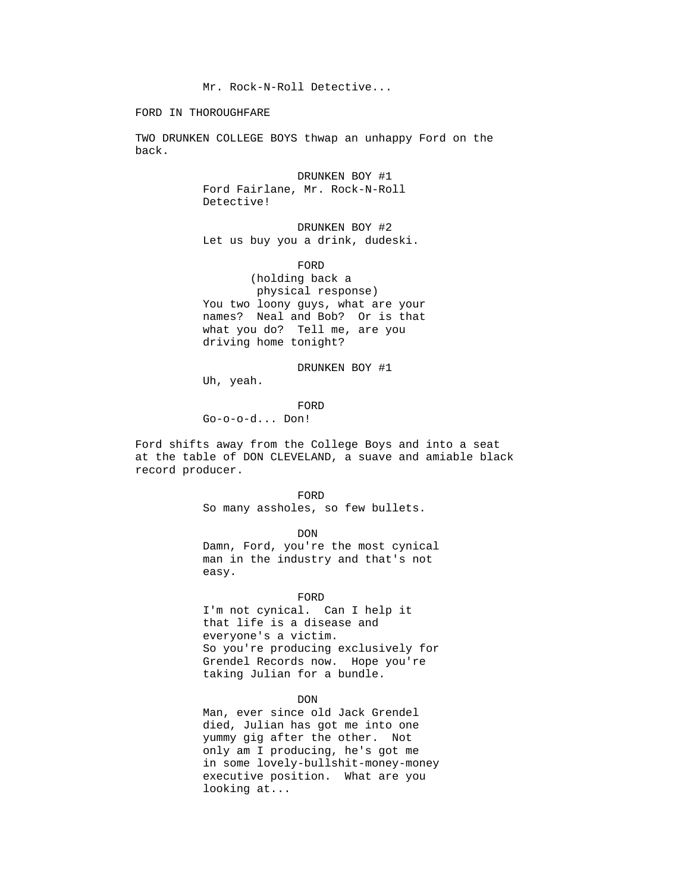Mr. Rock-N-Roll Detective...

FORD IN THOROUGHFARE

TWO DRUNKEN COLLEGE BOYS thwap an unhappy Ford on the back.

DRUNKEN BOY #1
Ford Fairlane, Mr. Rock-N-Roll Detective!

DRUNKEN BOY #2
Let us buy you a drink, dudeski.

FORD
(holding back a physical response)
You two loony guys, what are your names? Neal and Bob? Or is that what you do? Tell me, are you driving home tonight?

DRUNKEN BOY #1
Uh, yeah.

FORD
Go-o-o-d... Don!

Ford shifts away from the College Boys and into a seat at the table of DON CLEVELAND, a suave and amiable black record producer.

FORD
So many assholes, so few bullets.

DON
Damn, Ford, you're the most cynical man in the industry and that's not easy.

FORD
I'm not cynical. Can I help it that life is a disease and everyone's a victim.
So you're producing exclusively for Grendel Records now. Hope you're taking Julian for a bundle.

DON
Man, ever since old Jack Grendel died, Julian has got me into one yummy gig after the other. Not only am I producing, he's got me in some lovely-bullshit-money-money executive position. What are you looking at...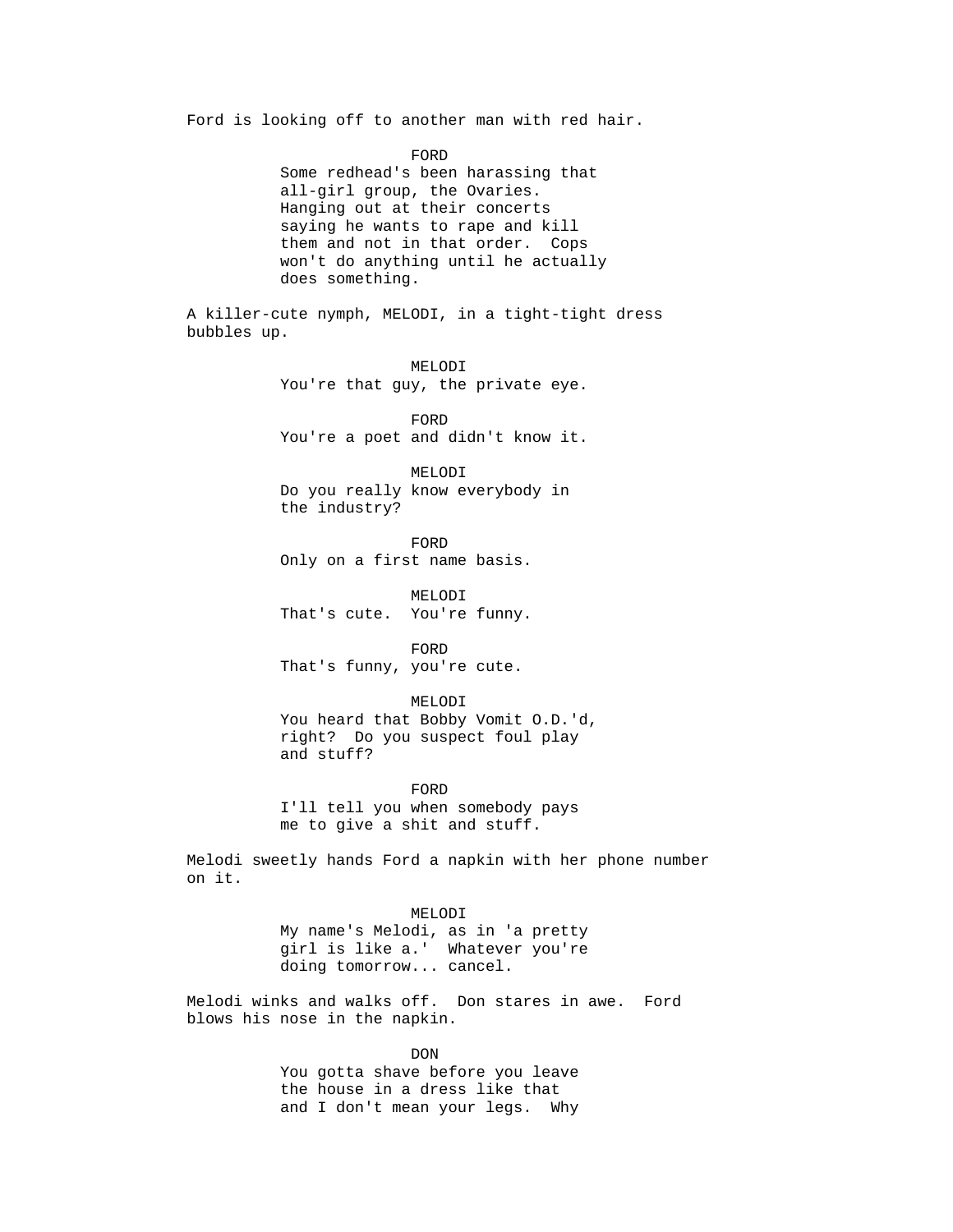Ford is looking off to another man with red hair.

FORD
Some redhead's been harassing that all-girl group, the Ovaries. Hanging out at their concerts saying he wants to rape and kill them and not in that order. Cops won't do anything until he actually does something.

A killer-cute nymph, MELODI, in a tight-tight dress bubbles up.

MELODI
You're that guy, the private eye.

FORD
You're a poet and didn't know it.

MELODI
Do you really know everybody in the industry?

FORD
Only on a first name basis.

MELODI
That's cute. You're funny.

FORD
That's funny, you're cute.

MELODI
You heard that Bobby Vomit O.D.'d, right? Do you suspect foul play and stuff?

FORD
I'll tell you when somebody pays me to give a shit and stuff.

Melodi sweetly hands Ford a napkin with her phone number on it.

MELODI
My name's Melodi, as in 'a pretty girl is like a.' Whatever you're doing tomorrow... cancel.

Melodi winks and walks off. Don stares in awe. Ford blows his nose in the napkin.

DON
You gotta shave before you leave the house in a dress like that and I don't mean your legs. Why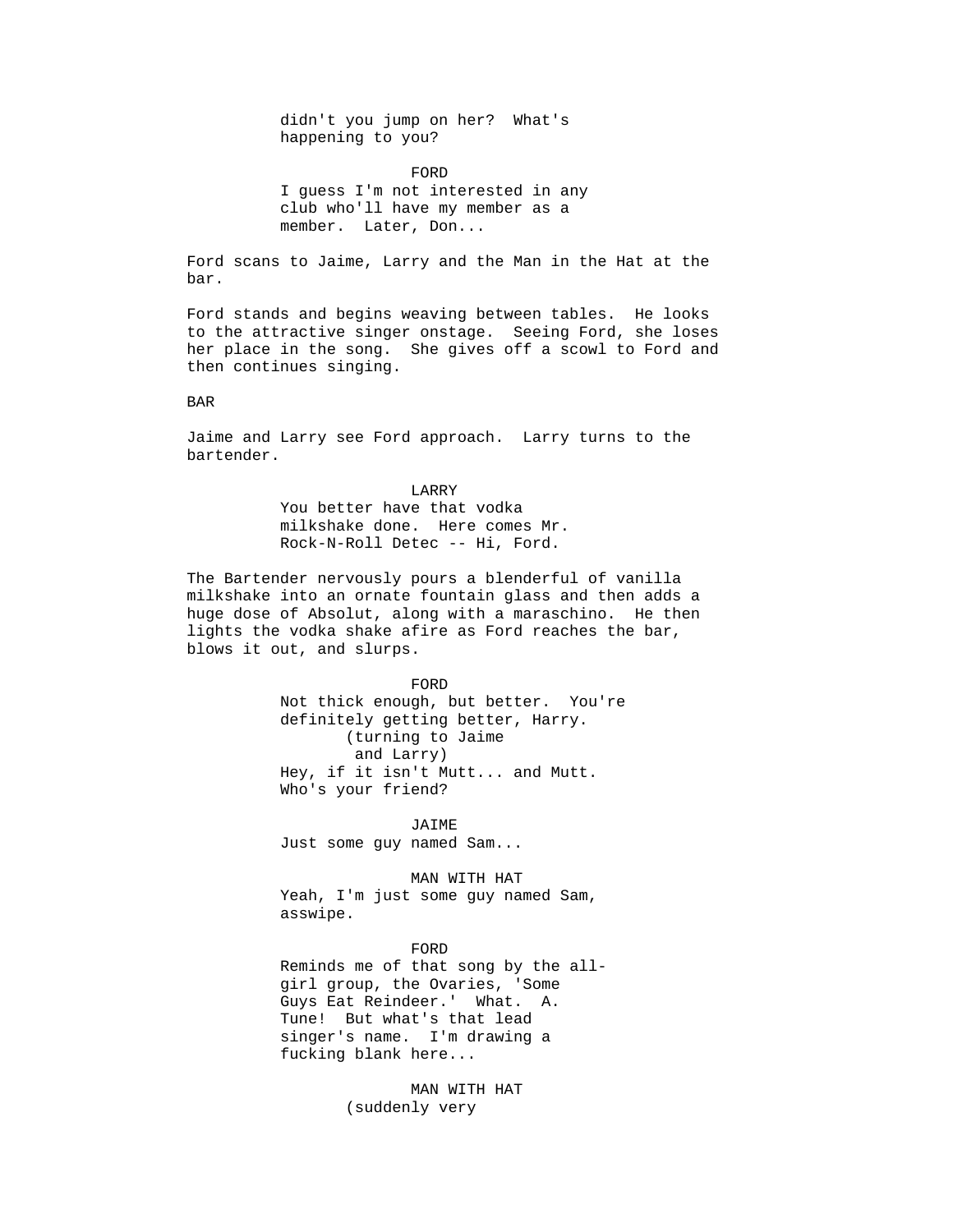didn't you jump on her?  What's
happening to you?

FORD

I guess I'm not interested in any
club who'll have my member as a
member.  Later, Don...

Ford scans to Jaime, Larry and the Man in the Hat at the
bar.

Ford stands and begins weaving between tables.  He looks
to the attractive singer onstage.  Seeing Ford, she loses
her place in the song.  She gives off a scowl to Ford and
then continues singing.

BAR

Jaime and Larry see Ford approach.  Larry turns to the
bartender.

LARRY

You better have that vodka
milkshake done.  Here comes Mr.
Rock-N-Roll Detec -- Hi, Ford.

The Bartender nervously pours a blenderful of vanilla
milkshake into an ornate fountain glass and then adds a
huge dose of Absolut, along with a maraschino.  He then
lights the vodka shake afire as Ford reaches the bar,
blows it out, and slurps.

FORD

Not thick enough, but better.  You're
definitely getting better, Harry.
(turning to Jaime
and Larry)
Hey, if it isn't Mutt... and Mutt.
Who's your friend?

JAIME

Just some guy named Sam...

MAN WITH HAT

Yeah, I'm just some guy named Sam,
asswipe.

FORD

Reminds me of that song by the all-
girl group, the Ovaries, 'Some
Guys Eat Reindeer.'  What.  A.
Tune!  But what's that lead
singer's name.  I'm drawing a
fucking blank here...

MAN WITH HAT

(suddenly very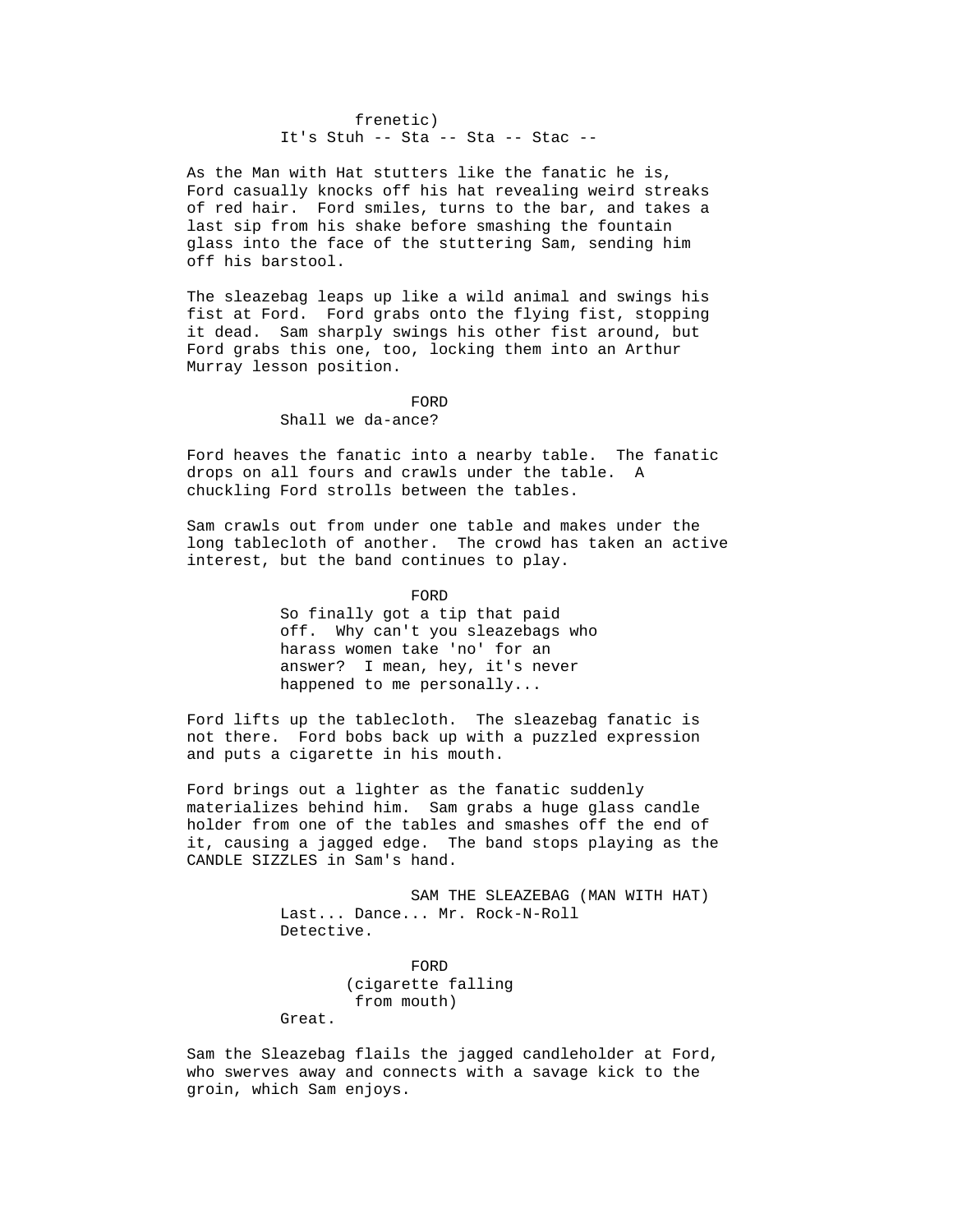frenetic)
It's Stuh -- Sta -- Sta -- Stac --

As the Man with Hat stutters like the fanatic he is, Ford casually knocks off his hat revealing weird streaks of red hair. Ford smiles, turns to the bar, and takes a last sip from his shake before smashing the fountain glass into the face of the stuttering Sam, sending him off his barstool.

The sleazebag leaps up like a wild animal and swings his fist at Ford. Ford grabs onto the flying fist, stopping it dead. Sam sharply swings his other fist around, but Ford grabs this one, too, locking them into an Arthur Murray lesson position.

FORD
Shall we da-ance?

Ford heaves the fanatic into a nearby table. The fanatic drops on all fours and crawls under the table. A chuckling Ford strolls between the tables.

Sam crawls out from under one table and makes under the long tablecloth of another. The crowd has taken an active interest, but the band continues to play.

FORD
So finally got a tip that paid off. Why can't you sleazebags who harass women take 'no' for an answer? I mean, hey, it's never happened to me personally...

Ford lifts up the tablecloth. The sleazebag fanatic is not there. Ford bobs back up with a puzzled expression and puts a cigarette in his mouth.

Ford brings out a lighter as the fanatic suddenly materializes behind him. Sam grabs a huge glass candle holder from one of the tables and smashes off the end of it, causing a jagged edge. The band stops playing as the CANDLE SIZZLES in Sam's hand.

SAM THE SLEAZEBAG (MAN WITH HAT)
Last... Dance... Mr. Rock-N-Roll Detective.

FORD
(cigarette falling from mouth)
Great.

Sam the Sleazebag flails the jagged candleholder at Ford, who swerves away and connects with a savage kick to the groin, which Sam enjoys.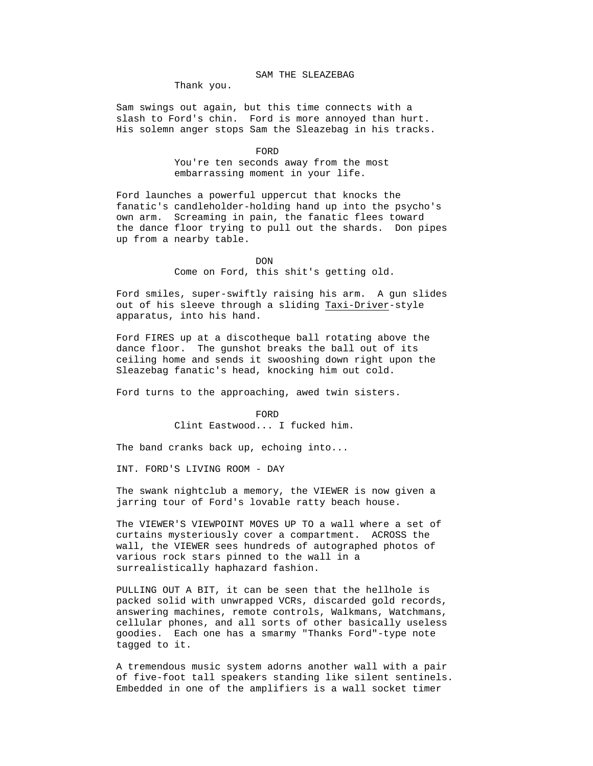SAM THE SLEAZEBAG

Thank you.

Sam swings out again, but this time connects with a slash to Ford's chin. Ford is more annoyed than hurt. His solemn anger stops Sam the Sleazebag in his tracks.

FORD

You're ten seconds away from the most embarrassing moment in your life.

Ford launches a powerful uppercut that knocks the fanatic's candleholder-holding hand up into the psycho's own arm. Screaming in pain, the fanatic flees toward the dance floor trying to pull out the shards. Don pipes up from a nearby table.

DON

Come on Ford, this shit's getting old.

Ford smiles, super-swiftly raising his arm. A gun slides out of his sleeve through a sliding <u>Taxi-Driver</u>-style apparatus, into his hand.

Ford FIRES up at a discotheque ball rotating above the dance floor. The gunshot breaks the ball out of its ceiling home and sends it swooshing down right upon the Sleazebag fanatic's head, knocking him out cold.

Ford turns to the approaching, awed twin sisters.

FORD

Clint Eastwood... I fucked him.

The band cranks back up, echoing into...

INT. FORD'S LIVING ROOM - DAY

The swank nightclub a memory, the VIEWER is now given a jarring tour of Ford's lovable ratty beach house.

The VIEWER'S VIEWPOINT MOVES UP TO a wall where a set of curtains mysteriously cover a compartment. ACROSS the wall, the VIEWER sees hundreds of autographed photos of various rock stars pinned to the wall in a surrealistically haphazard fashion.

PULLING OUT A BIT, it can be seen that the hellhole is packed solid with unwrapped VCRs, discarded gold records, answering machines, remote controls, Walkmans, Watchmans, cellular phones, and all sorts of other basically useless goodies. Each one has a smarmy "Thanks Ford"-type note tagged to it.

A tremendous music system adorns another wall with a pair of five-foot tall speakers standing like silent sentinels. Embedded in one of the amplifiers is a wall socket timer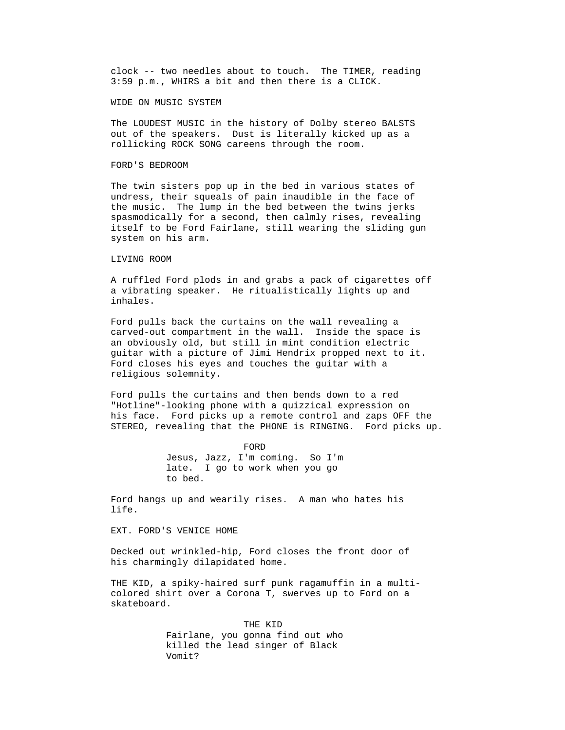clock -- two needles about to touch. The TIMER, reading 3:59 p.m., WHIRS a bit and then there is a CLICK.

WIDE ON MUSIC SYSTEM

The LOUDEST MUSIC in the history of Dolby stereo BALSTS out of the speakers. Dust is literally kicked up as a rollicking ROCK SONG careens through the room.

FORD'S BEDROOM

The twin sisters pop up in the bed in various states of undress, their squeals of pain inaudible in the face of the music. The lump in the bed between the twins jerks spasmodically for a second, then calmly rises, revealing itself to be Ford Fairlane, still wearing the sliding gun system on his arm.

LIVING ROOM

A ruffled Ford plods in and grabs a pack of cigarettes off a vibrating speaker. He ritualistically lights up and inhales.

Ford pulls back the curtains on the wall revealing a carved-out compartment in the wall. Inside the space is an obviously old, but still in mint condition electric guitar with a picture of Jimi Hendrix propped next to it. Ford closes his eyes and touches the guitar with a religious solemnity.

Ford pulls the curtains and then bends down to a red "Hotline"-looking phone with a quizzical expression on his face. Ford picks up a remote control and zaps OFF the STEREO, revealing that the PHONE is RINGING. Ford picks up.

FORD

Jesus, Jazz, I'm coming. So I'm late. I go to work when you go to bed.

Ford hangs up and wearily rises. A man who hates his life.

EXT. FORD'S VENICE HOME

Decked out wrinkled-hip, Ford closes the front door of his charmingly dilapidated home.

THE KID, a spiky-haired surf punk ragamuffin in a multi-colored shirt over a Corona T, swerves up to Ford on a skateboard.

THE KID

Fairlane, you gonna find out who killed the lead singer of Black Vomit?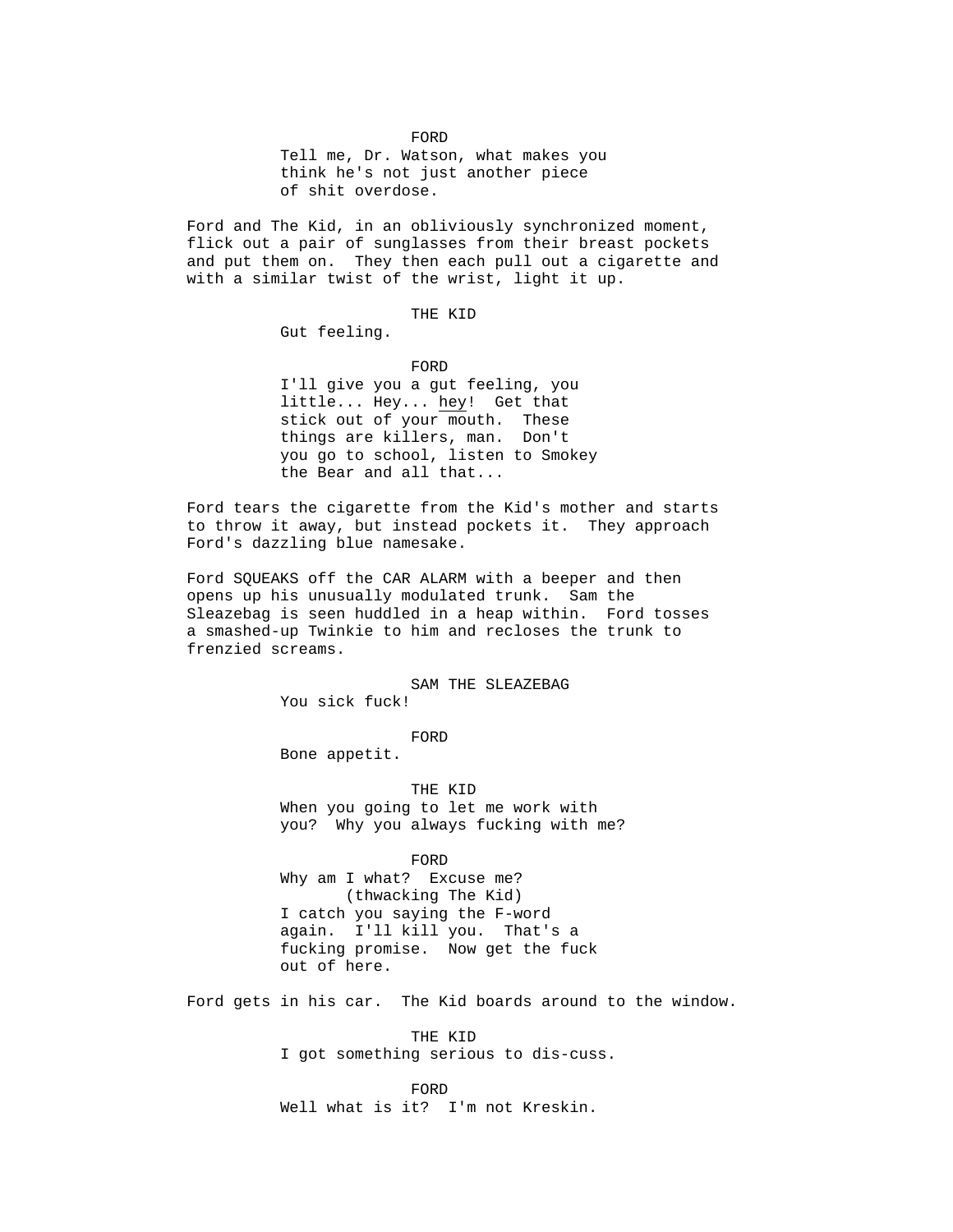FORD

Tell me, Dr. Watson, what makes you think he's not just another piece of shit overdose.

Ford and The Kid, in an obliviously synchronized moment, flick out a pair of sunglasses from their breast pockets and put them on. They then each pull out a cigarette and with a similar twist of the wrist, light it up.

THE KID

Gut feeling.

FORD

I'll give you a gut feeling, you little... Hey... hey! Get that stick out of your mouth. These things are killers, man. Don't you go to school, listen to Smokey the Bear and all that...

Ford tears the cigarette from the Kid's mother and starts to throw it away, but instead pockets it. They approach Ford's dazzling blue namesake.

Ford SQUEAKS off the CAR ALARM with a beeper and then opens up his unusually modulated trunk. Sam the Sleazebag is seen huddled in a heap within. Ford tosses a smashed-up Twinkie to him and recloses the trunk to frenzied screams.

SAM THE SLEAZEBAG

You sick fuck!

FORD

Bone appetit.

THE KID

When you going to let me work with you? Why you always fucking with me?

FORD

Why am I what? Excuse me?
(thwacking The Kid)
I catch you saying the F-word again. I'll kill you. That's a fucking promise. Now get the fuck out of here.

Ford gets in his car. The Kid boards around to the window.

THE KID

I got something serious to dis-cuss.

FORD

Well what is it? I'm not Kreskin.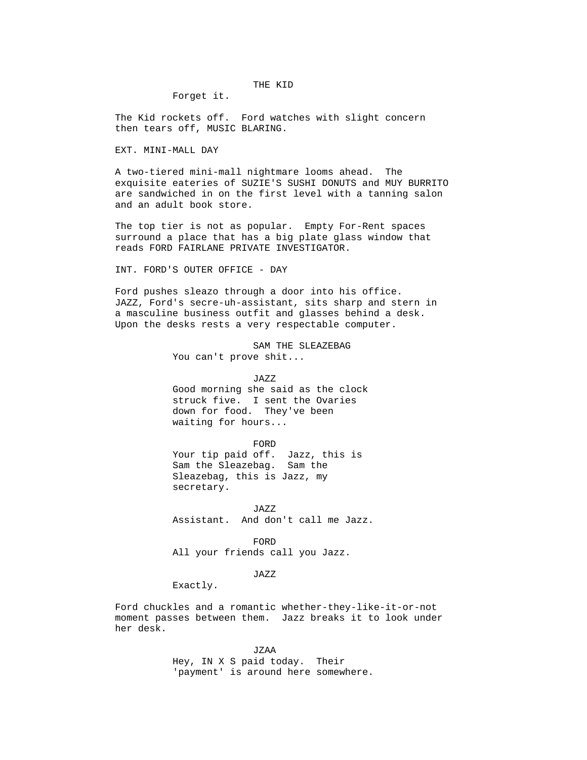THE KID

Forget it.

The Kid rockets off. Ford watches with slight concern then tears off, MUSIC BLARING.

EXT. MINI-MALL DAY

A two-tiered mini-mall nightmare looms ahead. The exquisite eateries of SUZIE'S SUSHI DONUTS and MUY BURRITO are sandwiched in on the first level with a tanning salon and an adult book store.

The top tier is not as popular. Empty For-Rent spaces surround a place that has a big plate glass window that reads FORD FAIRLANE PRIVATE INVESTIGATOR.

INT. FORD'S OUTER OFFICE - DAY

Ford pushes sleazo through a door into his office. JAZZ, Ford's secre-uh-assistant, sits sharp and stern in a masculine business outfit and glasses behind a desk. Upon the desks rests a very respectable computer.

SAM THE SLEAZEBAG

You can't prove shit...

JAZZ

Good morning she said as the clock struck five. I sent the Ovaries down for food. They've been waiting for hours...

FORD

Your tip paid off. Jazz, this is Sam the Sleazebag. Sam the Sleazebag, this is Jazz, my secretary.

JAZZ

Assistant. And don't call me Jazz.

FORD

All your friends call you Jazz.

JAZZ

Exactly.

Ford chuckles and a romantic whether-they-like-it-or-not moment passes between them. Jazz breaks it to look under her desk.

JZAA

Hey, IN X S paid today. Their 'payment' is around here somewhere.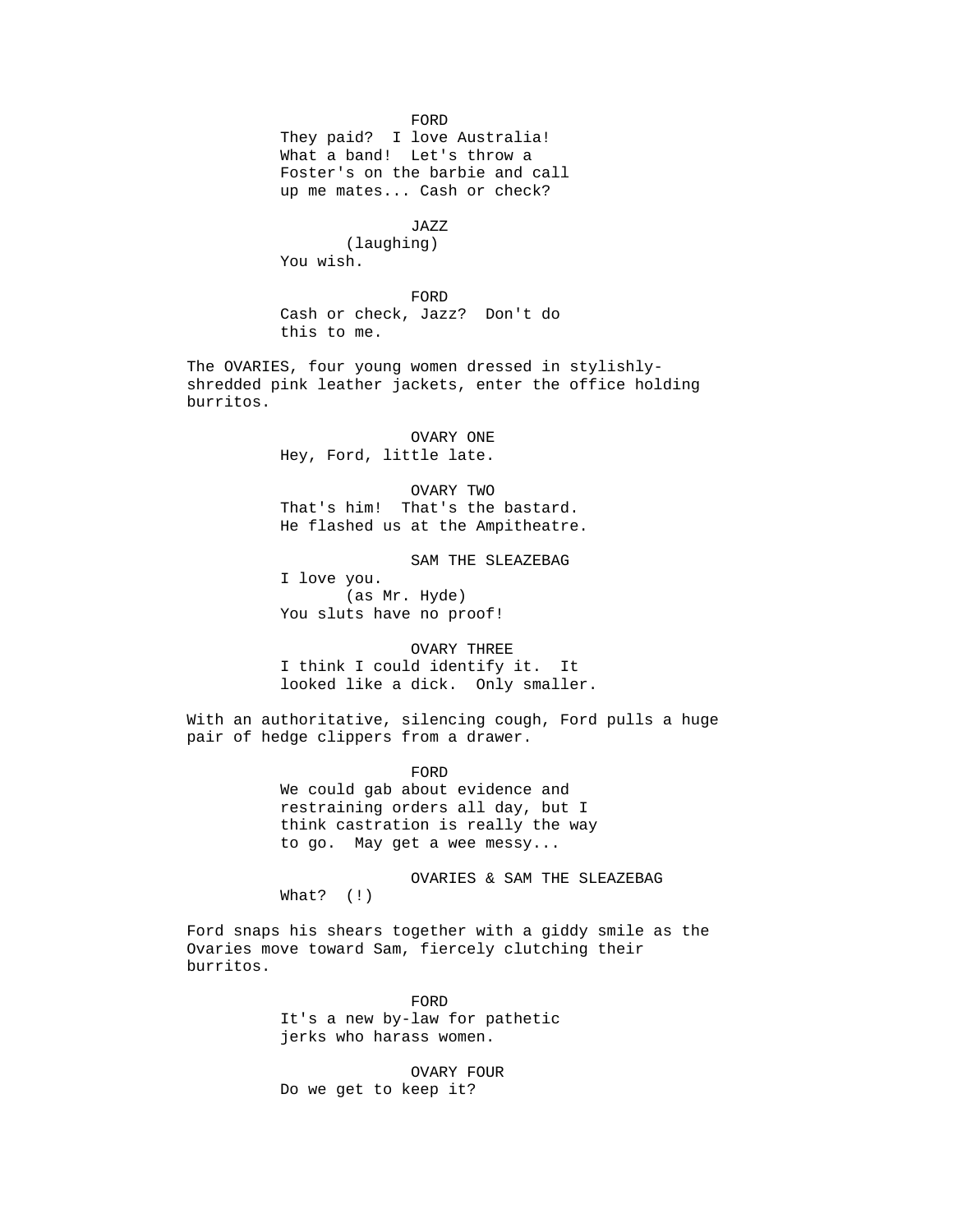FORD
They paid?  I love Australia!
What a band!  Let's throw a
Foster's on the barbie and call
up me mates... Cash or check?

JAZZ
(laughing)
You wish.

FORD
Cash or check, Jazz?  Don't do
this to me.

The OVARIES, four young women dressed in stylishly-shredded pink leather jackets, enter the office holding burritos.

OVARY ONE
Hey, Ford, little late.

OVARY TWO
That's him!  That's the bastard.
He flashed us at the Ampitheatre.

SAM THE SLEAZEBAG
I love you.
(as Mr. Hyde)
You sluts have no proof!

OVARY THREE
I think I could identify it.  It
looked like a dick.  Only smaller.

With an authoritative, silencing cough, Ford pulls a huge pair of hedge clippers from a drawer.

FORD
We could gab about evidence and
restraining orders all day, but I
think castration is really the way
to go.  May get a wee messy...

OVARIES & SAM THE SLEAZEBAG
What?  (!)

Ford snaps his shears together with a giddy smile as the Ovaries move toward Sam, fiercely clutching their burritos.

FORD
It's a new by-law for pathetic
jerks who harass women.

OVARY FOUR
Do we get to keep it?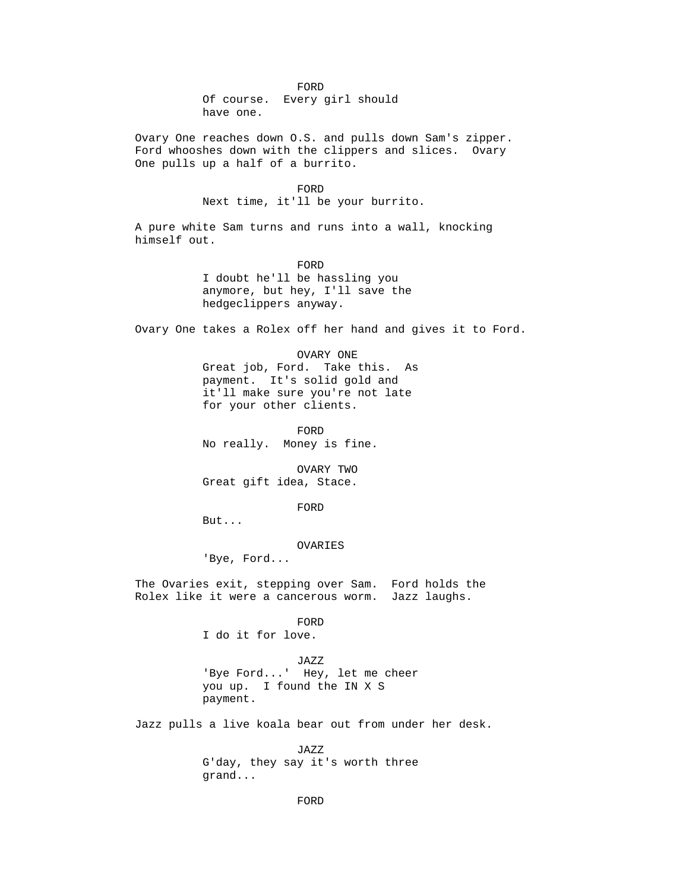FORD
Of course.  Every girl should have one.

Ovary One reaches down O.S. and pulls down Sam's zipper. Ford whooshes down with the clippers and slices.  Ovary One pulls up a half of a burrito.

FORD
Next time, it'll be your burrito.

A pure white Sam turns and runs into a wall, knocking himself out.

FORD
I doubt he'll be hassling you anymore, but hey, I'll save the hedgeclippers anyway.

Ovary One takes a Rolex off her hand and gives it to Ford.

OVARY ONE
Great job, Ford.  Take this.  As payment.  It's solid gold and it'll make sure you're not late for your other clients.

FORD
No really.  Money is fine.

OVARY TWO
Great gift idea, Stace.

FORD
But...

OVARIES
'Bye, Ford...

The Ovaries exit, stepping over Sam.  Ford holds the Rolex like it were a cancerous worm.  Jazz laughs.

FORD
I do it for love.

JAZZ
'Bye Ford...'  Hey, let me cheer you up.  I found the IN X S payment.

Jazz pulls a live koala bear out from under her desk.

JAZZ
G'day, they say it's worth three grand...

FORD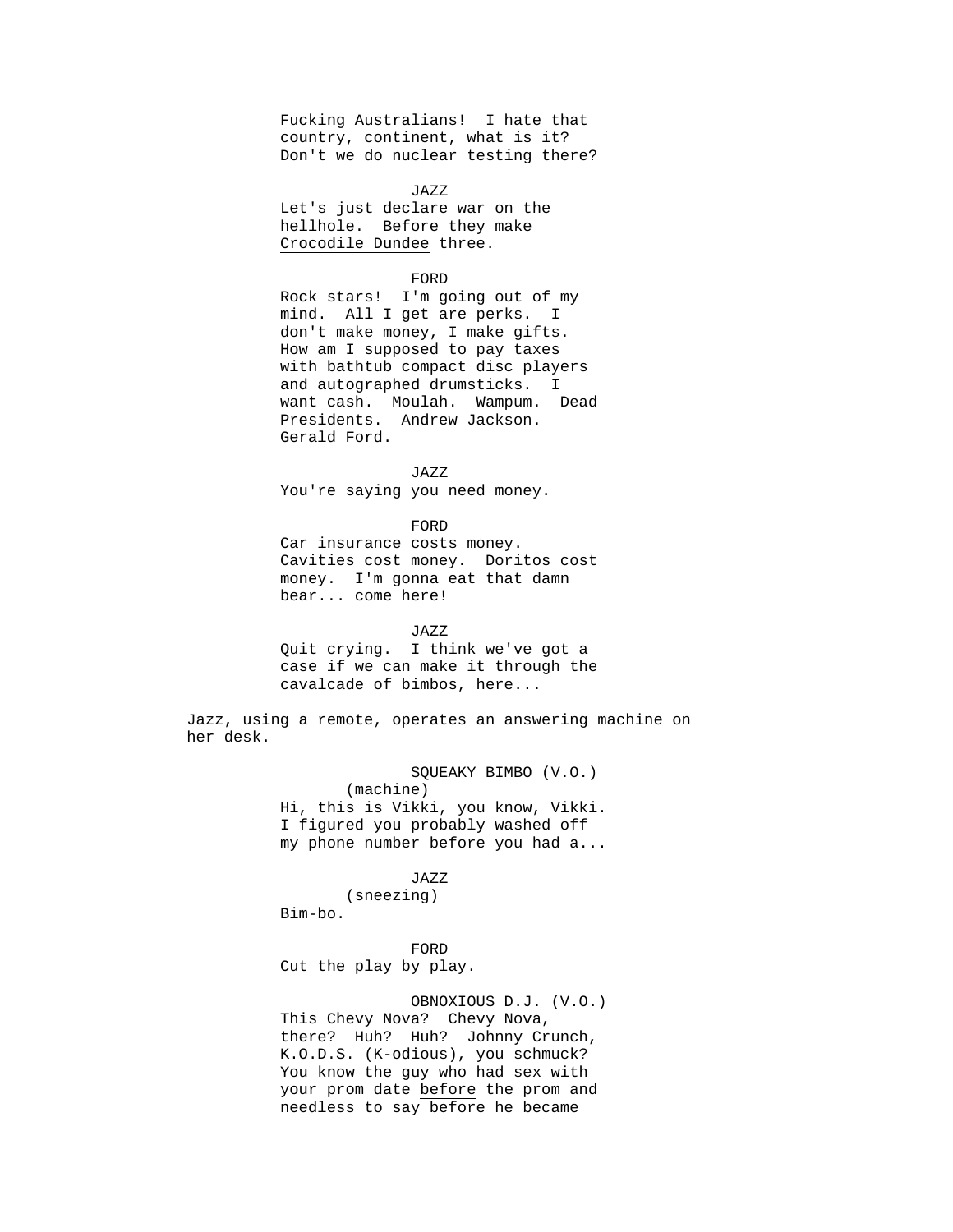Fucking Australians! I hate that country, continent, what is it? Don't we do nuclear testing there?

JAZZ

Let's just declare war on the hellhole. Before they make Crocodile Dundee three.

FORD

Rock stars! I'm going out of my mind. All I get are perks. I don't make money, I make gifts. How am I supposed to pay taxes with bathtub compact disc players and autographed drumsticks. I want cash. Moulah. Wampum. Dead Presidents. Andrew Jackson. Gerald Ford.

JAZZ

You're saying you need money.

FORD

Car insurance costs money. Cavities cost money. Doritos cost money. I'm gonna eat that damn bear... come here!

JAZZ

Quit crying. I think we've got a case if we can make it through the cavalcade of bimbos, here...

Jazz, using a remote, operates an answering machine on her desk.

SQUEAKY BIMBO (V.O.)
(machine)

Hi, this is Vikki, you know, Vikki. I figured you probably washed off my phone number before you had a...

JAZZ
(sneezing)

Bim-bo.

FORD

Cut the play by play.

OBNOXIOUS D.J. (V.O.)

This Chevy Nova? Chevy Nova, there? Huh? Huh? Johnny Crunch, K.O.D.S. (K-odious), you schmuck? You know the guy who had sex with your prom date before the prom and needless to say before he became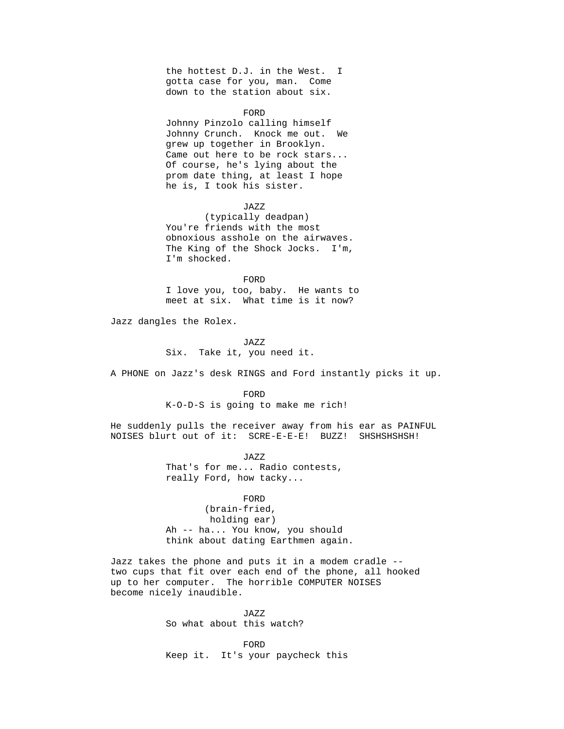the hottest D.J. in the West.  I
gotta case for you, man.  Come
down to the station about six.

FORD

Johnny Pinzolo calling himself
Johnny Crunch.  Knock me out.  We
grew up together in Brooklyn.
Came out here to be rock stars...
Of course, he's lying about the
prom date thing, at least I hope
he is, I took his sister.

JAZZ

(typically deadpan)

You're friends with the most
obnoxious asshole on the airwaves.
The King of the Shock Jocks.  I'm,
I'm shocked.

FORD

I love you, too, baby.  He wants to
meet at six.  What time is it now?

Jazz dangles the Rolex.

JAZZ

Six.  Take it, you need it.

A PHONE on Jazz's desk RINGS and Ford instantly picks it up.

FORD

K-O-D-S is going to make me rich!

He suddenly pulls the receiver away from his ear as PAINFUL
NOISES blurt out of it:  SCRE-E-E-E!  BUZZ!  SHSHSHSHSH!

JAZZ

That's for me... Radio contests,
really Ford, how tacky...

FORD

(brain-fried,
holding ear)

Ah -- ha... You know, you should
think about dating Earthmen again.

Jazz takes the phone and puts it in a modem cradle --
two cups that fit over each end of the phone, all hooked
up to her computer.  The horrible COMPUTER NOISES
become nicely inaudible.

JAZZ

So what about this watch?

FORD

Keep it.  It's your paycheck this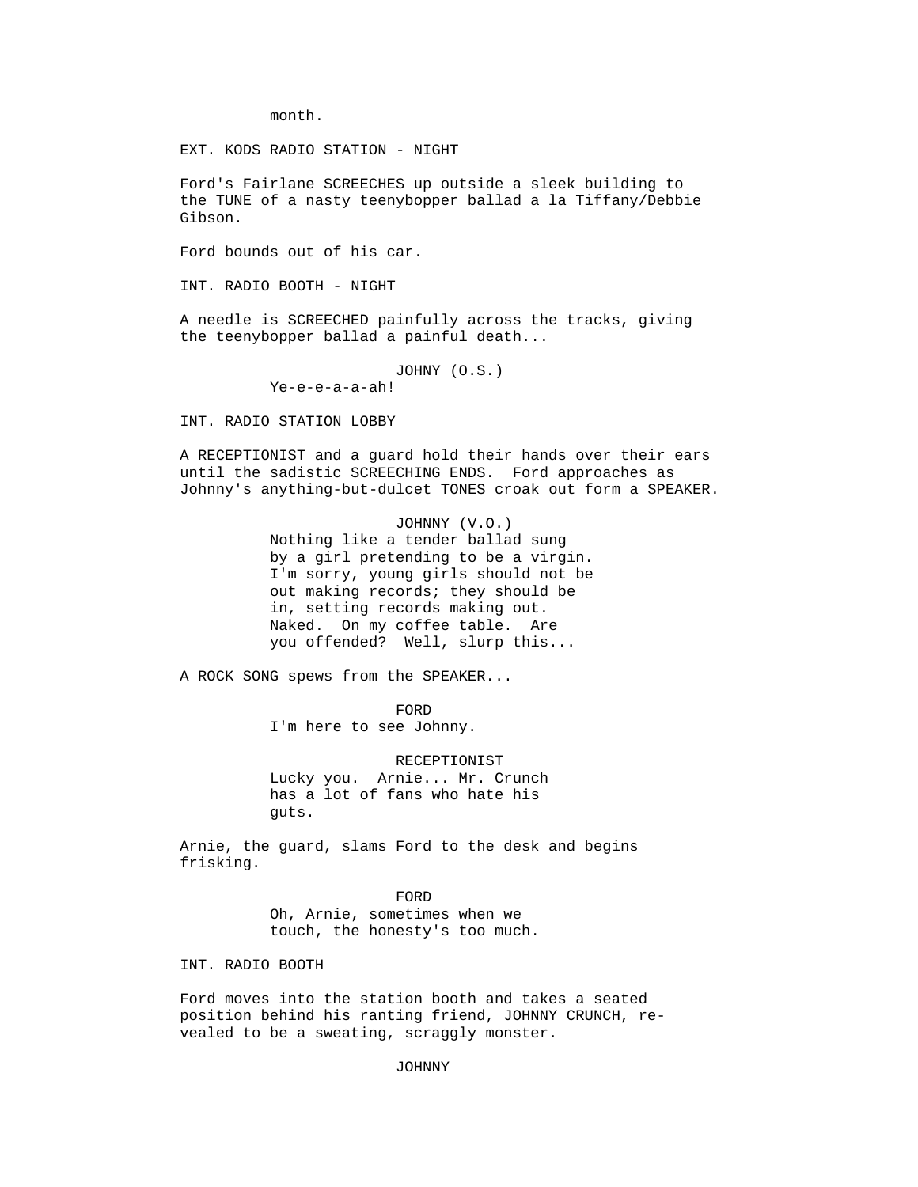month.

EXT. KODS RADIO STATION - NIGHT

Ford's Fairlane SCREECHES up outside a sleek building to the TUNE of a nasty teenybopper ballad a la Tiffany/Debbie Gibson.

Ford bounds out of his car.

INT. RADIO BOOTH - NIGHT

A needle is SCREECHED painfully across the tracks, giving the teenybopper ballad a painful death...

JOHNY (O.S.)
Ye-e-e-a-a-ah!

INT. RADIO STATION LOBBY

A RECEPTIONIST and a guard hold their hands over their ears until the sadistic SCREECHING ENDS. Ford approaches as Johnny's anything-but-dulcet TONES croak out form a SPEAKER.

JOHNNY (V.O.)
Nothing like a tender ballad sung by a girl pretending to be a virgin. I'm sorry, young girls should not be out making records; they should be in, setting records making out. Naked. On my coffee table. Are you offended? Well, slurp this...

A ROCK SONG spews from the SPEAKER...

FORD
I'm here to see Johnny.

RECEPTIONIST
Lucky you. Arnie... Mr. Crunch has a lot of fans who hate his guts.

Arnie, the guard, slams Ford to the desk and begins frisking.

FORD
Oh, Arnie, sometimes when we touch, the honesty's too much.

INT. RADIO BOOTH

Ford moves into the station booth and takes a seated position behind his ranting friend, JOHNNY CRUNCH, re-vealed to be a sweating, scraggly monster.

JOHNNY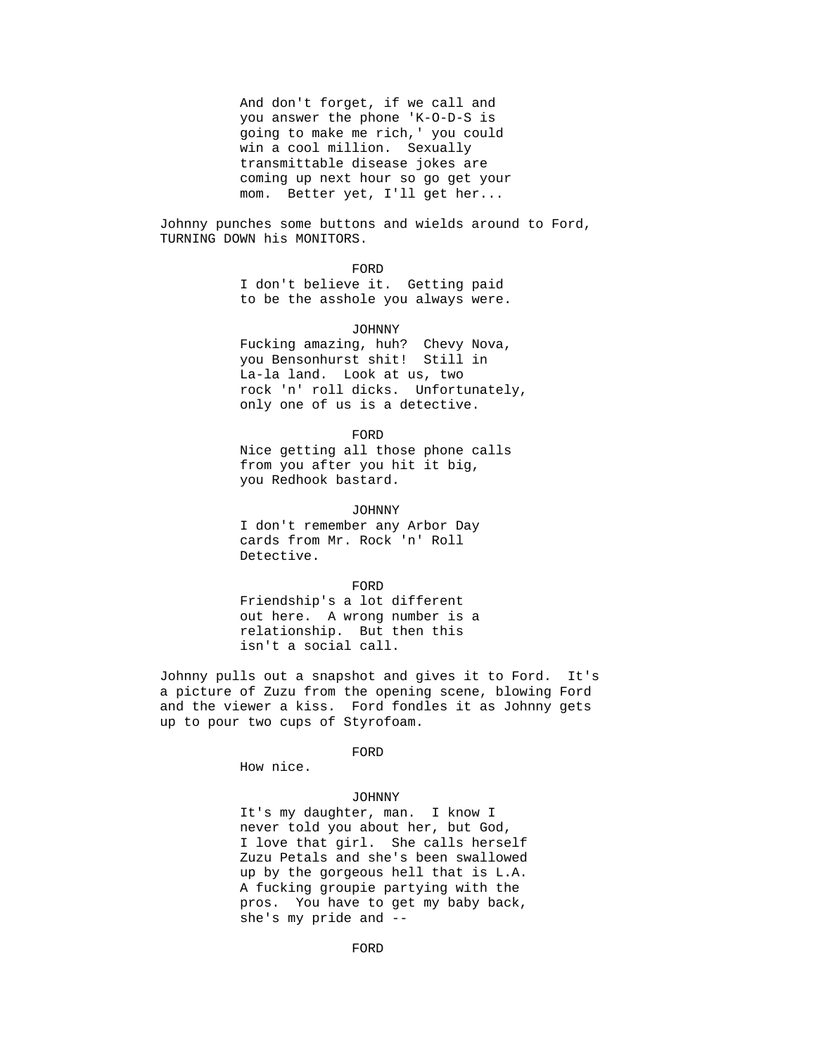And don't forget, if we call and you answer the phone 'K-O-D-S is going to make me rich,' you could win a cool million. Sexually transmittable disease jokes are coming up next hour so go get your mom. Better yet, I'll get her...

Johnny punches some buttons and wields around to Ford, TURNING DOWN his MONITORS.

FORD

I don't believe it. Getting paid to be the asshole you always were.

JOHNNY

Fucking amazing, huh? Chevy Nova, you Bensonhurst shit! Still in La-la land. Look at us, two rock 'n' roll dicks. Unfortunately, only one of us is a detective.

FORD

Nice getting all those phone calls from you after you hit it big, you Redhook bastard.

JOHNNY

I don't remember any Arbor Day cards from Mr. Rock 'n' Roll Detective.

FORD

Friendship's a lot different out here. A wrong number is a relationship. But then this isn't a social call.

Johnny pulls out a snapshot and gives it to Ford. It's a picture of Zuzu from the opening scene, blowing Ford and the viewer a kiss. Ford fondles it as Johnny gets up to pour two cups of Styrofoam.

FORD

How nice.

JOHNNY

It's my daughter, man. I know I never told you about her, but God, I love that girl. She calls herself Zuzu Petals and she's been swallowed up by the gorgeous hell that is L.A. A fucking groupie partying with the pros. You have to get my baby back, she's my pride and --

FORD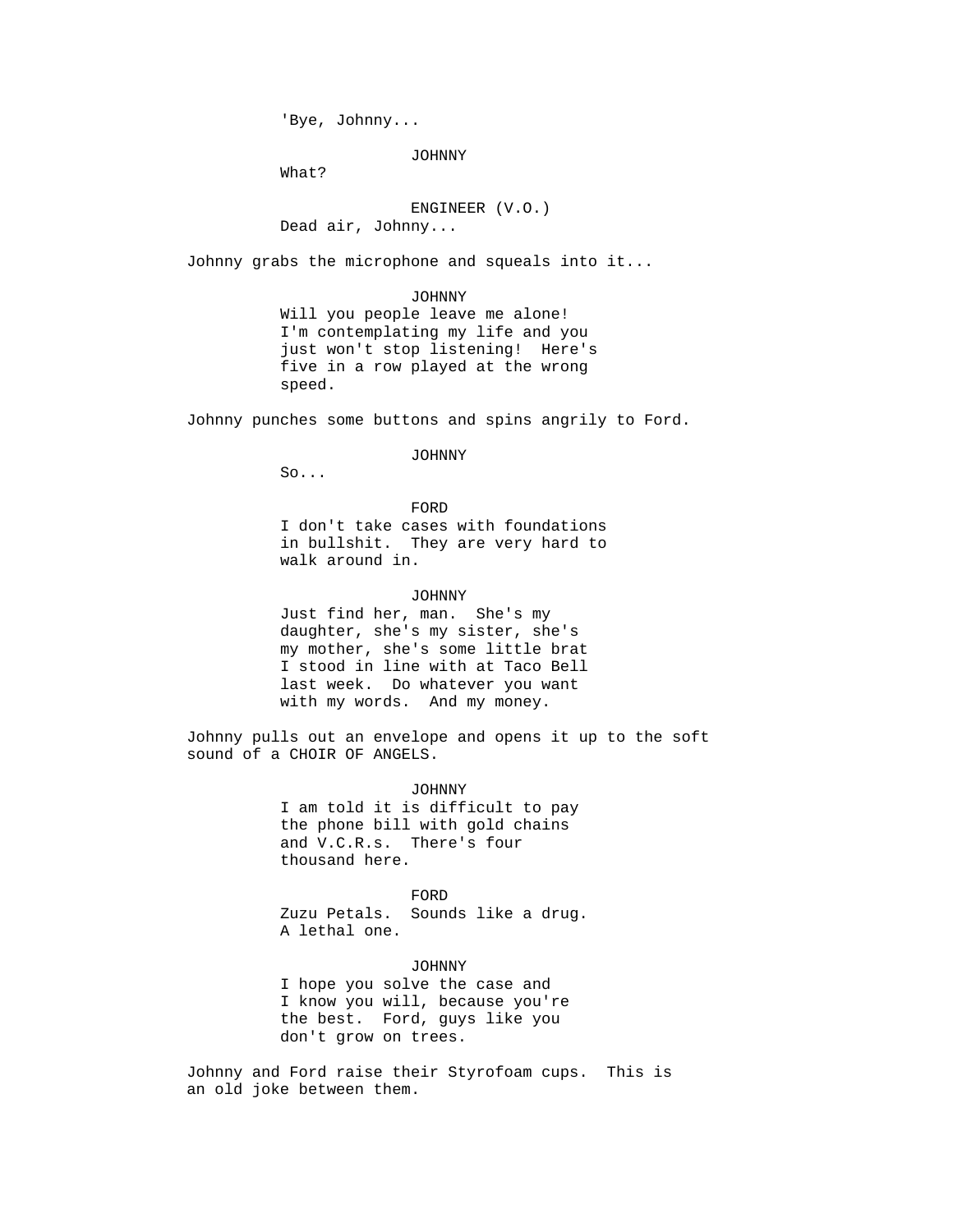'Bye, Johnny...

JOHNNY

What?

ENGINEER (V.O.)

Dead air, Johnny...

Johnny grabs the microphone and squeals into it...

JOHNNY

Will you people leave me alone! I'm contemplating my life and you just won't stop listening! Here's five in a row played at the wrong speed.

Johnny punches some buttons and spins angrily to Ford.

JOHNNY

So...

FORD

I don't take cases with foundations in bullshit. They are very hard to walk around in.

JOHNNY

Just find her, man. She's my daughter, she's my sister, she's my mother, she's some little brat I stood in line with at Taco Bell last week. Do whatever you want with my words. And my money.

Johnny pulls out an envelope and opens it up to the soft sound of a CHOIR OF ANGELS.

JOHNNY

I am told it is difficult to pay the phone bill with gold chains and V.C.R.s. There's four thousand here.

FORD

Zuzu Petals. Sounds like a drug. A lethal one.

JOHNNY

I hope you solve the case and I know you will, because you're the best. Ford, guys like you don't grow on trees.

Johnny and Ford raise their Styrofoam cups. This is an old joke between them.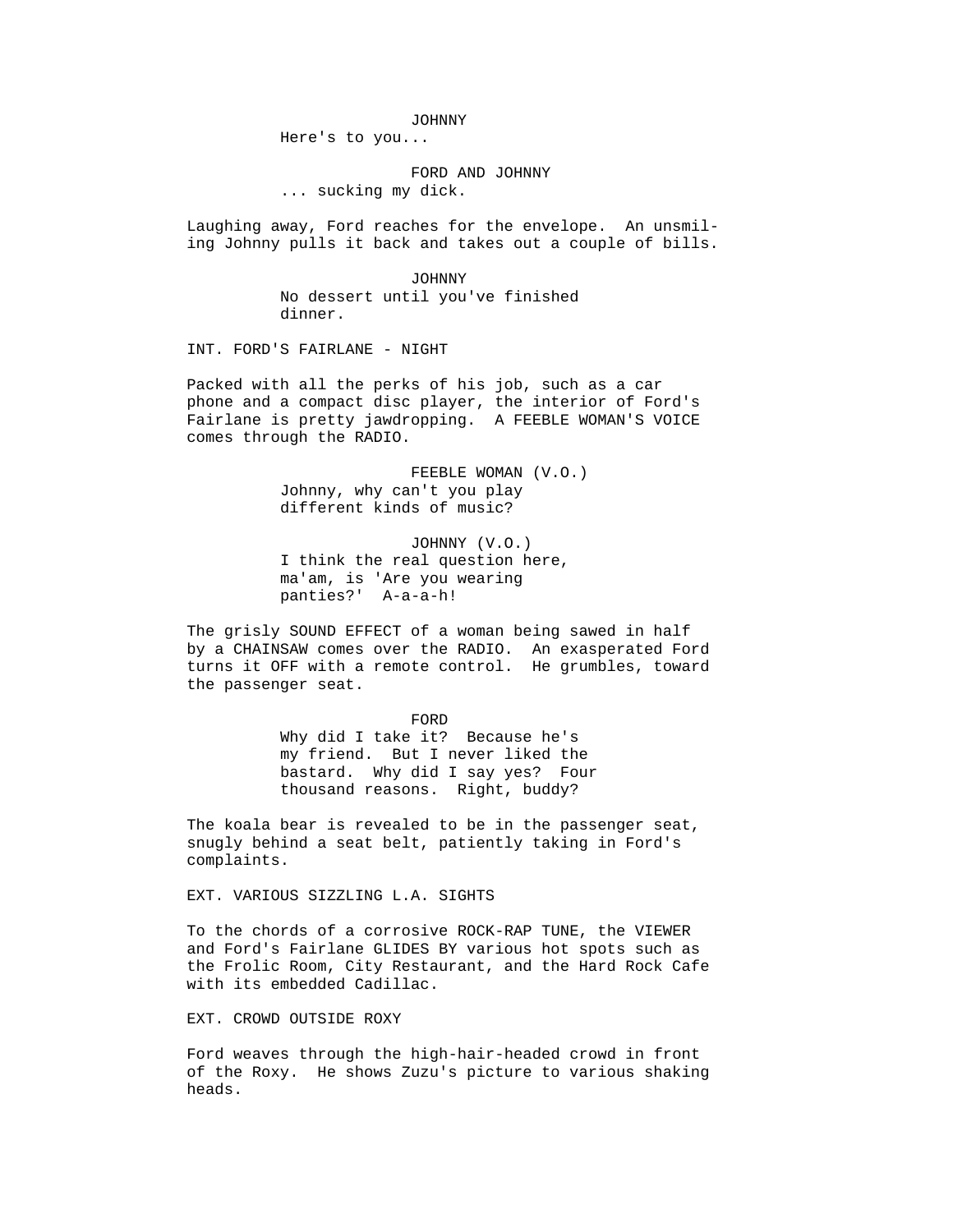JOHNNY
Here's to you...

FORD AND JOHNNY
... sucking my dick.

Laughing away, Ford reaches for the envelope. An unsmil-ing Johnny pulls it back and takes out a couple of bills.

JOHNNY
No dessert until you've finished dinner.

INT. FORD'S FAIRLANE - NIGHT

Packed with all the perks of his job, such as a car phone and a compact disc player, the interior of Ford's Fairlane is pretty jawdropping. A FEEBLE WOMAN'S VOICE comes through the RADIO.

FEEBLE WOMAN (V.O.)
Johnny, why can't you play different kinds of music?

JOHNNY (V.O.)
I think the real question here, ma'am, is 'Are you wearing panties?' A-a-a-h!

The grisly SOUND EFFECT of a woman being sawed in half by a CHAINSAW comes over the RADIO. An exasperated Ford turns it OFF with a remote control. He grumbles, toward the passenger seat.

FORD
Why did I take it? Because he's my friend. But I never liked the bastard. Why did I say yes? Four thousand reasons. Right, buddy?

The koala bear is revealed to be in the passenger seat, snugly behind a seat belt, patiently taking in Ford's complaints.

EXT. VARIOUS SIZZLING L.A. SIGHTS

To the chords of a corrosive ROCK-RAP TUNE, the VIEWER and Ford's Fairlane GLIDES BY various hot spots such as the Frolic Room, City Restaurant, and the Hard Rock Cafe with its embedded Cadillac.

EXT. CROWD OUTSIDE ROXY

Ford weaves through the high-hair-headed crowd in front of the Roxy. He shows Zuzu's picture to various shaking heads.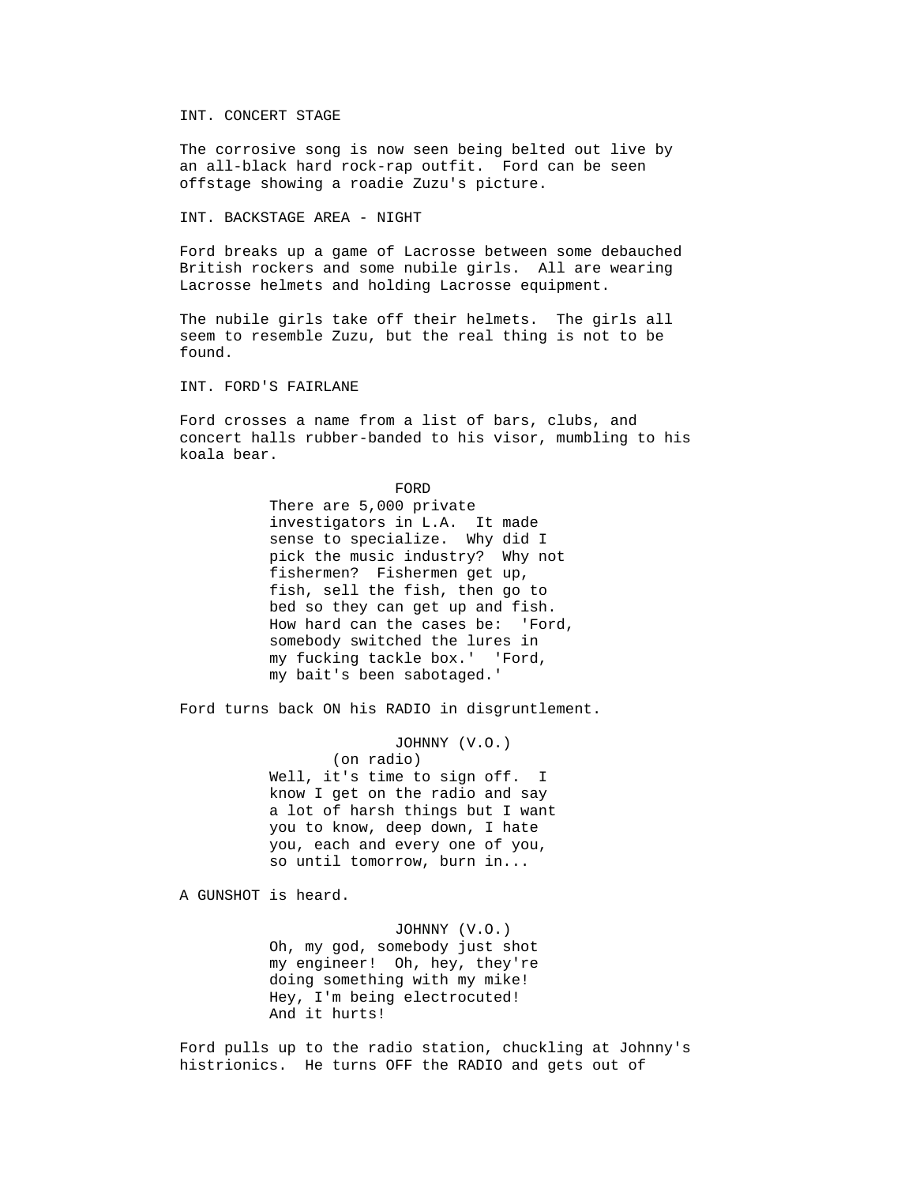INT. CONCERT STAGE

The corrosive song is now seen being belted out live by an all-black hard rock-rap outfit.  Ford can be seen offstage showing a roadie Zuzu's picture.

INT. BACKSTAGE AREA - NIGHT

Ford breaks up a game of Lacrosse between some debauched British rockers and some nubile girls.  All are wearing Lacrosse helmets and holding Lacrosse equipment.

The nubile girls take off their helmets.  The girls all seem to resemble Zuzu, but the real thing is not to be found.

INT. FORD'S FAIRLANE

Ford crosses a name from a list of bars, clubs, and concert halls rubber-banded to his visor, mumbling to his koala bear.

FORD
There are 5,000 private investigators in L.A.  It made sense to specialize.  Why did I pick the music industry?  Why not fishermen?  Fishermen get up, fish, sell the fish, then go to bed so they can get up and fish.  How hard can the cases be:  'Ford, somebody switched the lures in my fucking tackle box.'  'Ford, my bait's been sabotaged.'

Ford turns back ON his RADIO in disgruntlement.

JOHNNY (V.O.)
(on radio)
Well, it's time to sign off.  I know I get on the radio and say a lot of harsh things but I want you to know, deep down, I hate you, each and every one of you, so until tomorrow, burn in...

A GUNSHOT is heard.

JOHNNY (V.O.)
Oh, my god, somebody just shot my engineer!  Oh, hey, they're doing something with my mike!  Hey, I'm being electrocuted!  And it hurts!

Ford pulls up to the radio station, chuckling at Johnny's histrionics.  He turns OFF the RADIO and gets out of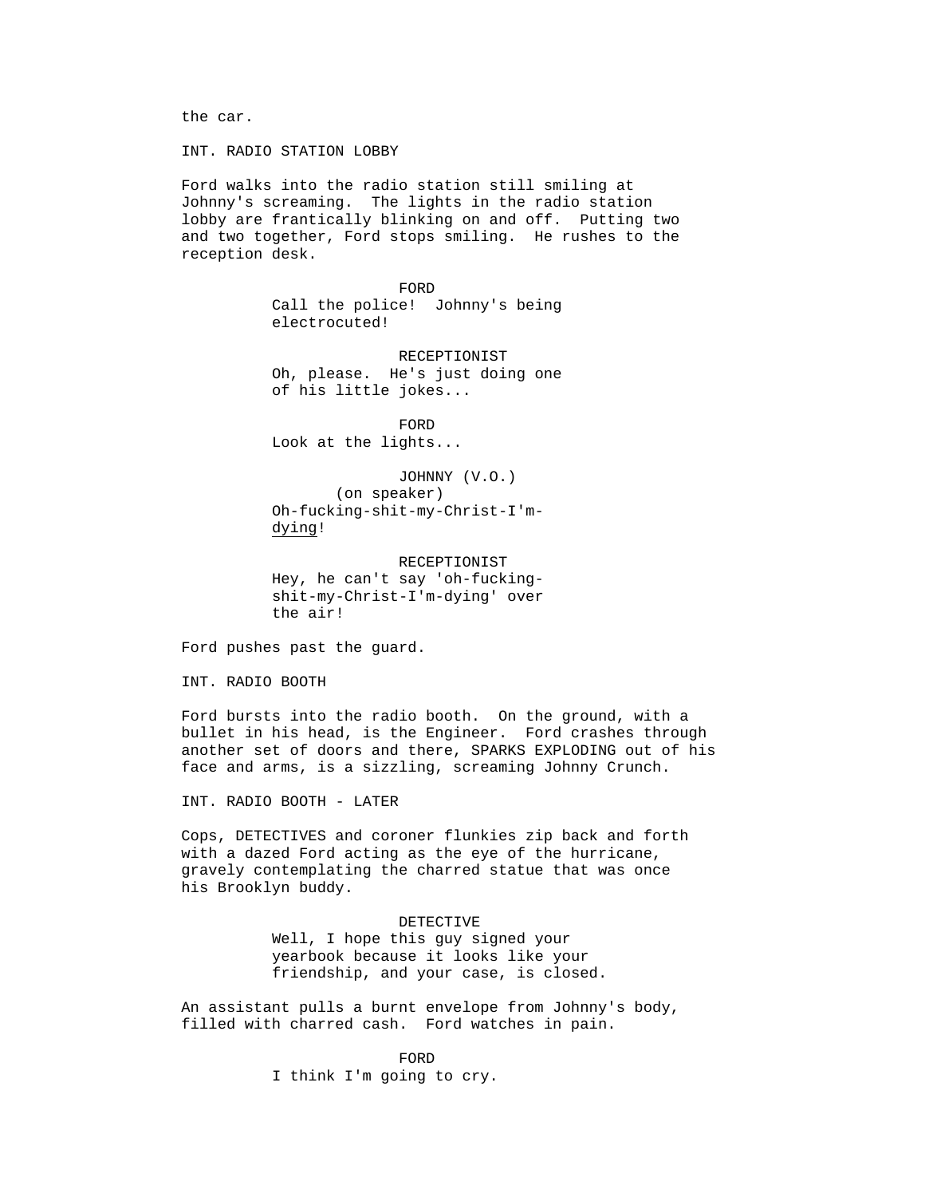the car.

INT. RADIO STATION LOBBY

Ford walks into the radio station still smiling at Johnny's screaming. The lights in the radio station lobby are frantically blinking on and off. Putting two and two together, Ford stops smiling. He rushes to the reception desk.

FORD
Call the police! Johnny's being electrocuted!

RECEPTIONIST
Oh, please. He's just doing one of his little jokes...

FORD
Look at the lights...

JOHNNY (V.O.)
(on speaker)
Oh-fucking-shit-my-Christ-I'm-dying!

RECEPTIONIST
Hey, he can't say 'oh-fucking-shit-my-Christ-I'm-dying' over the air!

Ford pushes past the guard.

INT. RADIO BOOTH

Ford bursts into the radio booth. On the ground, with a bullet in his head, is the Engineer. Ford crashes through another set of doors and there, SPARKS EXPLODING out of his face and arms, is a sizzling, screaming Johnny Crunch.

INT. RADIO BOOTH - LATER

Cops, DETECTIVES and coroner flunkies zip back and forth with a dazed Ford acting as the eye of the hurricane, gravely contemplating the charred statue that was once his Brooklyn buddy.

DETECTIVE
Well, I hope this guy signed your yearbook because it looks like your friendship, and your case, is closed.

An assistant pulls a burnt envelope from Johnny's body, filled with charred cash. Ford watches in pain.

FORD
I think I'm going to cry.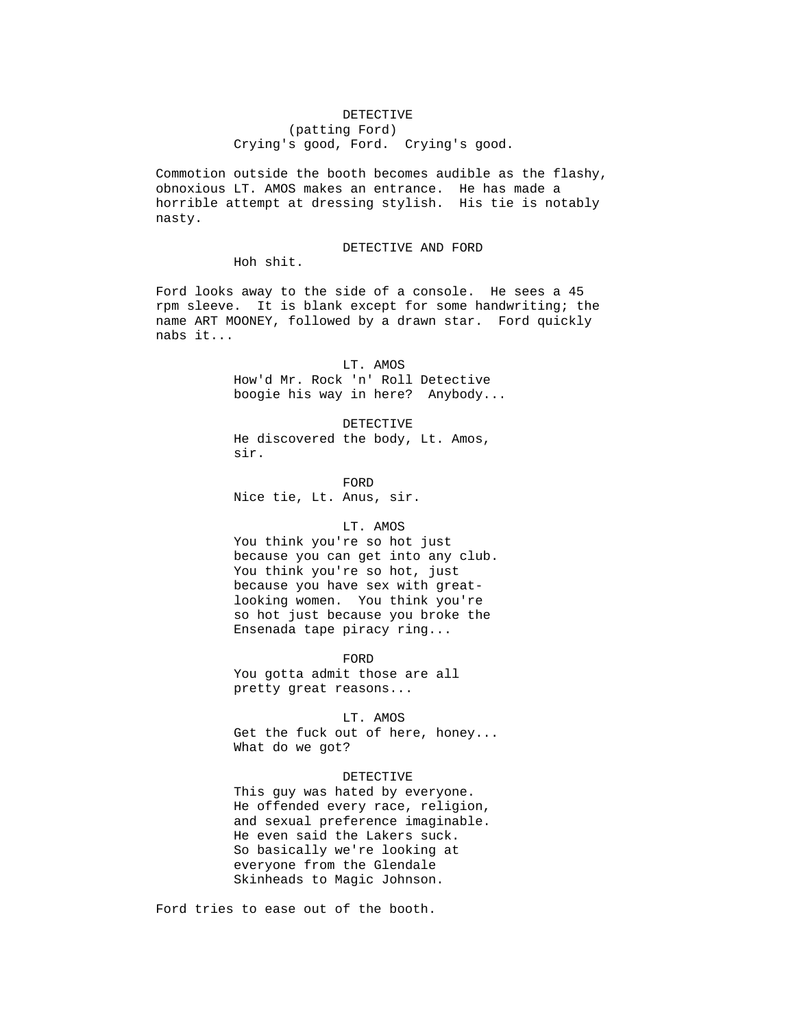DETECTIVE
(patting Ford)
Crying's good, Ford. Crying's good.

Commotion outside the booth becomes audible as the flashy, obnoxious LT. AMOS makes an entrance. He has made a horrible attempt at dressing stylish. His tie is notably nasty.

DETECTIVE AND FORD
Hoh shit.

Ford looks away to the side of a console. He sees a 45 rpm sleeve. It is blank except for some handwriting; the name ART MOONEY, followed by a drawn star. Ford quickly nabs it...

LT. AMOS
How'd Mr. Rock 'n' Roll Detective boogie his way in here? Anybody...

DETECTIVE
He discovered the body, Lt. Amos, sir.

FORD
Nice tie, Lt. Anus, sir.

LT. AMOS
You think you're so hot just because you can get into any club. You think you're so hot, just because you have sex with great-looking women. You think you're so hot just because you broke the Ensenada tape piracy ring...

FORD
You gotta admit those are all pretty great reasons...

LT. AMOS
Get the fuck out of here, honey... What do we got?

DETECTIVE
This guy was hated by everyone. He offended every race, religion, and sexual preference imaginable. He even said the Lakers suck. So basically we're looking at everyone from the Glendale Skinheads to Magic Johnson.

Ford tries to ease out of the booth.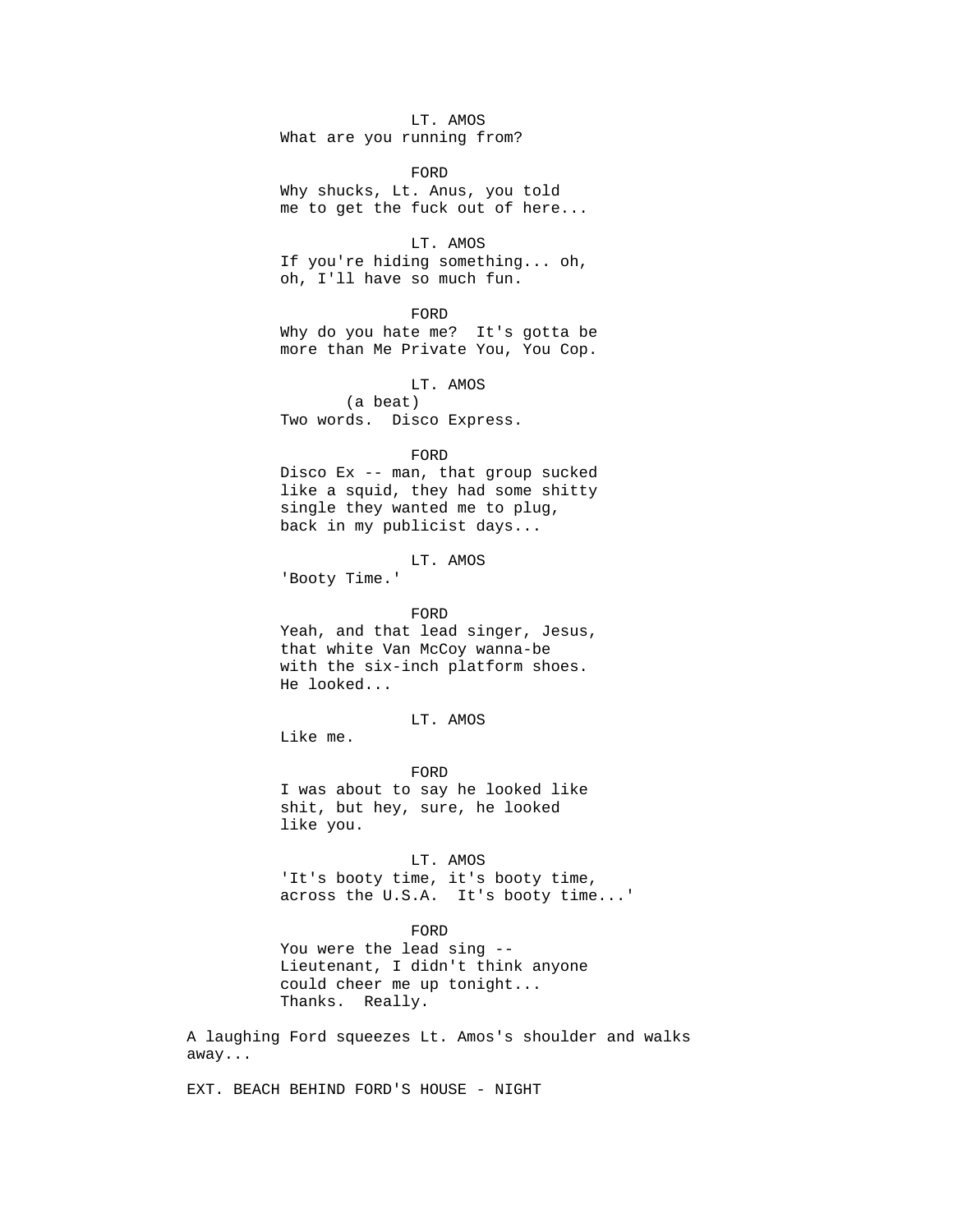LT. AMOS
What are you running from?

FORD
Why shucks, Lt. Anus, you told me to get the fuck out of here...

LT. AMOS
If you're hiding something... oh, oh, I'll have so much fun.

FORD
Why do you hate me? It's gotta be more than Me Private You, You Cop.

LT. AMOS
(a beat)
Two words. Disco Express.

FORD
Disco Ex -- man, that group sucked like a squid, they had some shitty single they wanted me to plug, back in my publicist days...

LT. AMOS
'Booty Time.'

FORD
Yeah, and that lead singer, Jesus, that white Van McCoy wanna-be with the six-inch platform shoes. He looked...

LT. AMOS
Like me.

FORD
I was about to say he looked like shit, but hey, sure, he looked like you.

LT. AMOS
'It's booty time, it's booty time, across the U.S.A. It's booty time...'

FORD
You were the lead sing -- Lieutenant, I didn't think anyone could cheer me up tonight... Thanks. Really.

A laughing Ford squeezes Lt. Amos's shoulder and walks away...

EXT. BEACH BEHIND FORD'S HOUSE - NIGHT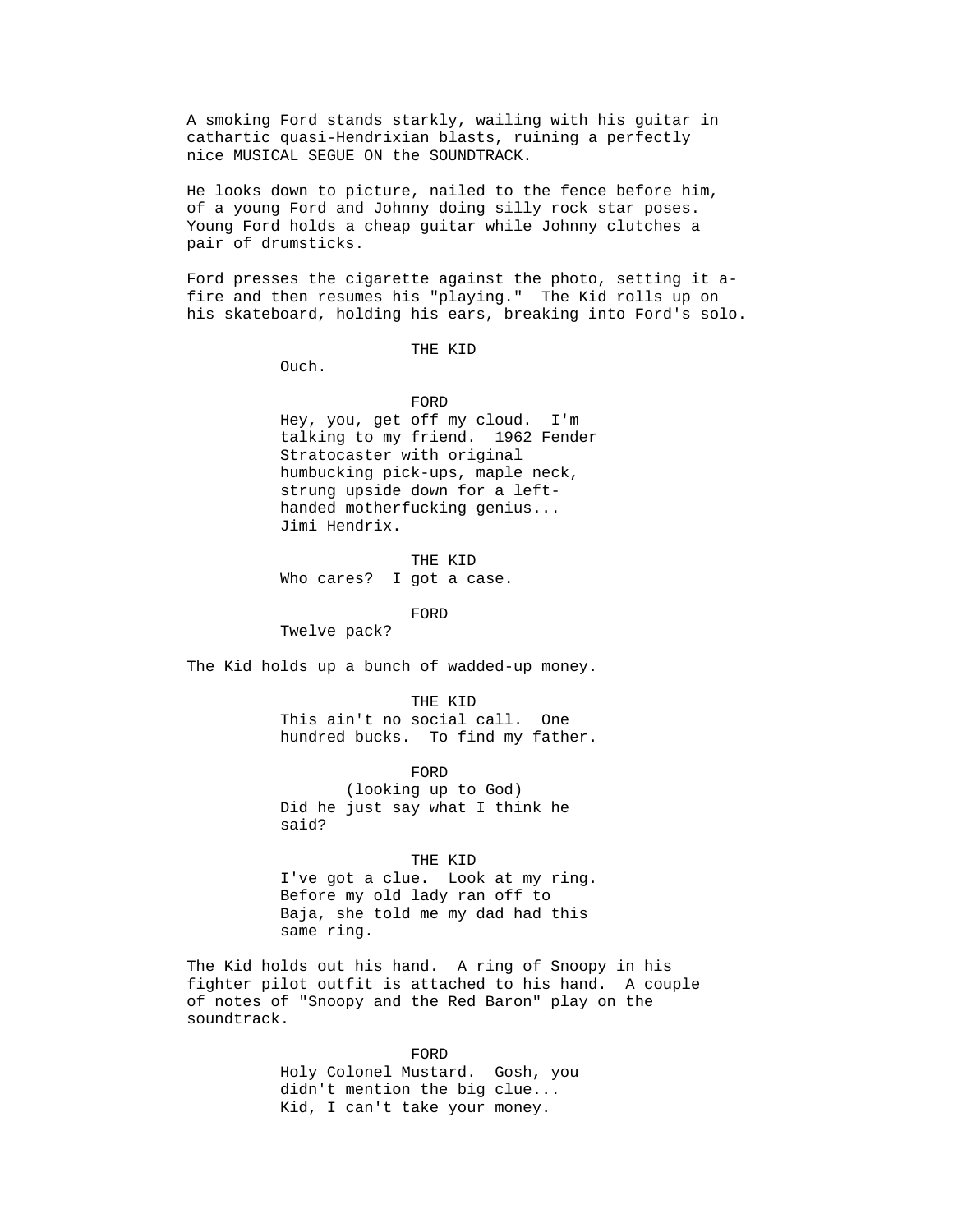A smoking Ford stands starkly, wailing with his guitar in cathartic quasi-Hendrixian blasts, ruining a perfectly nice MUSICAL SEGUE ON the SOUNDTRACK.

He looks down to picture, nailed to the fence before him, of a young Ford and Johnny doing silly rock star poses. Young Ford holds a cheap guitar while Johnny clutches a pair of drumsticks.

Ford presses the cigarette against the photo, setting it a-fire and then resumes his "playing." The Kid rolls up on his skateboard, holding his ears, breaking into Ford's solo.

THE KID
Ouch.

FORD
Hey, you, get off my cloud. I'm talking to my friend. 1962 Fender Stratocaster with original humbucking pick-ups, maple neck, strung upside down for a left-handed motherfucking genius... Jimi Hendrix.

THE KID
Who cares? I got a case.

FORD
Twelve pack?

The Kid holds up a bunch of wadded-up money.

THE KID
This ain't no social call. One hundred bucks. To find my father.

FORD
(looking up to God)
Did he just say what I think he said?

THE KID
I've got a clue. Look at my ring. Before my old lady ran off to Baja, she told me my dad had this same ring.

The Kid holds out his hand. A ring of Snoopy in his fighter pilot outfit is attached to his hand. A couple of notes of "Snoopy and the Red Baron" play on the soundtrack.

FORD
Holy Colonel Mustard. Gosh, you didn't mention the big clue... Kid, I can't take your money.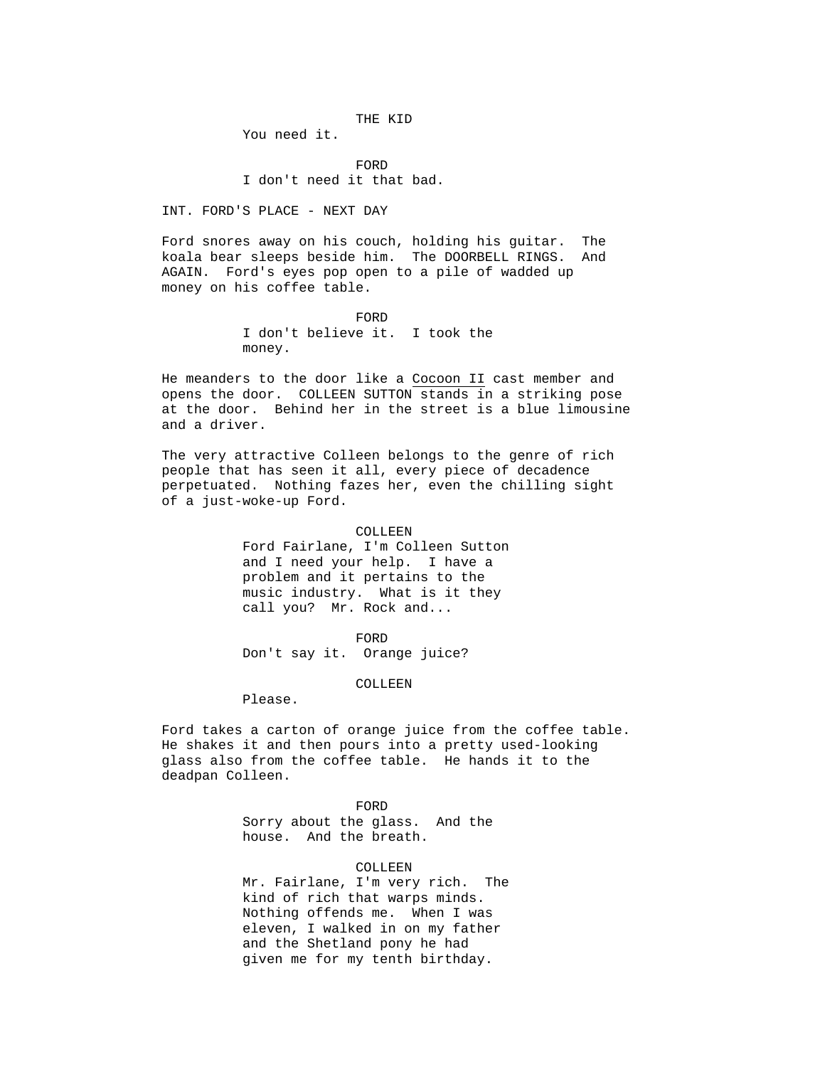THE KID
You need it.

FORD
I don't need it that bad.

INT. FORD'S PLACE - NEXT DAY

Ford snores away on his couch, holding his guitar. The koala bear sleeps beside him. The DOORBELL RINGS. And AGAIN. Ford's eyes pop open to a pile of wadded up money on his coffee table.

FORD
I don't believe it. I took the money.

He meanders to the door like a Cocoon II cast member and opens the door. COLLEEN SUTTON stands in a striking pose at the door. Behind her in the street is a blue limousine and a driver.

The very attractive Colleen belongs to the genre of rich people that has seen it all, every piece of decadence perpetuated. Nothing fazes her, even the chilling sight of a just-woke-up Ford.

COLLEEN
Ford Fairlane, I'm Colleen Sutton and I need your help. I have a problem and it pertains to the music industry. What is it they call you? Mr. Rock and...

FORD
Don't say it. Orange juice?

COLLEEN
Please.

Ford takes a carton of orange juice from the coffee table. He shakes it and then pours into a pretty used-looking glass also from the coffee table. He hands it to the deadpan Colleen.

FORD
Sorry about the glass. And the house. And the breath.

COLLEEN
Mr. Fairlane, I'm very rich. The kind of rich that warps minds. Nothing offends me. When I was eleven, I walked in on my father and the Shetland pony he had given me for my tenth birthday.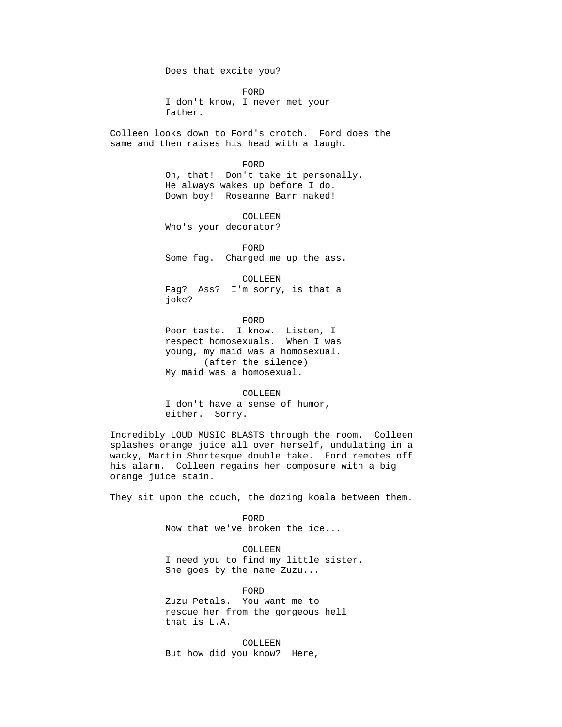Does that excite you?

FORD
I don't know, I never met your father.

Colleen looks down to Ford's crotch. Ford does the same and then raises his head with a laugh.

FORD
Oh, that! Don't take it personally. He always wakes up before I do. Down boy! Roseanne Barr naked!

COLLEEN
Who's your decorator?

FORD
Some fag. Charged me up the ass.

COLLEEN
Fag? Ass? I'm sorry, is that a joke?

FORD
Poor taste. I know. Listen, I respect homosexuals. When I was young, my maid was a homosexual.
(after the silence)
My maid was a homosexual.

COLLEEN
I don't have a sense of humor, either. Sorry.

Incredibly LOUD MUSIC BLASTS through the room. Colleen splashes orange juice all over herself, undulating in a wacky, Martin Shortesque double take. Ford remotes off his alarm. Colleen regains her composure with a big orange juice stain.

They sit upon the couch, the dozing koala between them.

FORD
Now that we've broken the ice...

COLLEEN
I need you to find my little sister. She goes by the name Zuzu...

FORD
Zuzu Petals. You want me to rescue her from the gorgeous hell that is L.A.

COLLEEN
But how did you know? Here,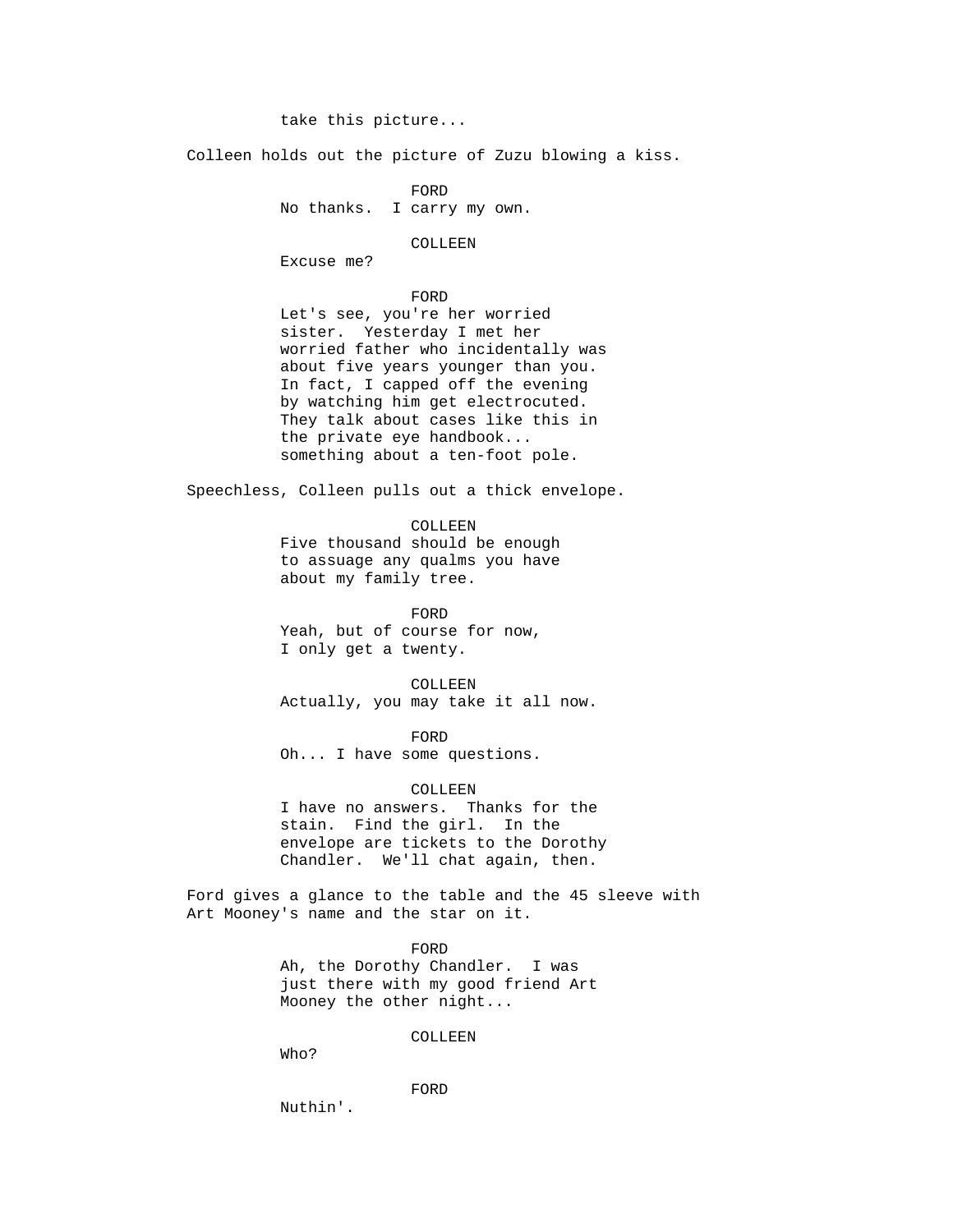take this picture...

Colleen holds out the picture of Zuzu blowing a kiss.

FORD
No thanks.  I carry my own.

COLLEEN
Excuse me?

FORD
Let's see, you're her worried sister.  Yesterday I met her worried father who incidentally was about five years younger than you. In fact, I capped off the evening by watching him get electrocuted. They talk about cases like this in the private eye handbook... something about a ten-foot pole.

Speechless, Colleen pulls out a thick envelope.

COLLEEN
Five thousand should be enough to assuage any qualms you have about my family tree.

FORD
Yeah, but of course for now, I only get a twenty.

COLLEEN
Actually, you may take it all now.

FORD
Oh... I have some questions.

COLLEEN
I have no answers.  Thanks for the stain.  Find the girl.  In the envelope are tickets to the Dorothy Chandler.  We'll chat again, then.

Ford gives a glance to the table and the 45 sleeve with Art Mooney's name and the star on it.

FORD
Ah, the Dorothy Chandler.  I was just there with my good friend Art Mooney the other night...

COLLEEN
Who?

FORD
Nuthin'.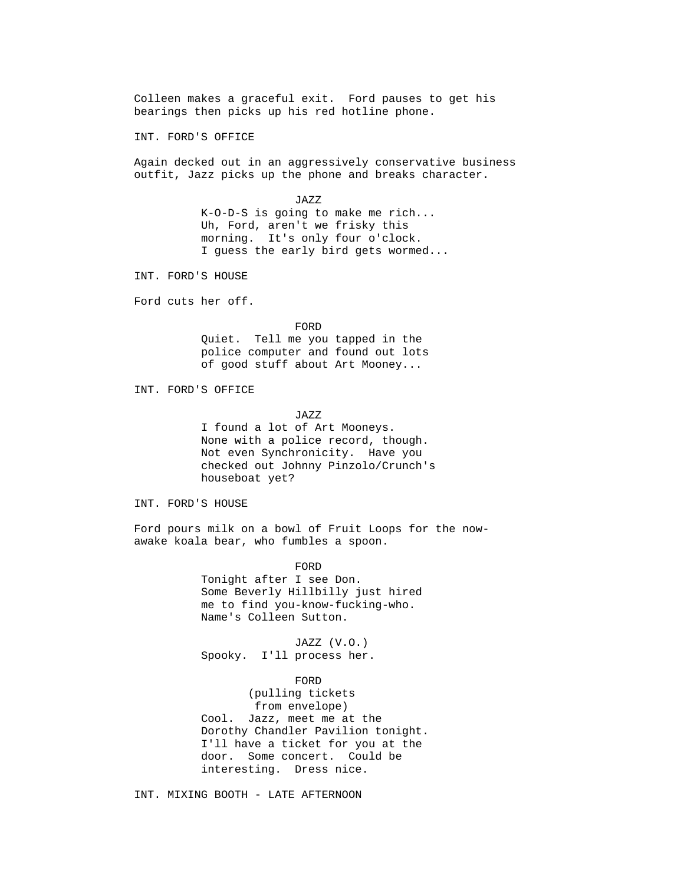Colleen makes a graceful exit. Ford pauses to get his bearings then picks up his red hotline phone.

INT. FORD'S OFFICE

Again decked out in an aggressively conservative business outfit, Jazz picks up the phone and breaks character.

JAZZ
K-O-D-S is going to make me rich...
Uh, Ford, aren't we frisky this morning. It's only four o'clock.
I guess the early bird gets wormed...

INT. FORD'S HOUSE

Ford cuts her off.

FORD
Quiet. Tell me you tapped in the police computer and found out lots of good stuff about Art Mooney...

INT. FORD'S OFFICE

JAZZ
I found a lot of Art Mooneys.
None with a police record, though.
Not even Synchronicity. Have you checked out Johnny Pinzolo/Crunch's houseboat yet?

INT. FORD'S HOUSE

Ford pours milk on a bowl of Fruit Loops for the now-awake koala bear, who fumbles a spoon.

FORD
Tonight after I see Don.
Some Beverly Hillbilly just hired me to find you-know-fucking-who.
Name's Colleen Sutton.

JAZZ (V.O.)
Spooky. I'll process her.

FORD
(pulling tickets from envelope)
Cool. Jazz, meet me at the Dorothy Chandler Pavilion tonight.
I'll have a ticket for you at the door. Some concert. Could be interesting. Dress nice.

INT. MIXING BOOTH - LATE AFTERNOON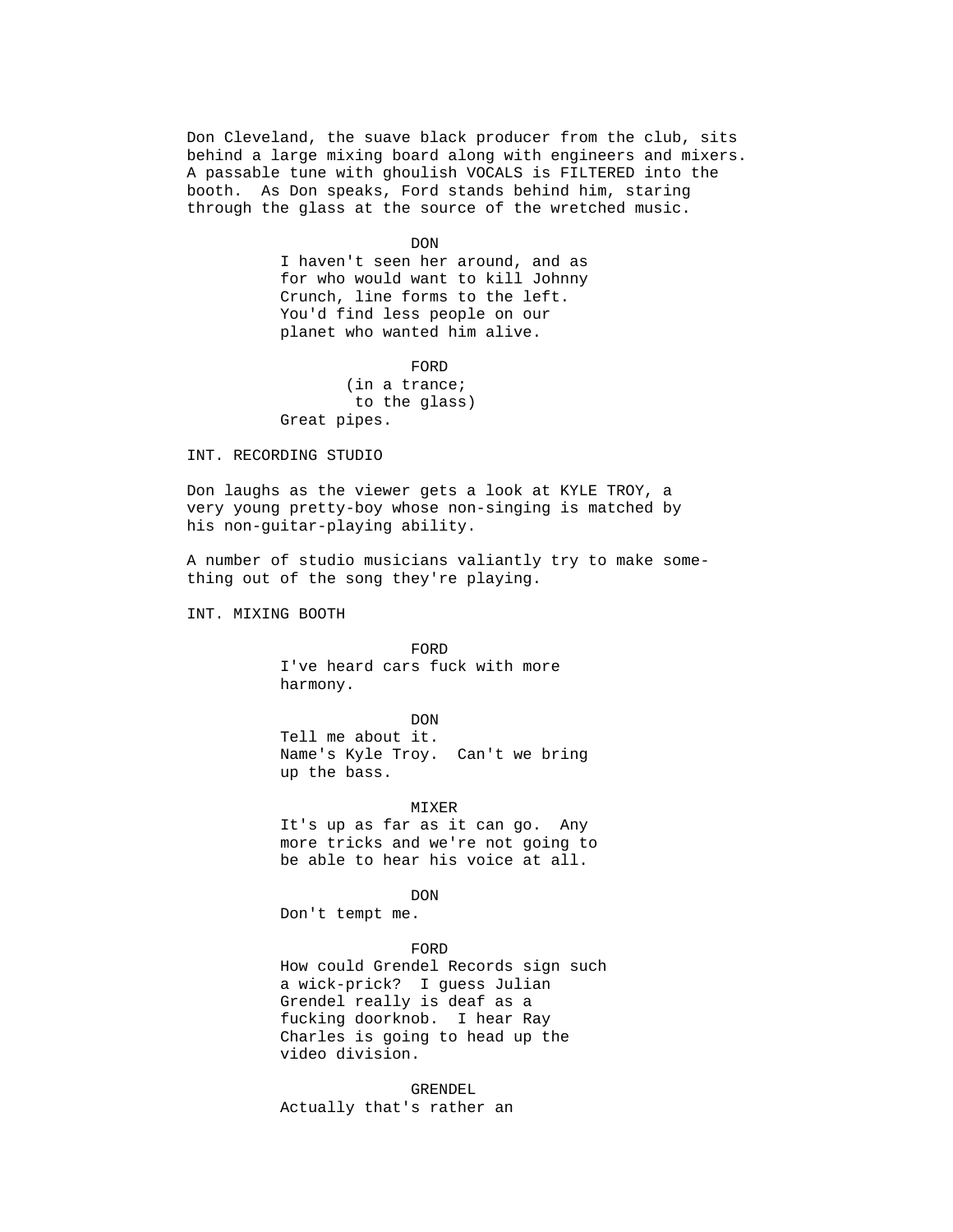Don Cleveland, the suave black producer from the club, sits behind a large mixing board along with engineers and mixers. A passable tune with ghoulish VOCALS is FILTERED into the booth. As Don speaks, Ford stands behind him, staring through the glass at the source of the wretched music.

DON

I haven't seen her around, and as for who would want to kill Johnny Crunch, line forms to the left. You'd find less people on our planet who wanted him alive.

FORD

(in a trance; to the glass)

Great pipes.

INT. RECORDING STUDIO

Don laughs as the viewer gets a look at KYLE TROY, a very young pretty-boy whose non-singing is matched by his non-guitar-playing ability.

A number of studio musicians valiantly try to make something out of the song they're playing.

INT. MIXING BOOTH

FORD

I've heard cars fuck with more harmony.

DON

Tell me about it. Name's Kyle Troy. Can't we bring up the bass.

MIXER

It's up as far as it can go. Any more tricks and we're not going to be able to hear his voice at all.

DON

Don't tempt me.

FORD

How could Grendel Records sign such a wick-prick? I guess Julian Grendel really is deaf as a fucking doorknob. I hear Ray Charles is going to head up the video division.

GRENDEL

Actually that's rather an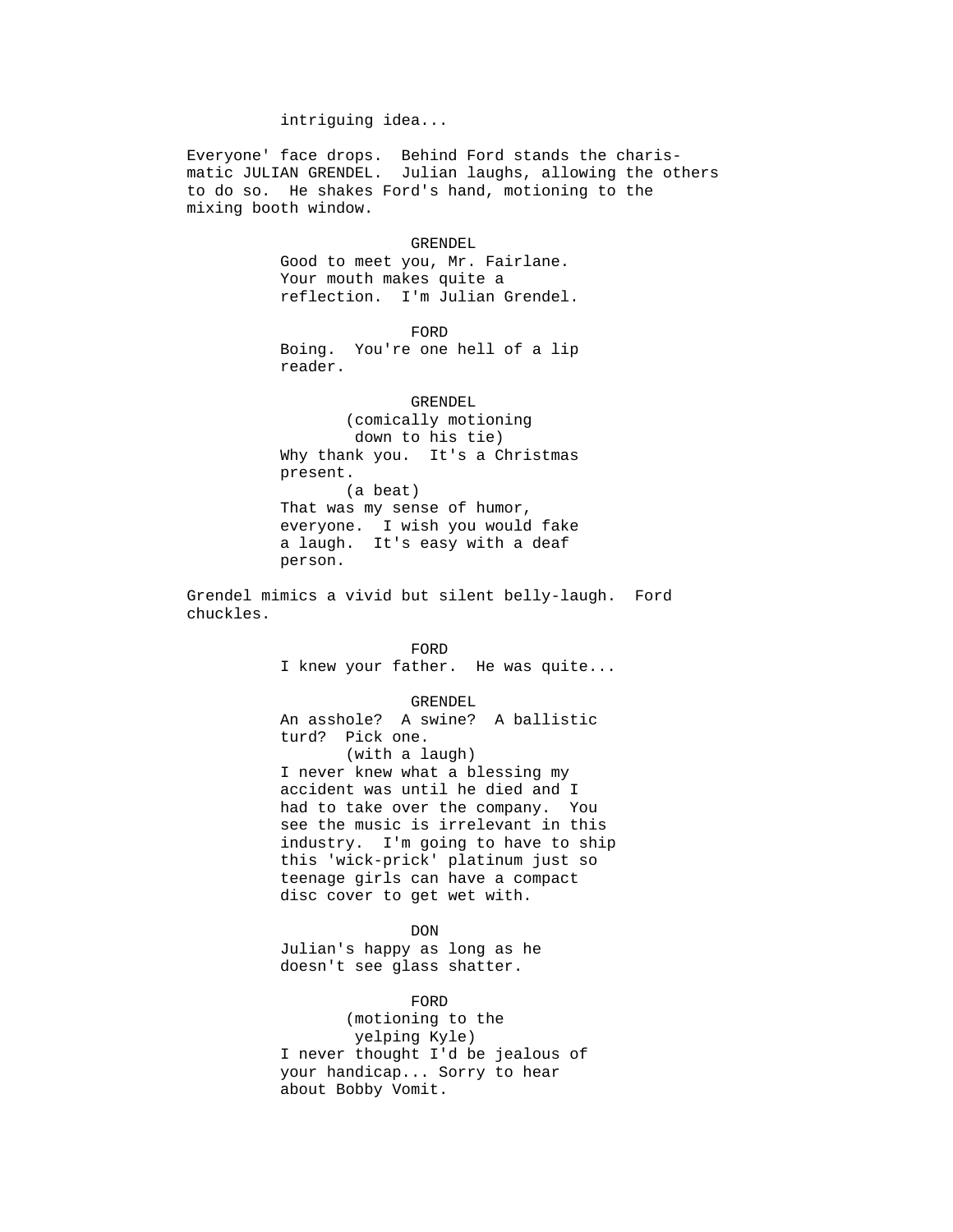intriguing idea...

Everyone' face drops. Behind Ford stands the charis-
matic JULIAN GRENDEL. Julian laughs, allowing the others
to do so. He shakes Ford's hand, motioning to the
mixing booth window.

GRENDEL
Good to meet you, Mr. Fairlane.
Your mouth makes quite a
reflection. I'm Julian Grendel.

FORD
Boing. You're one hell of a lip
reader.

GRENDEL
(comically motioning
down to his tie)
Why thank you. It's a Christmas
present.
(a beat)
That was my sense of humor,
everyone. I wish you would fake
a laugh. It's easy with a deaf
person.

Grendel mimics a vivid but silent belly-laugh. Ford
chuckles.

FORD
I knew your father. He was quite...

GRENDEL
An asshole? A swine? A ballistic
turd? Pick one.
(with a laugh)
I never knew what a blessing my
accident was until he died and I
had to take over the company. You
see the music is irrelevant in this
industry. I'm going to have to ship
this 'wick-prick' platinum just so
teenage girls can have a compact
disc cover to get wet with.

DON
Julian's happy as long as he
doesn't see glass shatter.

FORD
(motioning to the
yelping Kyle)
I never thought I'd be jealous of
your handicap... Sorry to hear
about Bobby Vomit.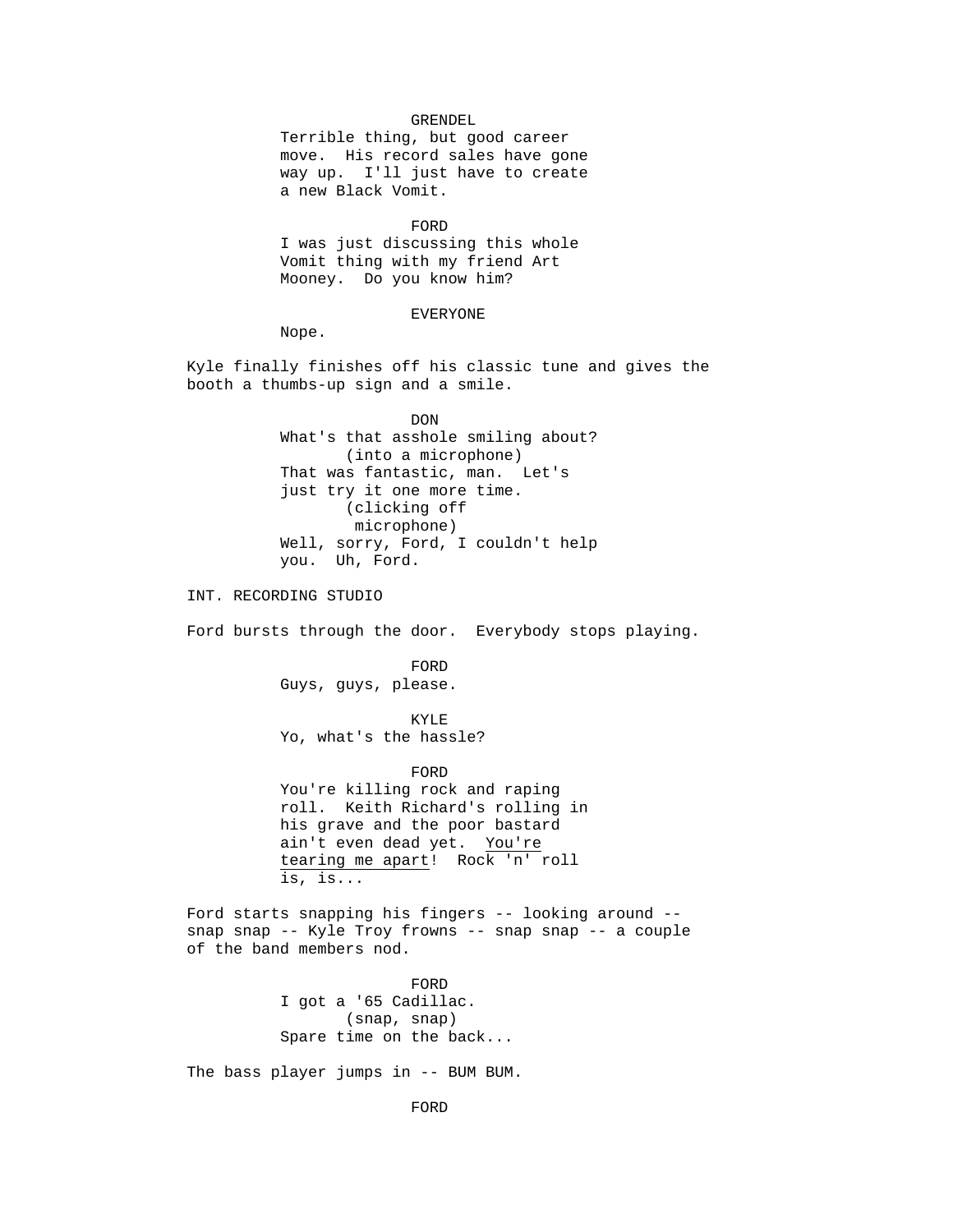GRENDEL
Terrible thing, but good career move. His record sales have gone way up. I'll just have to create a new Black Vomit.

FORD
I was just discussing this whole Vomit thing with my friend Art Mooney. Do you know him?

EVERYONE
Nope.

Kyle finally finishes off his classic tune and gives the booth a thumbs-up sign and a smile.

DON
What's that asshole smiling about?
(into a microphone)
That was fantastic, man. Let's just try it one more time.
(clicking off microphone)
Well, sorry, Ford, I couldn't help you. Uh, Ford.

INT. RECORDING STUDIO

Ford bursts through the door. Everybody stops playing.

FORD
Guys, guys, please.

KYLE
Yo, what's the hassle?

FORD
You're killing rock and raping roll. Keith Richard's rolling in his grave and the poor bastard ain't even dead yet. <u>You're tearing me apart</u>! Rock 'n' roll is, is...

Ford starts snapping his fingers -- looking around -- snap snap -- Kyle Troy frowns -- snap snap -- a couple of the band members nod.

FORD
I got a '65 Cadillac.
(snap, snap)
Spare time on the back...

The bass player jumps in -- BUM BUM.

FORD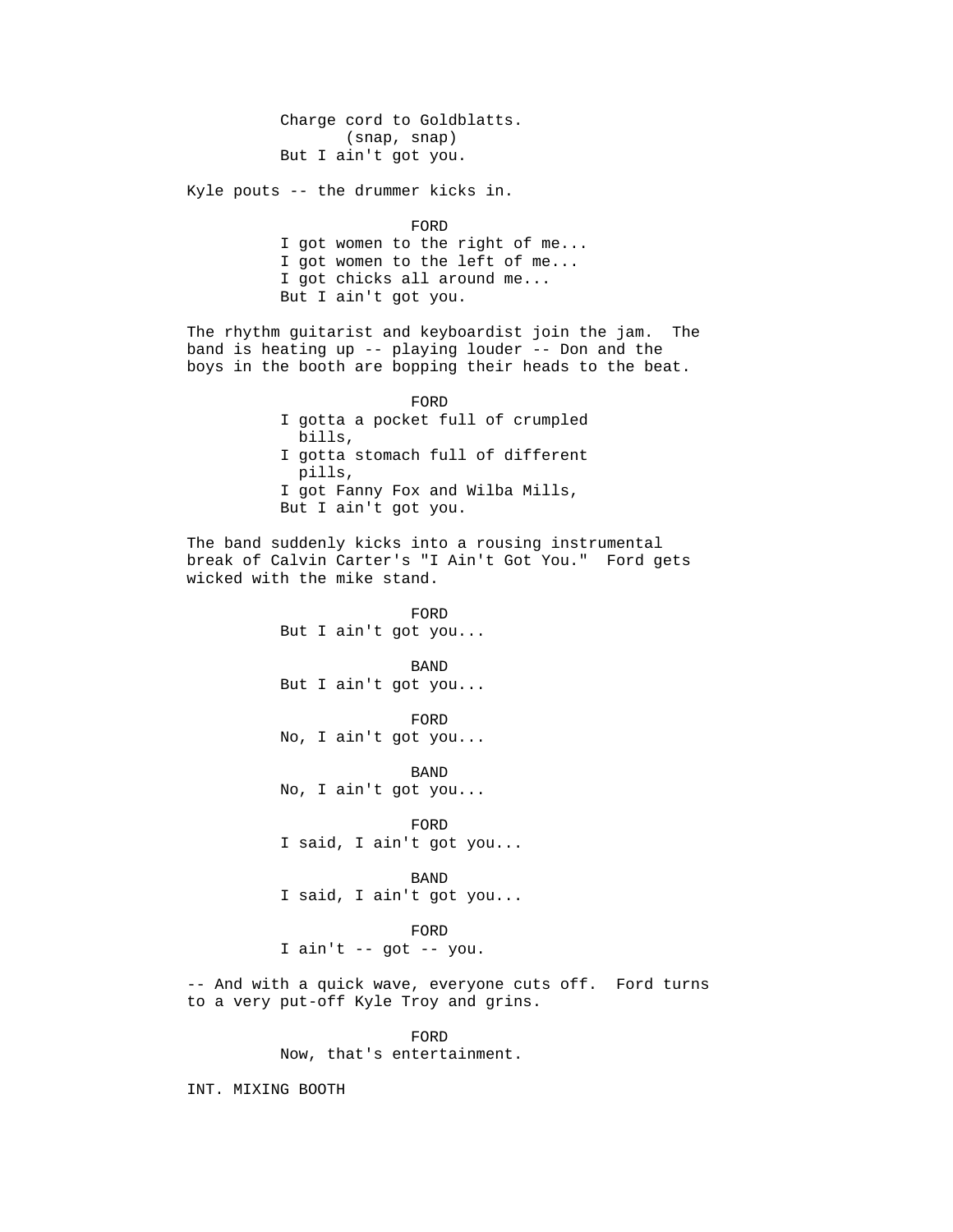Charge cord to Goldblatts.
(snap, snap)
But I ain't got you.

Kyle pouts -- the drummer kicks in.

FORD
I got women to the right of me...
I got women to the left of me...
I got chicks all around me...
But I ain't got you.

The rhythm guitarist and keyboardist join the jam. The band is heating up -- playing louder -- Don and the boys in the booth are bopping their heads to the beat.

FORD
I gotta a pocket full of crumpled bills,
I gotta stomach full of different pills,
I got Fanny Fox and Wilba Mills,
But I ain't got you.

The band suddenly kicks into a rousing instrumental break of Calvin Carter's "I Ain't Got You." Ford gets wicked with the mike stand.

FORD
But I ain't got you...

BAND
But I ain't got you...

FORD
No, I ain't got you...

BAND
No, I ain't got you...

FORD
I said, I ain't got you...

BAND
I said, I ain't got you...

FORD
I ain't -- got -- you.

-- And with a quick wave, everyone cuts off. Ford turns to a very put-off Kyle Troy and grins.

FORD
Now, that's entertainment.

INT. MIXING BOOTH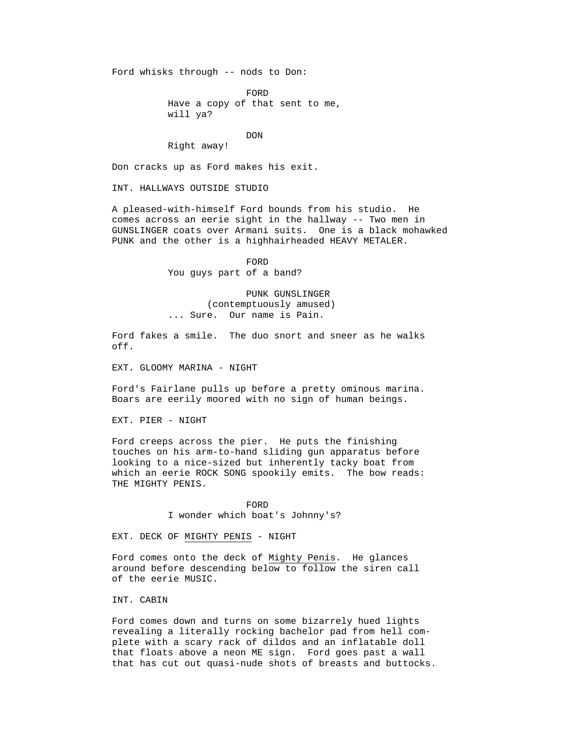Ford whisks through -- nods to Don:

FORD
Have a copy of that sent to me, will ya?

DON
Right away!

Don cracks up as Ford makes his exit.

INT. HALLWAYS OUTSIDE STUDIO

A pleased-with-himself Ford bounds from his studio. He comes across an eerie sight in the hallway -- Two men in GUNSLINGER coats over Armani suits. One is a black mohawked PUNK and the other is a highhairheaded HEAVY METALER.

FORD
You guys part of a band?

PUNK GUNSLINGER
(contemptuously amused)
... Sure. Our name is Pain.

Ford fakes a smile. The duo snort and sneer as he walks off.

EXT. GLOOMY MARINA - NIGHT

Ford's Fairlane pulls up before a pretty ominous marina. Boars are eerily moored with no sign of human beings.

EXT. PIER - NIGHT

Ford creeps across the pier. He puts the finishing touches on his arm-to-hand sliding gun apparatus before looking to a nice-sized but inherently tacky boat from which an eerie ROCK SONG spookily emits. The bow reads: THE MIGHTY PENIS.

FORD
I wonder which boat's Johnny's?

EXT. DECK OF MIGHTY PENIS - NIGHT

Ford comes onto the deck of Mighty Penis. He glances around before descending below to follow the siren call of the eerie MUSIC.

INT. CABIN

Ford comes down and turns on some bizarrely hued lights revealing a literally rocking bachelor pad from hell complete with a scary rack of dildos and an inflatable doll that floats above a neon ME sign. Ford goes past a wall that has cut out quasi-nude shots of breasts and buttocks.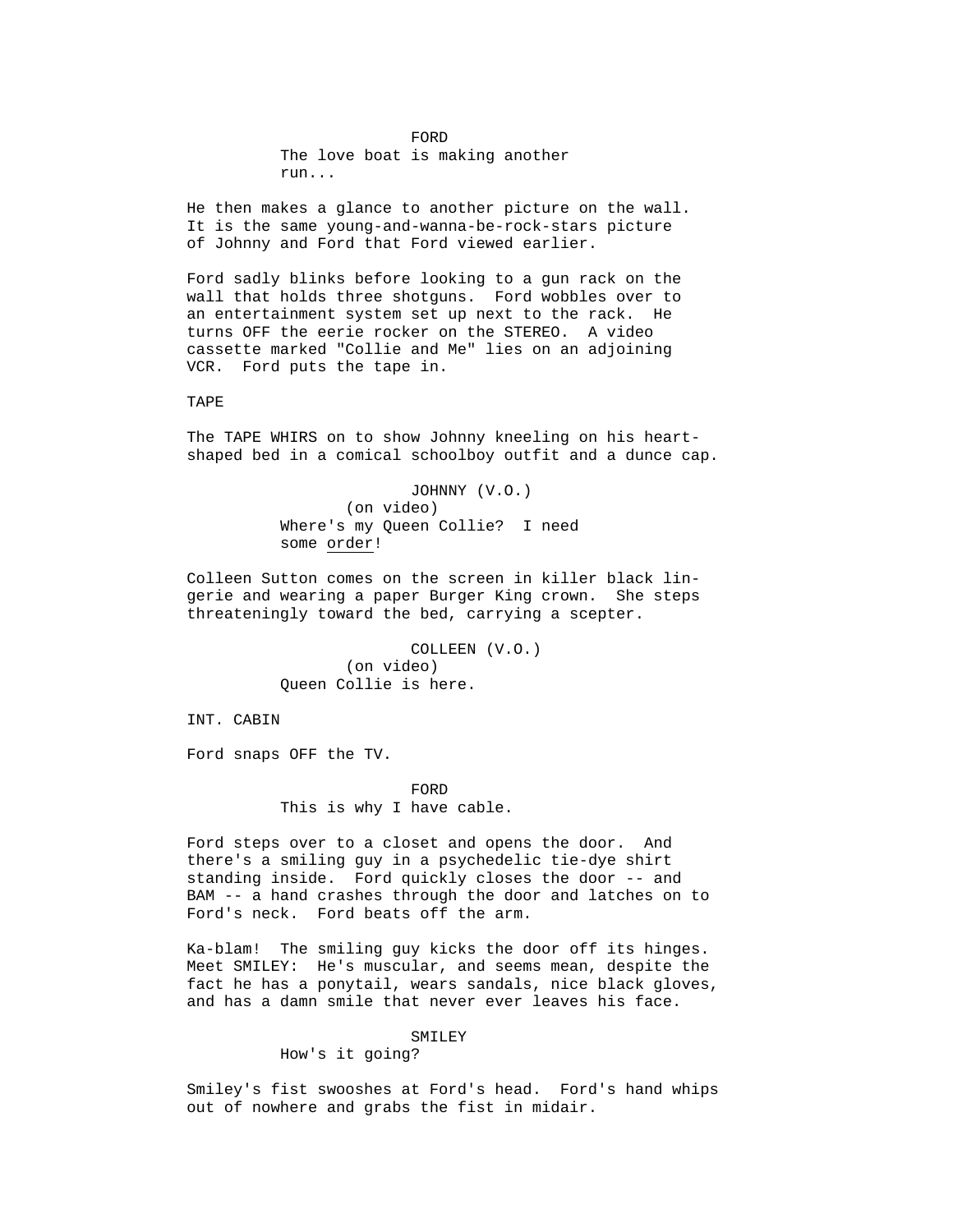FORD
The love boat is making another run...

He then makes a glance to another picture on the wall. It is the same young-and-wanna-be-rock-stars picture of Johnny and Ford that Ford viewed earlier.

Ford sadly blinks before looking to a gun rack on the wall that holds three shotguns. Ford wobbles over to an entertainment system set up next to the rack. He turns OFF the eerie rocker on the STEREO. A video cassette marked "Collie and Me" lies on an adjoining VCR. Ford puts the tape in.

TAPE

The TAPE WHIRS on to show Johnny kneeling on his heart-shaped bed in a comical schoolboy outfit and a dunce cap.

JOHNNY (V.O.)
(on video)
Where's my Queen Collie? I need some order!

Colleen Sutton comes on the screen in killer black lingerie and wearing a paper Burger King crown. She steps threateningly toward the bed, carrying a scepter.

COLLEEN (V.O.)
(on video)
Queen Collie is here.

INT. CABIN

Ford snaps OFF the TV.

FORD
This is why I have cable.

Ford steps over to a closet and opens the door. And there's a smiling guy in a psychedelic tie-dye shirt standing inside. Ford quickly closes the door -- and BAM -- a hand crashes through the door and latches on to Ford's neck. Ford beats off the arm.

Ka-blam! The smiling guy kicks the door off its hinges. Meet SMILEY: He's muscular, and seems mean, despite the fact he has a ponytail, wears sandals, nice black gloves, and has a damn smile that never ever leaves his face.

SMILEY
How's it going?

Smiley's fist swooshes at Ford's head. Ford's hand whips out of nowhere and grabs the fist in midair.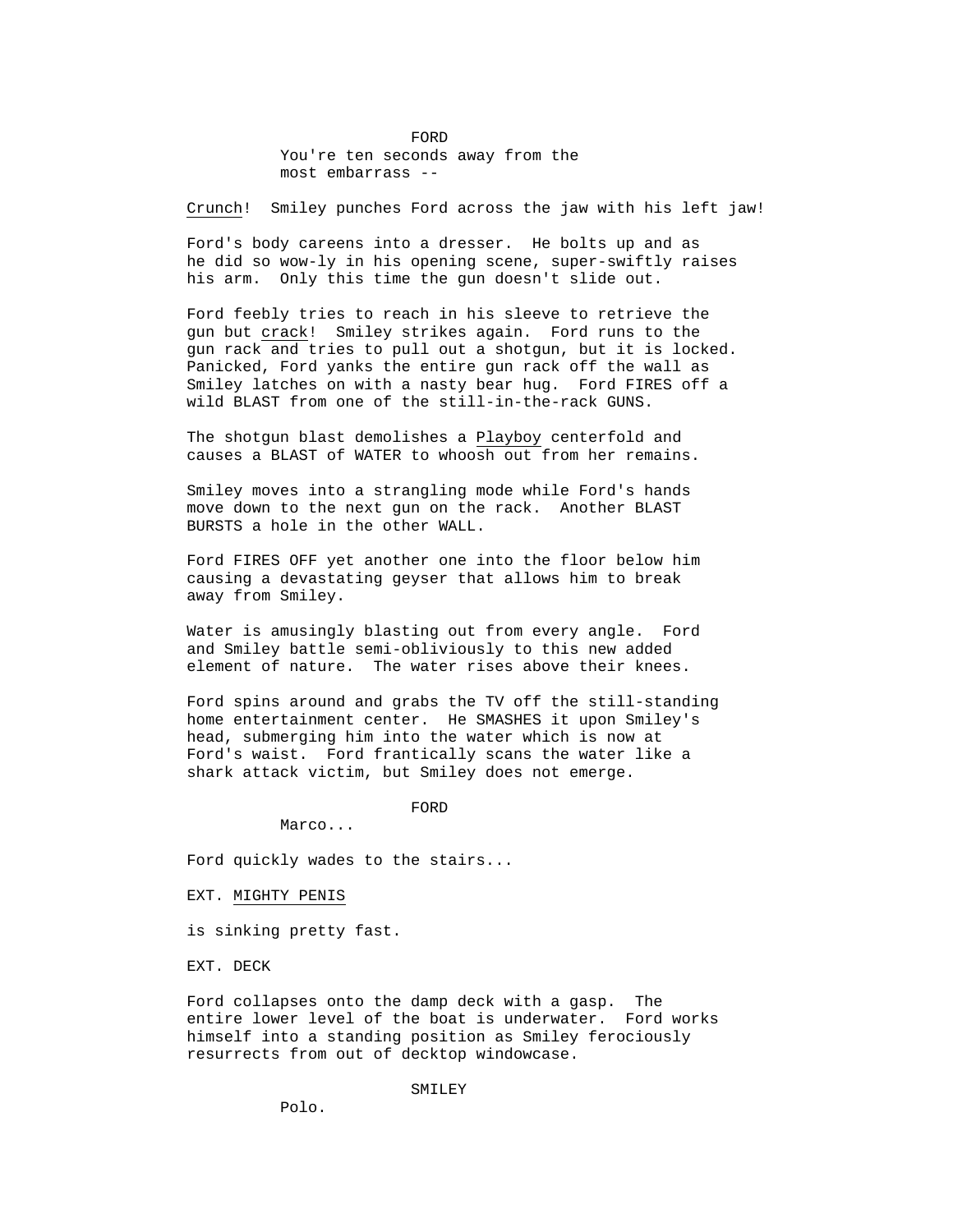FORD

You're ten seconds away from the most embarrass --

<u>Crunch</u>! Smiley punches Ford across the jaw with his left jaw!

Ford's body careens into a dresser. He bolts up and as he did so wow-ly in his opening scene, super-swiftly raises his arm. Only this time the gun doesn't slide out.

Ford feebly tries to reach in his sleeve to retrieve the gun but <u>crack</u>! Smiley strikes again. Ford runs to the gun rack and tries to pull out a shotgun, but it is locked. Panicked, Ford yanks the entire gun rack off the wall as Smiley latches on with a nasty bear hug. Ford FIRES off a wild BLAST from one of the still-in-the-rack GUNS.

The shotgun blast demolishes a <u>Playboy</u> centerfold and causes a BLAST of WATER to whoosh out from her remains.

Smiley moves into a strangling mode while Ford's hands move down to the next gun on the rack. Another BLAST BURSTS a hole in the other WALL.

Ford FIRES OFF yet another one into the floor below him causing a devastating geyser that allows him to break away from Smiley.

Water is amusingly blasting out from every angle. Ford and Smiley battle semi-obliviously to this new added element of nature. The water rises above their knees.

Ford spins around and grabs the TV off the still-standing home entertainment center. He SMASHES it upon Smiley's head, submerging him into the water which is now at Ford's waist. Ford frantically scans the water like a shark attack victim, but Smiley does not emerge.

FORD

Marco...

Ford quickly wades to the stairs...

EXT. <u>MIGHTY PENIS</u>

is sinking pretty fast.

EXT. DECK

Ford collapses onto the damp deck with a gasp. The entire lower level of the boat is underwater. Ford works himself into a standing position as Smiley ferociously resurrects from out of decktop windowcase.

SMILEY

Polo.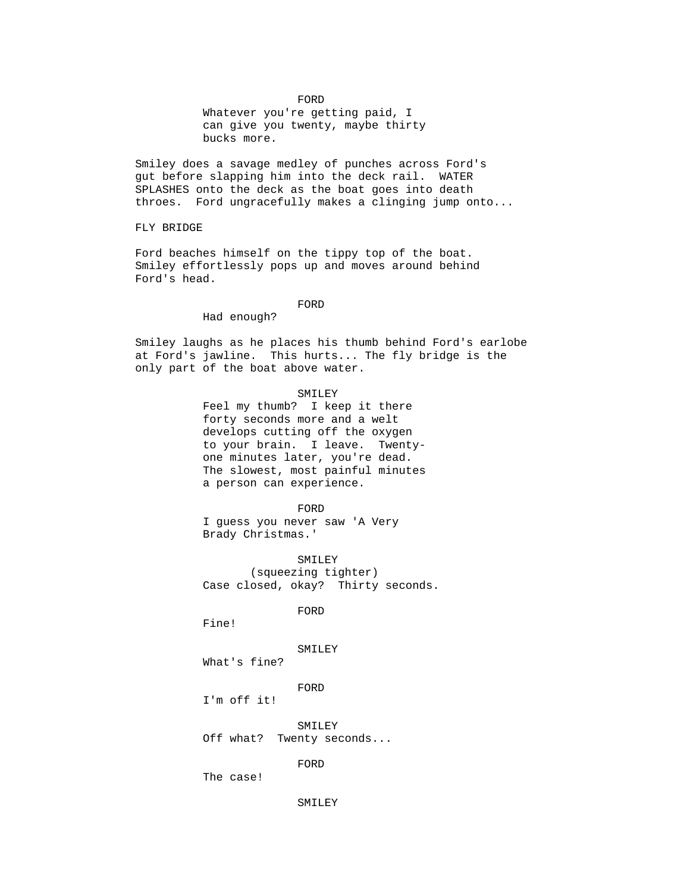FORD

Whatever you're getting paid, I can give you twenty, maybe thirty bucks more.

Smiley does a savage medley of punches across Ford's gut before slapping him into the deck rail. WATER SPLASHES onto the deck as the boat goes into death throes. Ford ungracefully makes a clinging jump onto...

FLY BRIDGE

Ford beaches himself on the tippy top of the boat. Smiley effortlessly pops up and moves around behind Ford's head.

FORD

Had enough?

Smiley laughs as he places his thumb behind Ford's earlobe at Ford's jawline. This hurts... The fly bridge is the only part of the boat above water.

SMILEY

Feel my thumb? I keep it there forty seconds more and a welt develops cutting off the oxygen to your brain. I leave. Twenty-one minutes later, you're dead. The slowest, most painful minutes a person can experience.

FORD

I guess you never saw 'A Very Brady Christmas.'

SMILEY

(squeezing tighter)

Case closed, okay? Thirty seconds.

FORD

Fine!

SMILEY

What's fine?

FORD

I'm off it!

SMILEY

Off what? Twenty seconds...

FORD

The case!

SMILEY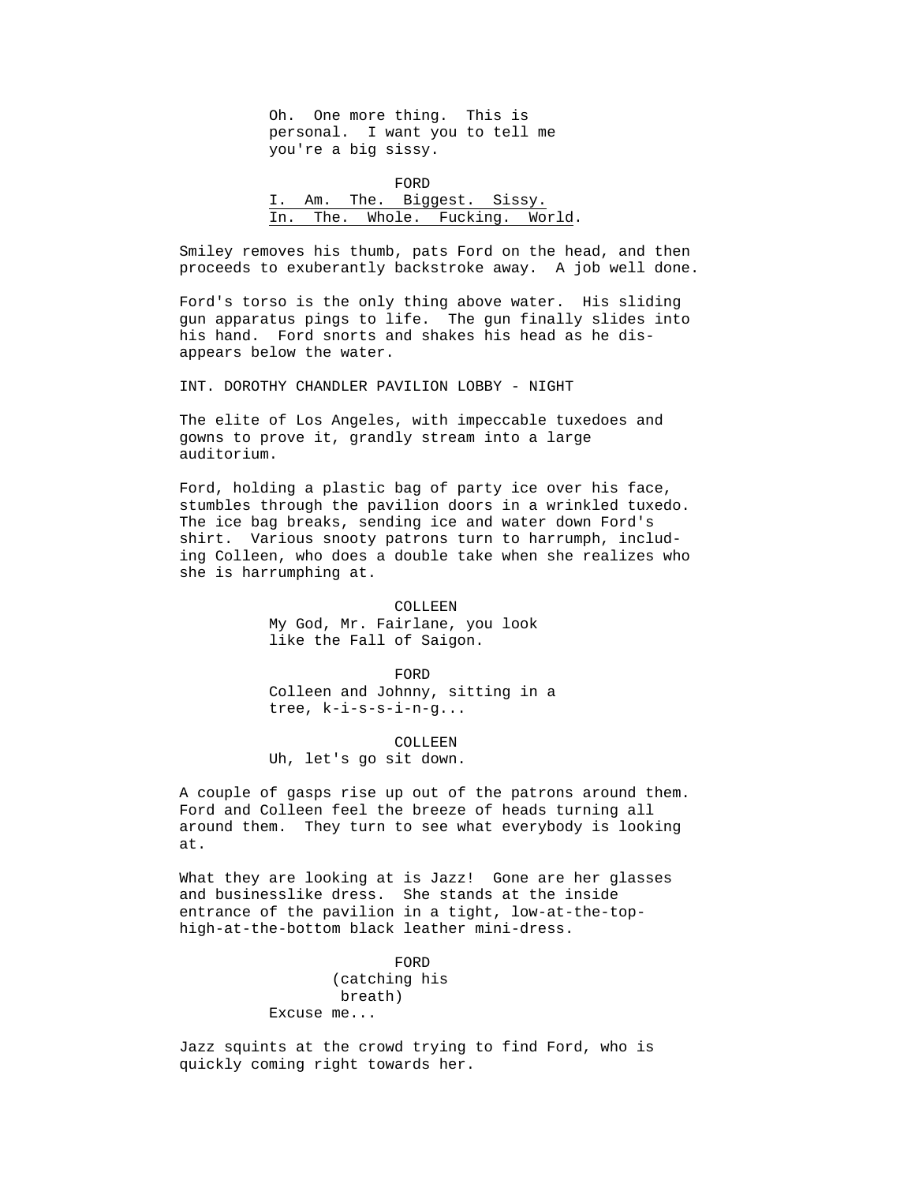Oh. One more thing. This is personal. I want you to tell me you're a big sissy.

FORD
I. Am. The. Biggest. Sissy. In. The. Whole. Fucking. World.

Smiley removes his thumb, pats Ford on the head, and then proceeds to exuberantly backstroke away. A job well done.

Ford's torso is the only thing above water. His sliding gun apparatus pings to life. The gun finally slides into his hand. Ford snorts and shakes his head as he disappears below the water.

INT. DOROTHY CHANDLER PAVILION LOBBY - NIGHT

The elite of Los Angeles, with impeccable tuxedoes and gowns to prove it, grandly stream into a large auditorium.

Ford, holding a plastic bag of party ice over his face, stumbles through the pavilion doors in a wrinkled tuxedo. The ice bag breaks, sending ice and water down Ford's shirt. Various snooty patrons turn to harrumph, including Colleen, who does a double take when she realizes who she is harrumphing at.

COLLEEN
My God, Mr. Fairlane, you look like the Fall of Saigon.

FORD
Colleen and Johnny, sitting in a tree, k-i-s-s-i-n-g...

COLLEEN
Uh, let's go sit down.

A couple of gasps rise up out of the patrons around them. Ford and Colleen feel the breeze of heads turning all around them. They turn to see what everybody is looking at.

What they are looking at is Jazz! Gone are her glasses and businesslike dress. She stands at the inside entrance of the pavilion in a tight, low-at-the-top-high-at-the-bottom black leather mini-dress.

FORD
(catching his breath)
Excuse me...

Jazz squints at the crowd trying to find Ford, who is quickly coming right towards her.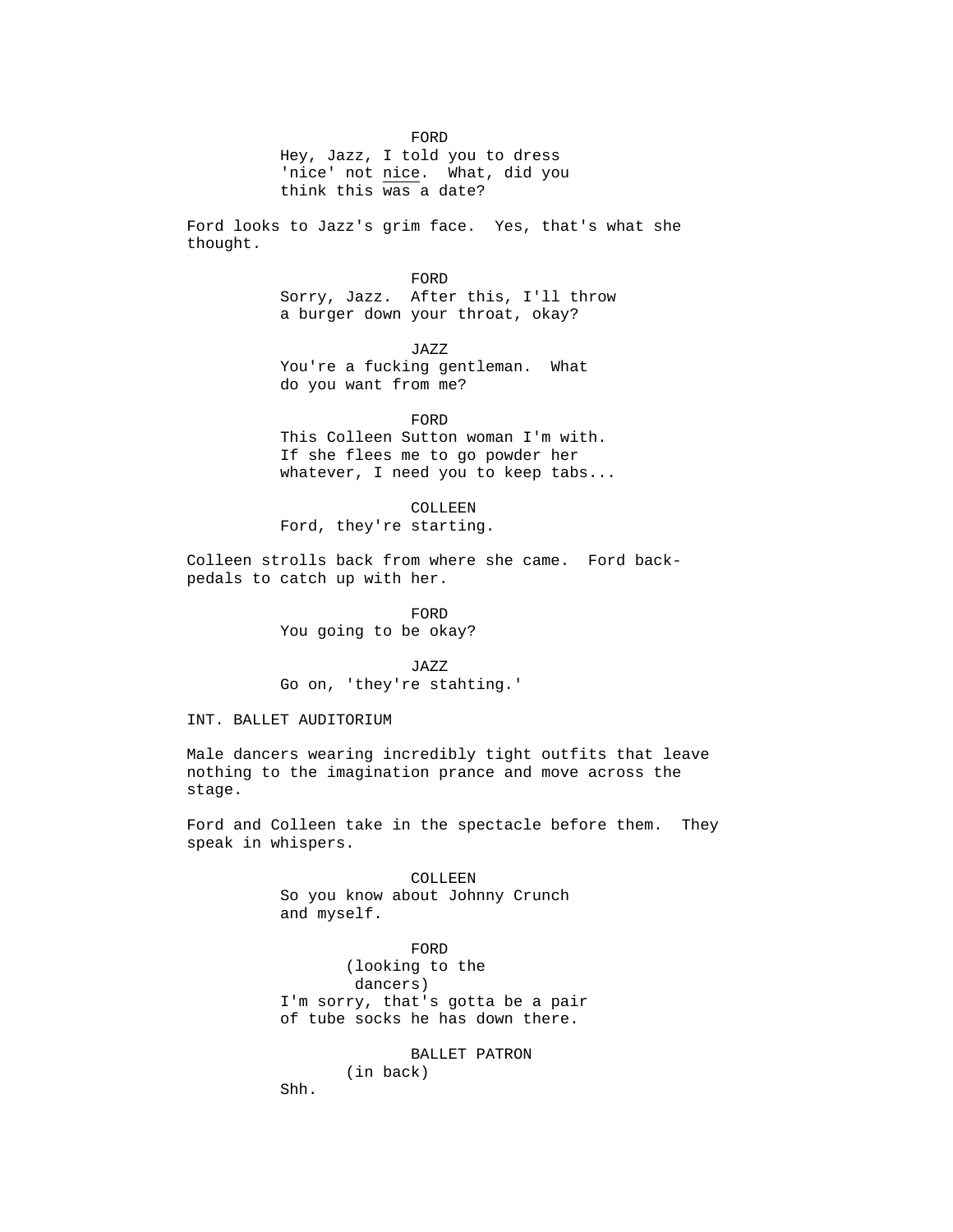FORD
Hey, Jazz, I told you to dress 'nice' not <u>nice</u>. What, did you think this was a date?

Ford looks to Jazz's grim face. Yes, that's what she thought.

FORD
Sorry, Jazz. After this, I'll throw a burger down your throat, okay?

JAZZ
You're a fucking gentleman. What do you want from me?

FORD
This Colleen Sutton woman I'm with. If she flees me to go powder her whatever, I need you to keep tabs...

COLLEEN
Ford, they're starting.

Colleen strolls back from where she came. Ford back-pedals to catch up with her.

FORD
You going to be okay?

JAZZ
Go on, 'they're stahting.'

INT. BALLET AUDITORIUM

Male dancers wearing incredibly tight outfits that leave nothing to the imagination prance and move across the stage.

Ford and Colleen take in the spectacle before them. They speak in whispers.

COLLEEN
So you know about Johnny Crunch and myself.

FORD
(looking to the dancers)
I'm sorry, that's gotta be a pair of tube socks he has down there.

BALLET PATRON
(in back)
Shh.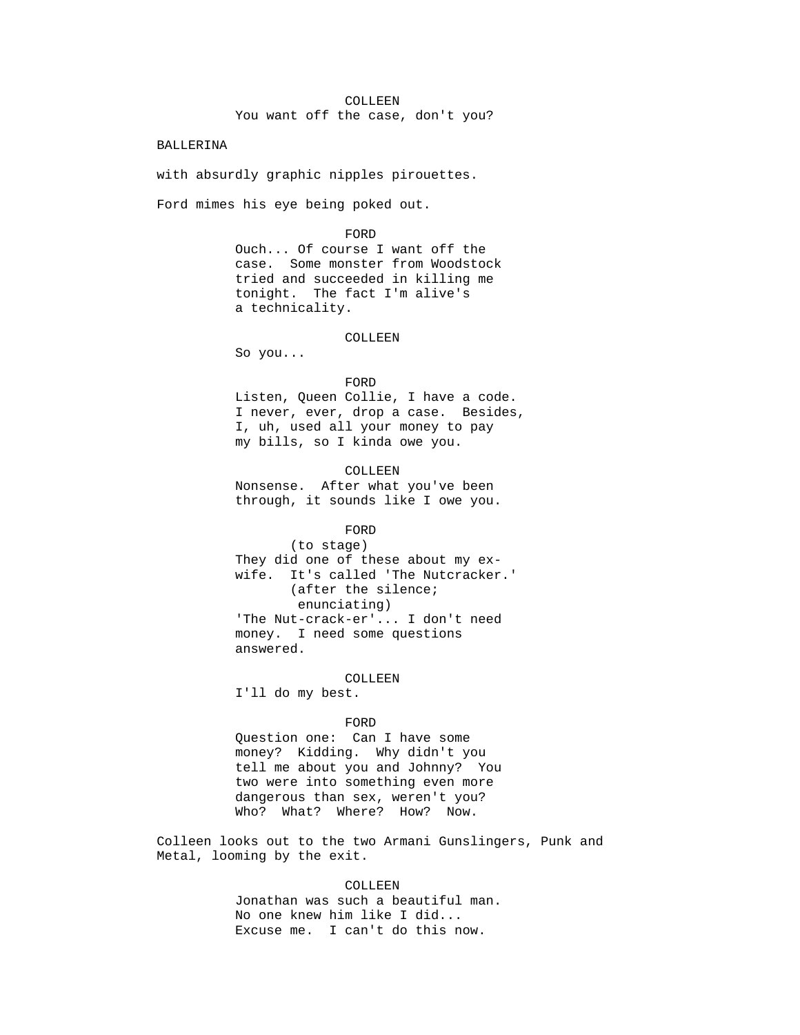COLLEEN
You want off the case, don't you?

BALLERINA

with absurdly graphic nipples pirouettes.

Ford mimes his eye being poked out.

FORD
Ouch... Of course I want off the case. Some monster from Woodstock tried and succeeded in killing me tonight. The fact I'm alive's a technicality.

COLLEEN
So you...

FORD
Listen, Queen Collie, I have a code. I never, ever, drop a case. Besides, I, uh, used all your money to pay my bills, so I kinda owe you.

COLLEEN
Nonsense. After what you've been through, it sounds like I owe you.

FORD
(to stage)
They did one of these about my ex-wife. It's called 'The Nutcracker.'
(after the silence; enunciating)
'The Nut-crack-er'... I don't need money. I need some questions answered.

COLLEEN
I'll do my best.

FORD
Question one: Can I have some money? Kidding. Why didn't you tell me about you and Johnny? You two were into something even more dangerous than sex, weren't you? Who? What? Where? How? Now.

Colleen looks out to the two Armani Gunslingers, Punk and Metal, looming by the exit.

COLLEEN
Jonathan was such a beautiful man. No one knew him like I did... Excuse me. I can't do this now.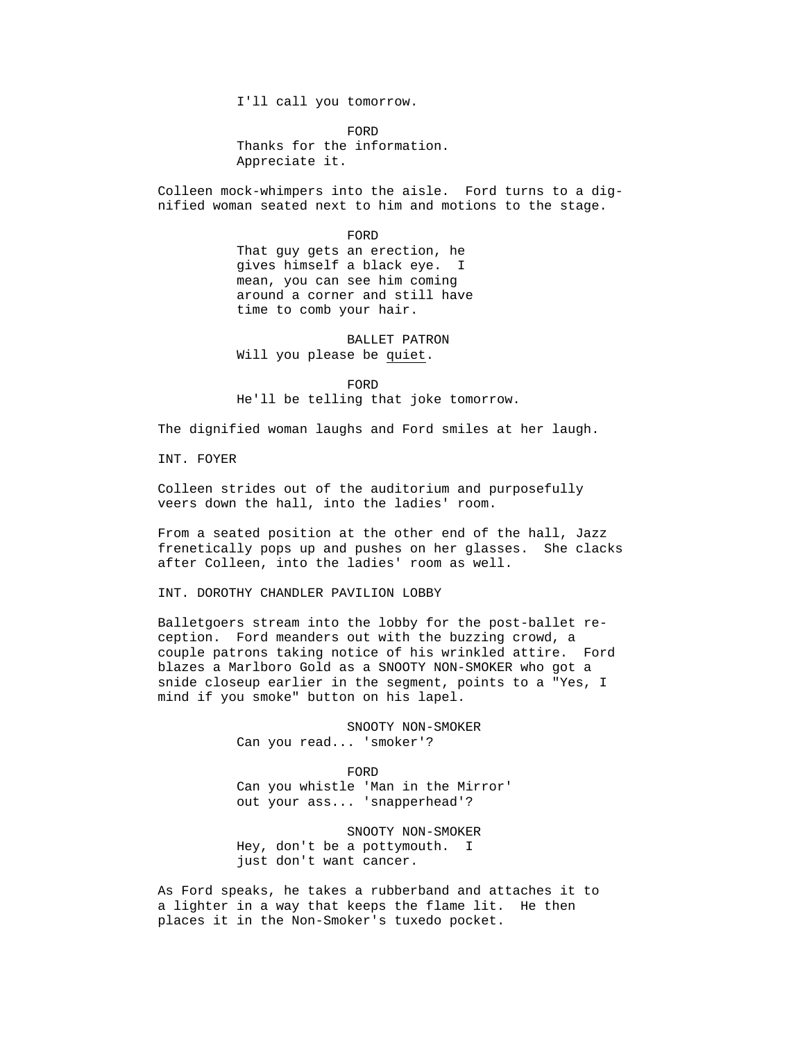I'll call you tomorrow.

FORD
Thanks for the information.
Appreciate it.

Colleen mock-whimpers into the aisle. Ford turns to a dignified woman seated next to him and motions to the stage.

FORD
That guy gets an erection, he gives himself a black eye. I mean, you can see him coming around a corner and still have time to comb your hair.

BALLET PATRON
Will you please be quiet.

FORD
He'll be telling that joke tomorrow.

The dignified woman laughs and Ford smiles at her laugh.

INT. FOYER

Colleen strides out of the auditorium and purposefully veers down the hall, into the ladies' room.

From a seated position at the other end of the hall, Jazz frenetically pops up and pushes on her glasses. She clacks after Colleen, into the ladies' room as well.

INT. DOROTHY CHANDLER PAVILION LOBBY

Balletgoers stream into the lobby for the post-ballet reception. Ford meanders out with the buzzing crowd, a couple patrons taking notice of his wrinkled attire. Ford blazes a Marlboro Gold as a SNOOTY NON-SMOKER who got a snide closeup earlier in the segment, points to a "Yes, I mind if you smoke" button on his lapel.

SNOOTY NON-SMOKER
Can you read... 'smoker'?

FORD
Can you whistle 'Man in the Mirror' out your ass... 'snapperhead'?

SNOOTY NON-SMOKER
Hey, don't be a pottymouth. I just don't want cancer.

As Ford speaks, he takes a rubberband and attaches it to a lighter in a way that keeps the flame lit. He then places it in the Non-Smoker's tuxedo pocket.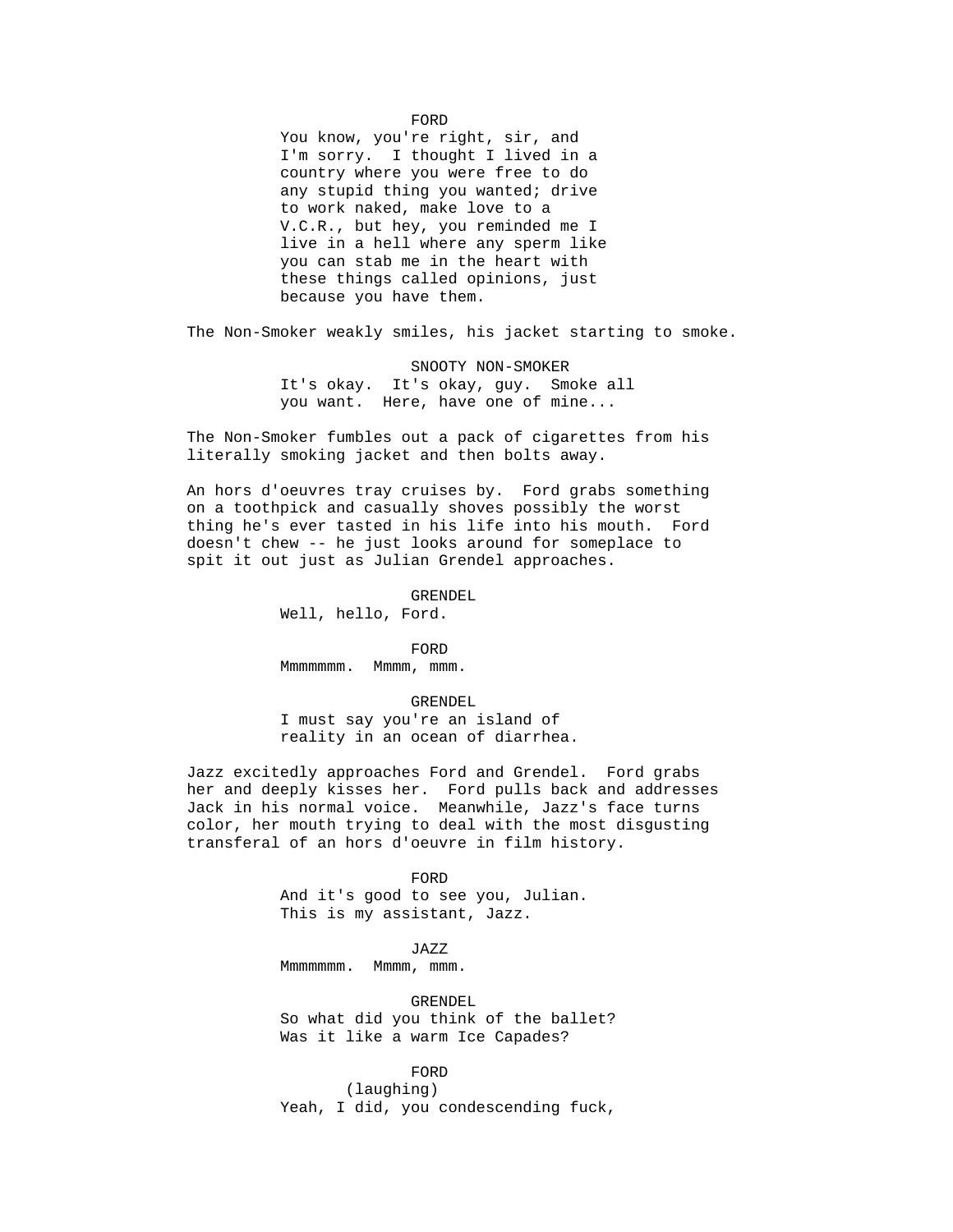FORD

You know, you're right, sir, and I'm sorry. I thought I lived in a country where you were free to do any stupid thing you wanted; drive to work naked, make love to a V.C.R., but hey, you reminded me I live in a hell where any sperm like you can stab me in the heart with these things called opinions, just because you have them.

The Non-Smoker weakly smiles, his jacket starting to smoke.

SNOOTY NON-SMOKER

It's okay. It's okay, guy. Smoke all you want. Here, have one of mine...

The Non-Smoker fumbles out a pack of cigarettes from his literally smoking jacket and then bolts away.

An hors d'oeuvres tray cruises by. Ford grabs something on a toothpick and casually shoves possibly the worst thing he's ever tasted in his life into his mouth. Ford doesn't chew -- he just looks around for someplace to spit it out just as Julian Grendel approaches.

GRENDEL

Well, hello, Ford.

FORD

Mmmmmmm. Mmmm, mmm.

GRENDEL

I must say you're an island of reality in an ocean of diarrhea.

Jazz excitedly approaches Ford and Grendel. Ford grabs her and deeply kisses her. Ford pulls back and addresses Jack in his normal voice. Meanwhile, Jazz's face turns color, her mouth trying to deal with the most disgusting transferal of an hors d'oeuvre in film history.

FORD

And it's good to see you, Julian. This is my assistant, Jazz.

JAZZ

Mmmmmmm. Mmmm, mmm.

GRENDEL

So what did you think of the ballet? Was it like a warm Ice Capades?

FORD

(laughing)

Yeah, I did, you condescending fuck,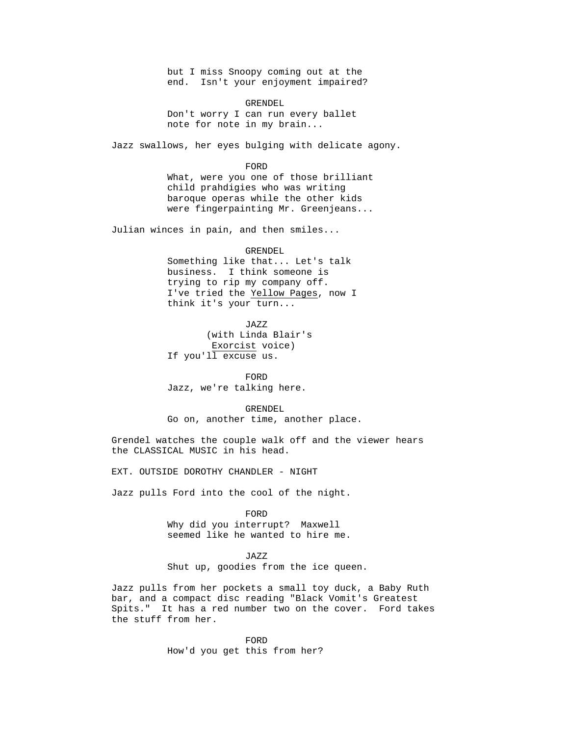but I miss Snoopy coming out at the end.  Isn't your enjoyment impaired?

GRENDEL
Don't worry I can run every ballet note for note in my brain...

Jazz swallows, her eyes bulging with delicate agony.

FORD
What, were you one of those brilliant child prahdigies who was writing baroque operas while the other kids were fingerpainting Mr. Greenjeans...

Julian winces in pain, and then smiles...

GRENDEL
Something like that... Let's talk business.  I think someone is trying to rip my company off. I've tried the Yellow Pages, now I think it's your turn...

JAZZ
(with Linda Blair's Exorcist voice)
If you'll excuse us.

FORD
Jazz, we're talking here.

GRENDEL
Go on, another time, another place.

Grendel watches the couple walk off and the viewer hears the CLASSICAL MUSIC in his head.

EXT. OUTSIDE DOROTHY CHANDLER - NIGHT

Jazz pulls Ford into the cool of the night.

FORD
Why did you interrupt?  Maxwell seemed like he wanted to hire me.

JAZZ
Shut up, goodies from the ice queen.

Jazz pulls from her pockets a small toy duck, a Baby Ruth bar, and a compact disc reading "Black Vomit's Greatest Spits."  It has a red number two on the cover.  Ford takes the stuff from her.

FORD
How'd you get this from her?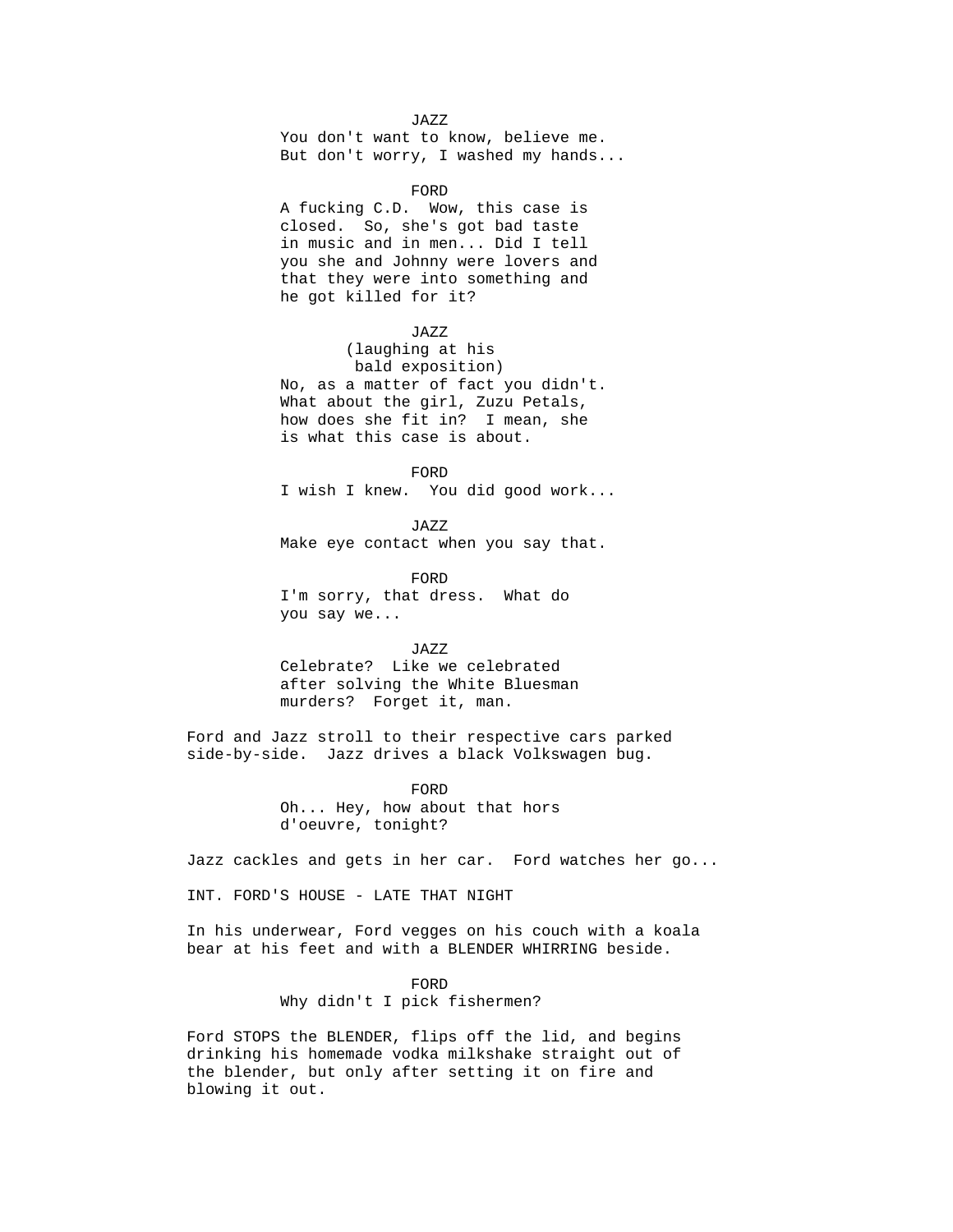JAZZ
You don't want to know, believe me.
But don't worry, I washed my hands...

FORD
A fucking C.D. Wow, this case is
closed. So, she's got bad taste
in music and in men... Did I tell
you she and Johnny were lovers and
that they were into something and
he got killed for it?

JAZZ
(laughing at his
bald exposition)
No, as a matter of fact you didn't.
What about the girl, Zuzu Petals,
how does she fit in? I mean, she
is what this case is about.

FORD
I wish I knew. You did good work...

JAZZ
Make eye contact when you say that.

FORD
I'm sorry, that dress. What do
you say we...

JAZZ
Celebrate? Like we celebrated
after solving the White Bluesman
murders? Forget it, man.

Ford and Jazz stroll to their respective cars parked side-by-side. Jazz drives a black Volkswagen bug.

FORD
Oh... Hey, how about that hors
d'oeuvre, tonight?

Jazz cackles and gets in her car. Ford watches her go...

INT. FORD'S HOUSE - LATE THAT NIGHT

In his underwear, Ford vegges on his couch with a koala bear at his feet and with a BLENDER WHIRRING beside.

FORD
Why didn't I pick fishermen?

Ford STOPS the BLENDER, flips off the lid, and begins drinking his homemade vodka milkshake straight out of the blender, but only after setting it on fire and blowing it out.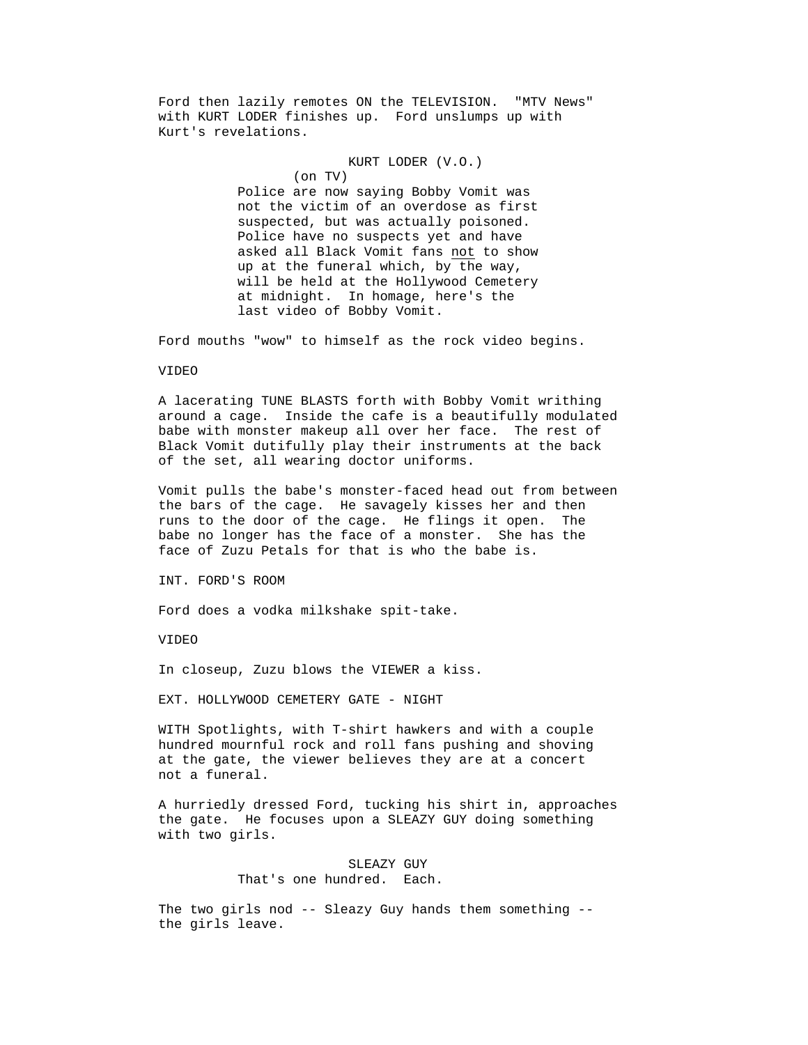Ford then lazily remotes ON the TELEVISION. "MTV News" with KURT LODER finishes up. Ford unslumps up with Kurt's revelations.

KURT LODER (V.O.)
(on TV)
Police are now saying Bobby Vomit was not the victim of an overdose as first suspected, but was actually poisoned. Police have no suspects yet and have asked all Black Vomit fans <u>not</u> to show up at the funeral which, by the way, will be held at the Hollywood Cemetery at midnight. In homage, here's the last video of Bobby Vomit.

Ford mouths "wow" to himself as the rock video begins.

VIDEO

A lacerating TUNE BLASTS forth with Bobby Vomit writhing around a cage. Inside the cafe is a beautifully modulated babe with monster makeup all over her face. The rest of Black Vomit dutifully play their instruments at the back of the set, all wearing doctor uniforms.

Vomit pulls the babe's monster-faced head out from between the bars of the cage. He savagely kisses her and then runs to the door of the cage. He flings it open. The babe no longer has the face of a monster. She has the face of Zuzu Petals for that is who the babe is.

INT. FORD'S ROOM

Ford does a vodka milkshake spit-take.

VIDEO

In closeup, Zuzu blows the VIEWER a kiss.

EXT. HOLLYWOOD CEMETERY GATE - NIGHT

WITH Spotlights, with T-shirt hawkers and with a couple hundred mournful rock and roll fans pushing and shoving at the gate, the viewer believes they are at a concert not a funeral.

A hurriedly dressed Ford, tucking his shirt in, approaches the gate. He focuses upon a SLEAZY GUY doing something with two girls.

SLEAZY GUY
That's one hundred. Each.

The two girls nod -- Sleazy Guy hands them something -- the girls leave.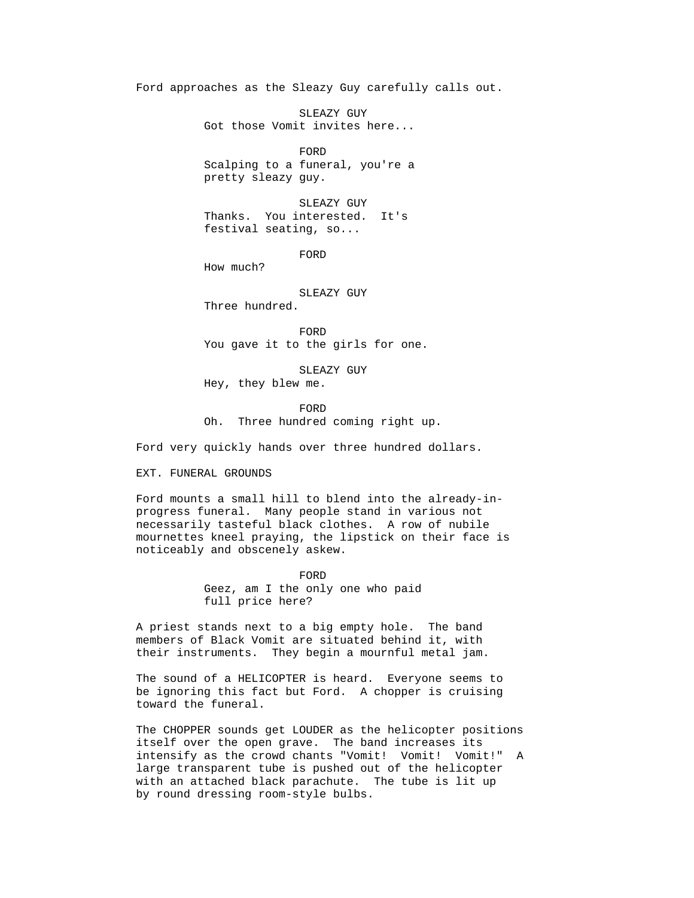Ford approaches as the Sleazy Guy carefully calls out.

SLEAZY GUY
Got those Vomit invites here...

FORD
Scalping to a funeral, you're a pretty sleazy guy.

SLEAZY GUY
Thanks. You interested. It's festival seating, so...

FORD
How much?

SLEAZY GUY
Three hundred.

FORD
You gave it to the girls for one.

SLEAZY GUY
Hey, they blew me.

FORD
Oh. Three hundred coming right up.

Ford very quickly hands over three hundred dollars.

EXT. FUNERAL GROUNDS

Ford mounts a small hill to blend into the already-in-progress funeral. Many people stand in various not necessarily tasteful black clothes. A row of nubile mournettes kneel praying, the lipstick on their face is noticeably and obscenely askew.

FORD
Geez, am I the only one who paid full price here?

A priest stands next to a big empty hole. The band members of Black Vomit are situated behind it, with their instruments. They begin a mournful metal jam.

The sound of a HELICOPTER is heard. Everyone seems to be ignoring this fact but Ford. A chopper is cruising toward the funeral.

The CHOPPER sounds get LOUDER as the helicopter positions itself over the open grave. The band increases its intensify as the crowd chants "Vomit! Vomit! Vomit!" A large transparent tube is pushed out of the helicopter with an attached black parachute. The tube is lit up by round dressing room-style bulbs.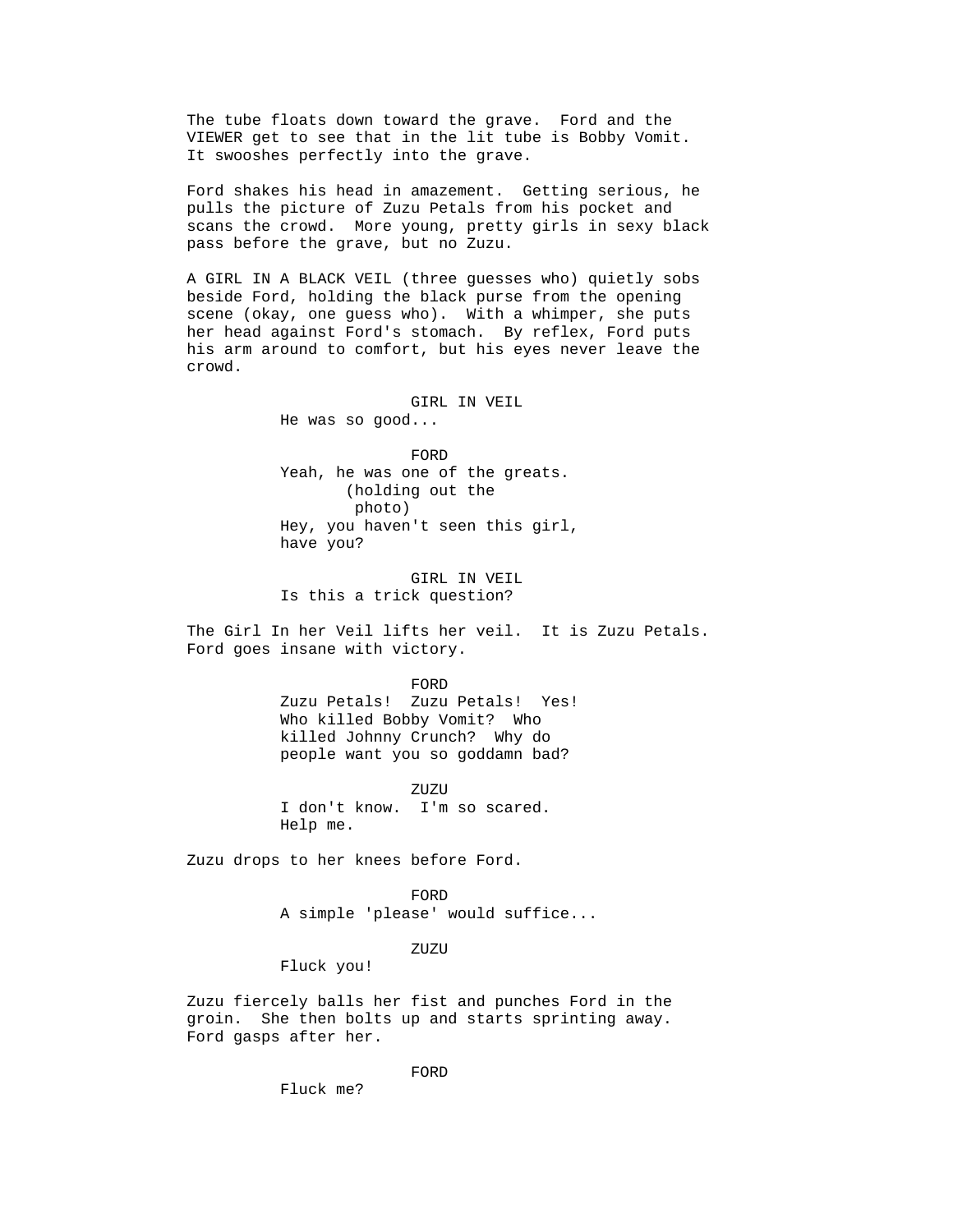The tube floats down toward the grave. Ford and the VIEWER get to see that in the lit tube is Bobby Vomit. It swooshes perfectly into the grave.

Ford shakes his head in amazement. Getting serious, he pulls the picture of Zuzu Petals from his pocket and scans the crowd. More young, pretty girls in sexy black pass before the grave, but no Zuzu.

A GIRL IN A BLACK VEIL (three guesses who) quietly sobs beside Ford, holding the black purse from the opening scene (okay, one guess who). With a whimper, she puts her head against Ford's stomach. By reflex, Ford puts his arm around to comfort, but his eyes never leave the crowd.

GIRL IN VEIL
He was so good...

FORD
Yeah, he was one of the greats.
(holding out the photo)
Hey, you haven't seen this girl, have you?

GIRL IN VEIL
Is this a trick question?

The Girl In her Veil lifts her veil. It is Zuzu Petals. Ford goes insane with victory.

FORD
Zuzu Petals! Zuzu Petals! Yes! Who killed Bobby Vomit? Who killed Johnny Crunch? Why do people want you so goddamn bad?

ZUZU
I don't know. I'm so scared. Help me.

Zuzu drops to her knees before Ford.

FORD
A simple 'please' would suffice...

ZUZU
Fluck you!

Zuzu fiercely balls her fist and punches Ford in the groin. She then bolts up and starts sprinting away. Ford gasps after her.

FORD
Fluck me?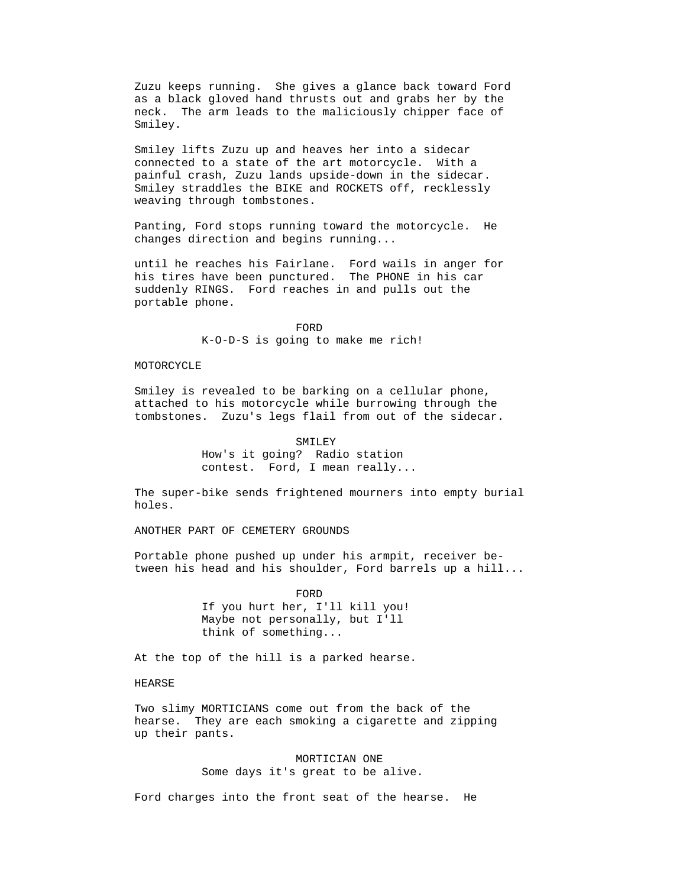Zuzu keeps running. She gives a glance back toward Ford as a black gloved hand thrusts out and grabs her by the neck. The arm leads to the maliciously chipper face of Smiley.

Smiley lifts Zuzu up and heaves her into a sidecar connected to a state of the art motorcycle. With a painful crash, Zuzu lands upside-down in the sidecar. Smiley straddles the BIKE and ROCKETS off, recklessly weaving through tombstones.

Panting, Ford stops running toward the motorcycle. He changes direction and begins running...

until he reaches his Fairlane. Ford wails in anger for his tires have been punctured. The PHONE in his car suddenly RINGS. Ford reaches in and pulls out the portable phone.

FORD
K-O-D-S is going to make me rich!

MOTORCYCLE

Smiley is revealed to be barking on a cellular phone, attached to his motorcycle while burrowing through the tombstones. Zuzu's legs flail from out of the sidecar.

SMILEY
How's it going? Radio station contest. Ford, I mean really...

The super-bike sends frightened mourners into empty burial holes.

ANOTHER PART OF CEMETERY GROUNDS

Portable phone pushed up under his armpit, receiver between his head and his shoulder, Ford barrels up a hill...

FORD
If you hurt her, I'll kill you! Maybe not personally, but I'll think of something...

At the top of the hill is a parked hearse.

HEARSE

Two slimy MORTICIANS come out from the back of the hearse. They are each smoking a cigarette and zipping up their pants.

MORTICIAN ONE
Some days it's great to be alive.

Ford charges into the front seat of the hearse. He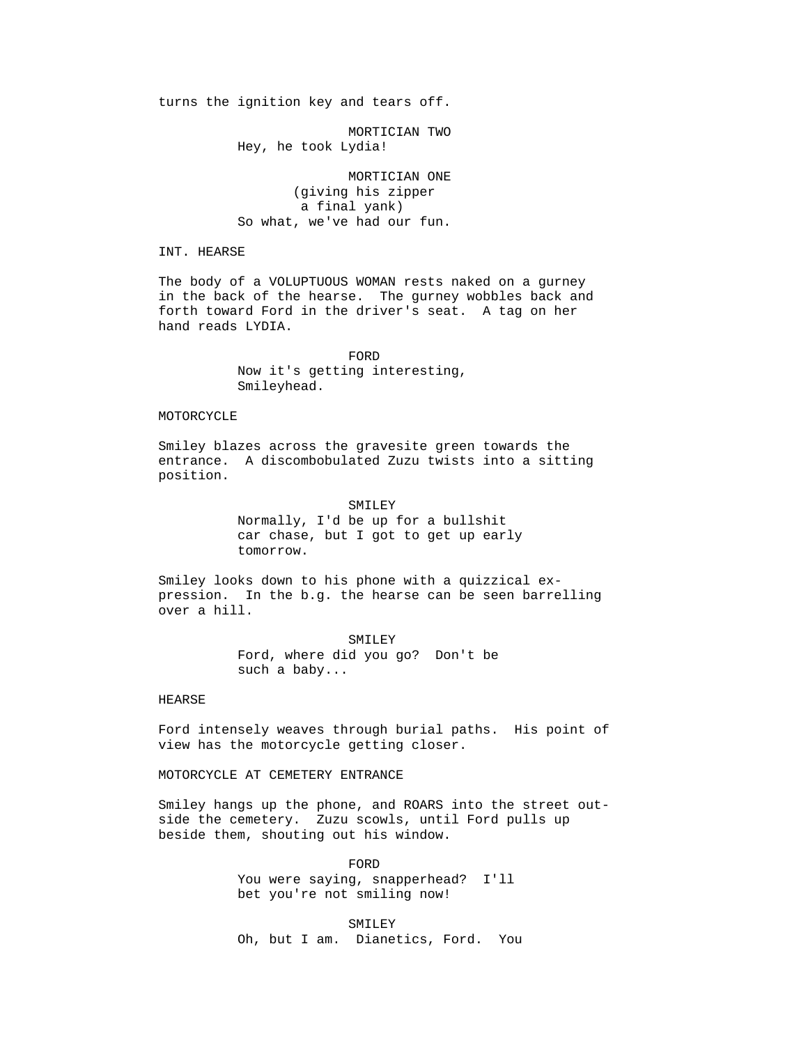turns the ignition key and tears off.

MORTICIAN TWO
Hey, he took Lydia!

MORTICIAN ONE
(giving his zipper
a final yank)
So what, we've had our fun.

INT. HEARSE

The body of a VOLUPTUOUS WOMAN rests naked on a gurney in the back of the hearse. The gurney wobbles back and forth toward Ford in the driver's seat. A tag on her hand reads LYDIA.

FORD
Now it's getting interesting, Smileyhead.

MOTORCYCLE

Smiley blazes across the gravesite green towards the entrance. A discombobulated Zuzu twists into a sitting position.

SMILEY
Normally, I'd be up for a bullshit car chase, but I got to get up early tomorrow.

Smiley looks down to his phone with a quizzical expression. In the b.g. the hearse can be seen barrelling over a hill.

SMILEY
Ford, where did you go? Don't be such a baby...

HEARSE

Ford intensely weaves through burial paths. His point of view has the motorcycle getting closer.

MOTORCYCLE AT CEMETERY ENTRANCE

Smiley hangs up the phone, and ROARS into the street outside the cemetery. Zuzu scowls, until Ford pulls up beside them, shouting out his window.

FORD
You were saying, snapperhead? I'll bet you're not smiling now!

SMILEY
Oh, but I am. Dianetics, Ford. You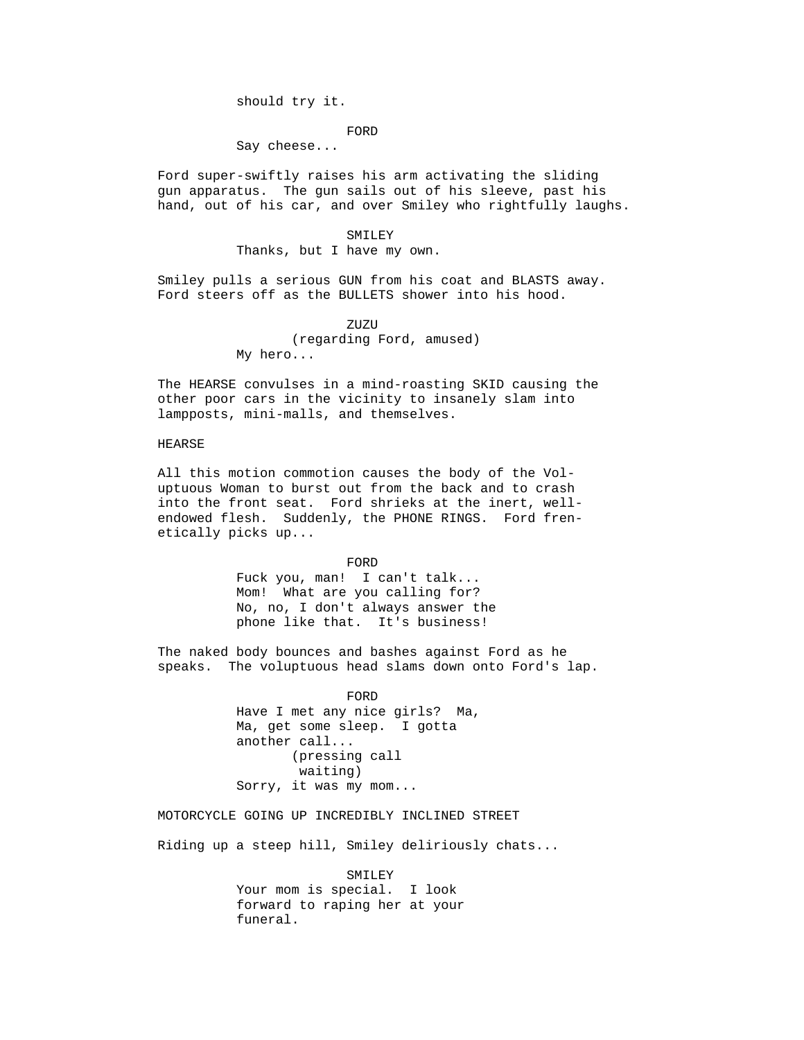should try it.

FORD

Say cheese...

Ford super-swiftly raises his arm activating the sliding gun apparatus. The gun sails out of his sleeve, past his hand, out of his car, and over Smiley who rightfully laughs.

SMILEY

Thanks, but I have my own.

Smiley pulls a serious GUN from his coat and BLASTS away. Ford steers off as the BULLETS shower into his hood.

ZUZU

(regarding Ford, amused)

My hero...

The HEARSE convulses in a mind-roasting SKID causing the other poor cars in the vicinity to insanely slam into lampposts, mini-malls, and themselves.

HEARSE

All this motion commotion causes the body of the Voluptuous Woman to burst out from the back and to crash into the front seat. Ford shrieks at the inert, well-endowed flesh. Suddenly, the PHONE RINGS. Ford frenetically picks up...

FORD

Fuck you, man! I can't talk... Mom! What are you calling for? No, no, I don't always answer the phone like that. It's business!

The naked body bounces and bashes against Ford as he speaks. The voluptuous head slams down onto Ford's lap.

FORD

Have I met any nice girls? Ma, Ma, get some sleep. I gotta another call...

(pressing call waiting)

Sorry, it was my mom...

MOTORCYCLE GOING UP INCREDIBLY INCLINED STREET

Riding up a steep hill, Smiley deliriously chats...

SMILEY

Your mom is special. I look forward to raping her at your funeral.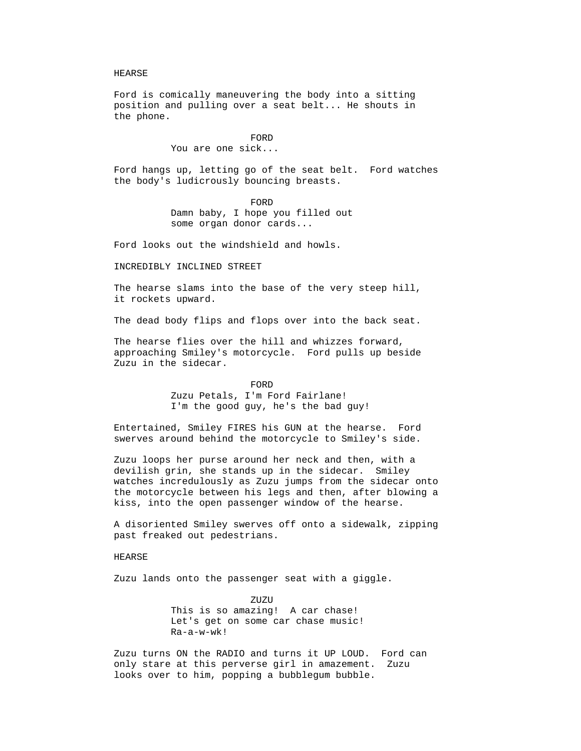HEARSE

Ford is comically maneuvering the body into a sitting position and pulling over a seat belt... He shouts in the phone.

FORD
You are one sick...

Ford hangs up, letting go of the seat belt. Ford watches the body's ludicrously bouncing breasts.

FORD
Damn baby, I hope you filled out some organ donor cards...

Ford looks out the windshield and howls.

INCREDIBLY INCLINED STREET

The hearse slams into the base of the very steep hill, it rockets upward.

The dead body flips and flops over into the back seat.

The hearse flies over the hill and whizzes forward, approaching Smiley's motorcycle. Ford pulls up beside Zuzu in the sidecar.

FORD
Zuzu Petals, I'm Ford Fairlane! I'm the good guy, he's the bad guy!

Entertained, Smiley FIRES his GUN at the hearse. Ford swerves around behind the motorcycle to Smiley's side.

Zuzu loops her purse around her neck and then, with a devilish grin, she stands up in the sidecar. Smiley watches incredulously as Zuzu jumps from the sidecar onto the motorcycle between his legs and then, after blowing a kiss, into the open passenger window of the hearse.

A disoriented Smiley swerves off onto a sidewalk, zipping past freaked out pedestrians.

HEARSE

Zuzu lands onto the passenger seat with a giggle.

ZUZU
This is so amazing! A car chase! Let's get on some car chase music! Ra-a-w-wk!

Zuzu turns ON the RADIO and turns it UP LOUD. Ford can only stare at this perverse girl in amazement. Zuzu looks over to him, popping a bubblegum bubble.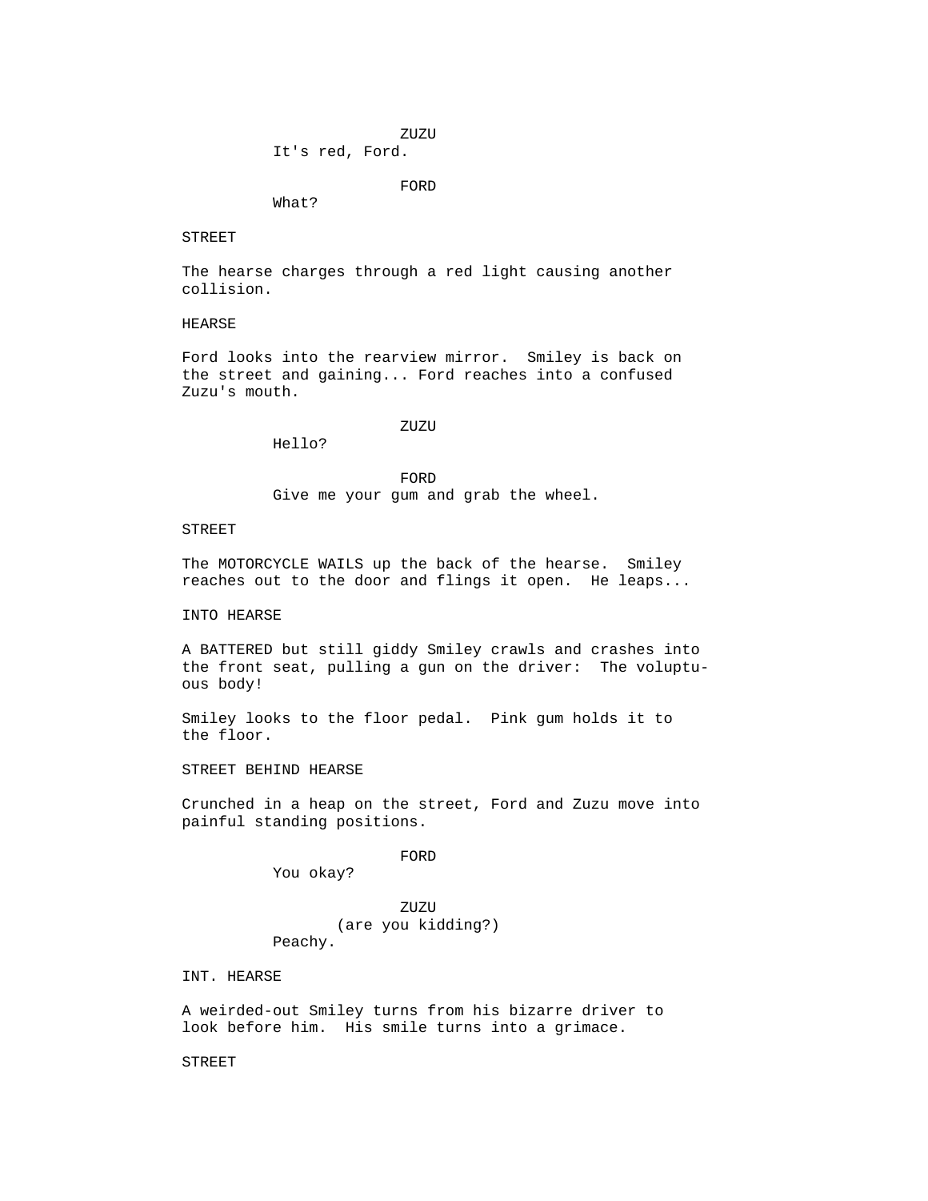ZUZU
It's red, Ford.

FORD
What?

STREET

The hearse charges through a red light causing another collision.

HEARSE

Ford looks into the rearview mirror. Smiley is back on the street and gaining... Ford reaches into a confused Zuzu's mouth.

ZUZU
Hello?

FORD
Give me your gum and grab the wheel.

STREET

The MOTORCYCLE WAILS up the back of the hearse. Smiley reaches out to the door and flings it open. He leaps...

INTO HEARSE

A BATTERED but still giddy Smiley crawls and crashes into the front seat, pulling a gun on the driver: The voluptuous body!

Smiley looks to the floor pedal. Pink gum holds it to the floor.

STREET BEHIND HEARSE

Crunched in a heap on the street, Ford and Zuzu move into painful standing positions.

FORD
You okay?

ZUZU
(are you kidding?)
Peachy.

INT. HEARSE

A weirded-out Smiley turns from his bizarre driver to look before him. His smile turns into a grimace.

STREET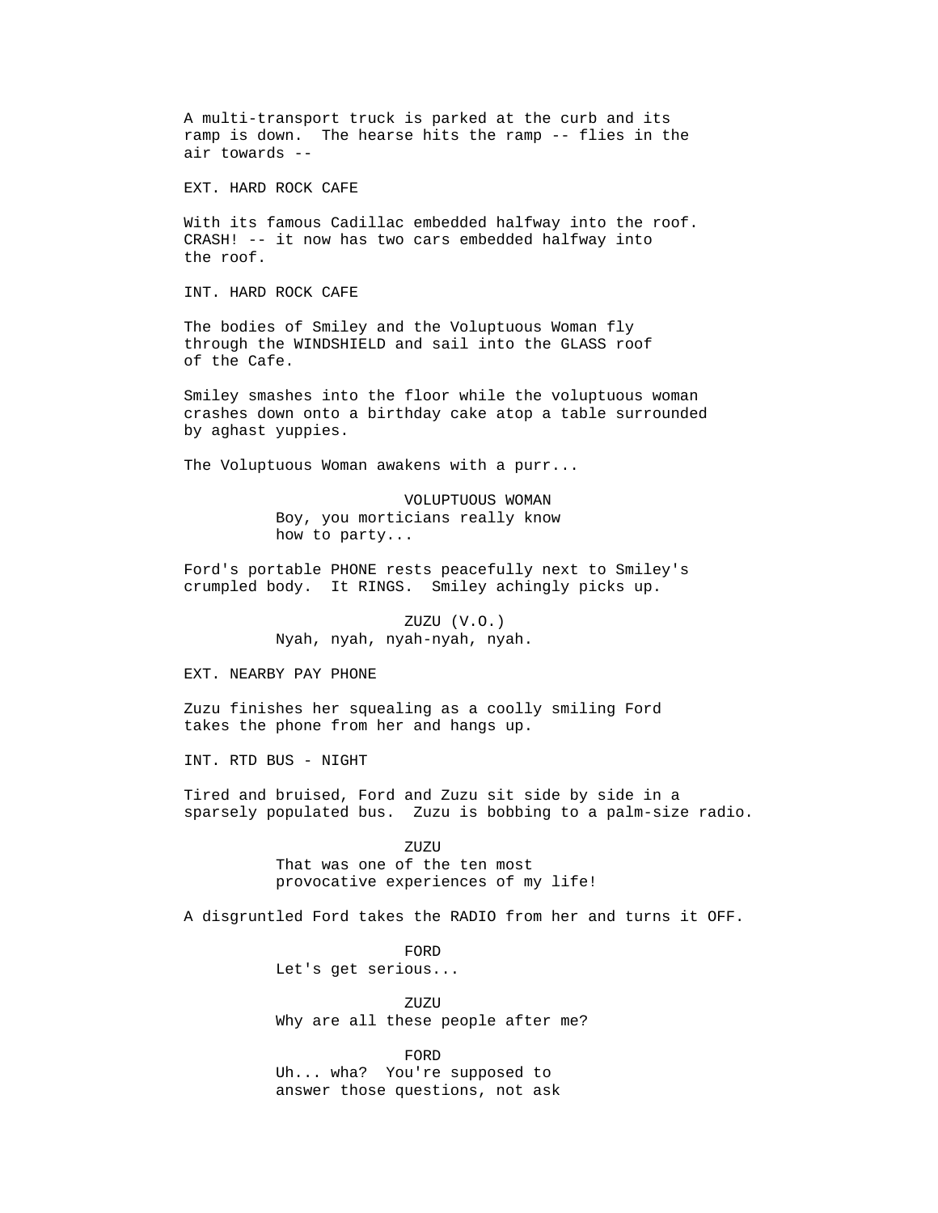A multi-transport truck is parked at the curb and its ramp is down. The hearse hits the ramp -- flies in the air towards --

EXT. HARD ROCK CAFE

With its famous Cadillac embedded halfway into the roof. CRASH! -- it now has two cars embedded halfway into the roof.

INT. HARD ROCK CAFE

The bodies of Smiley and the Voluptuous Woman fly through the WINDSHIELD and sail into the GLASS roof of the Cafe.

Smiley smashes into the floor while the voluptuous woman crashes down onto a birthday cake atop a table surrounded by aghast yuppies.

The Voluptuous Woman awakens with a purr...

VOLUPTUOUS WOMAN
Boy, you morticians really know how to party...

Ford's portable PHONE rests peacefully next to Smiley's crumpled body. It RINGS. Smiley achingly picks up.

ZUZU (V.O.)
Nyah, nyah, nyah-nyah, nyah.

EXT. NEARBY PAY PHONE

Zuzu finishes her squealing as a coolly smiling Ford takes the phone from her and hangs up.

INT. RTD BUS - NIGHT

Tired and bruised, Ford and Zuzu sit side by side in a sparsely populated bus. Zuzu is bobbing to a palm-size radio.

ZUZU
That was one of the ten most provocative experiences of my life!

A disgruntled Ford takes the RADIO from her and turns it OFF.

FORD
Let's get serious...

ZUZU
Why are all these people after me?

FORD
Uh... wha? You're supposed to answer those questions, not ask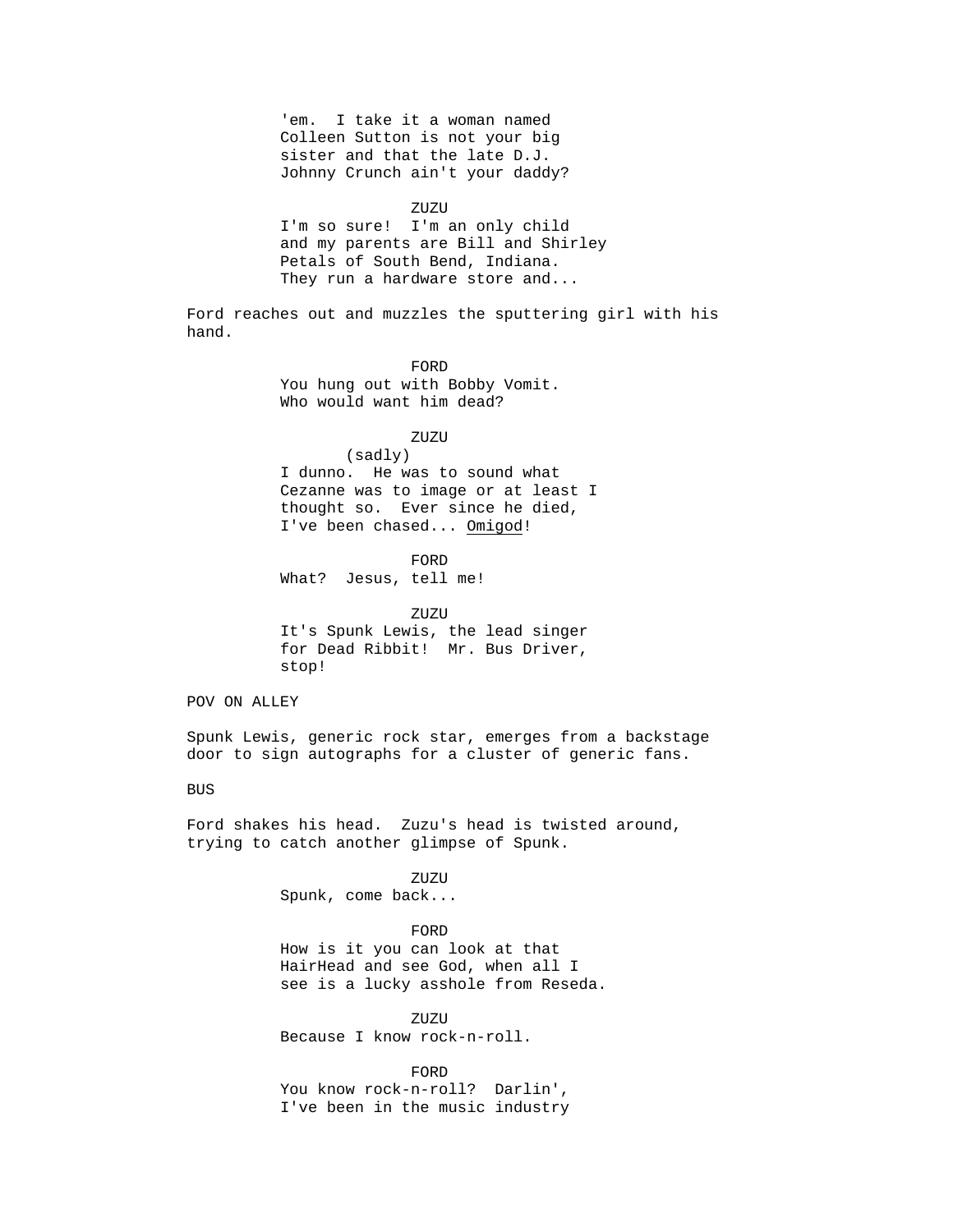'em.  I take it a woman named Colleen Sutton is not your big sister and that the late D.J. Johnny Crunch ain't your daddy?

ZUZU

I'm so sure!  I'm an only child and my parents are Bill and Shirley Petals of South Bend, Indiana. They run a hardware store and...

Ford reaches out and muzzles the sputtering girl with his hand.

FORD

You hung out with Bobby Vomit. Who would want him dead?

ZUZU

(sadly)

I dunno.  He was to sound what Cezanne was to image or at least I thought so.  Ever since he died, I've been chased... <u>Omigod</u>!

FORD

What?  Jesus, tell me!

ZUZU

It's Spunk Lewis, the lead singer for Dead Ribbit!  Mr. Bus Driver, stop!

POV ON ALLEY

Spunk Lewis, generic rock star, emerges from a backstage door to sign autographs for a cluster of generic fans.

BUS

Ford shakes his head.  Zuzu's head is twisted around, trying to catch another glimpse of Spunk.

ZUZU

Spunk, come back...

FORD

How is it you can look at that HairHead and see God, when all I see is a lucky asshole from Reseda.

ZUZU

Because I know rock-n-roll.

FORD

You know rock-n-roll?  Darlin', I've been in the music industry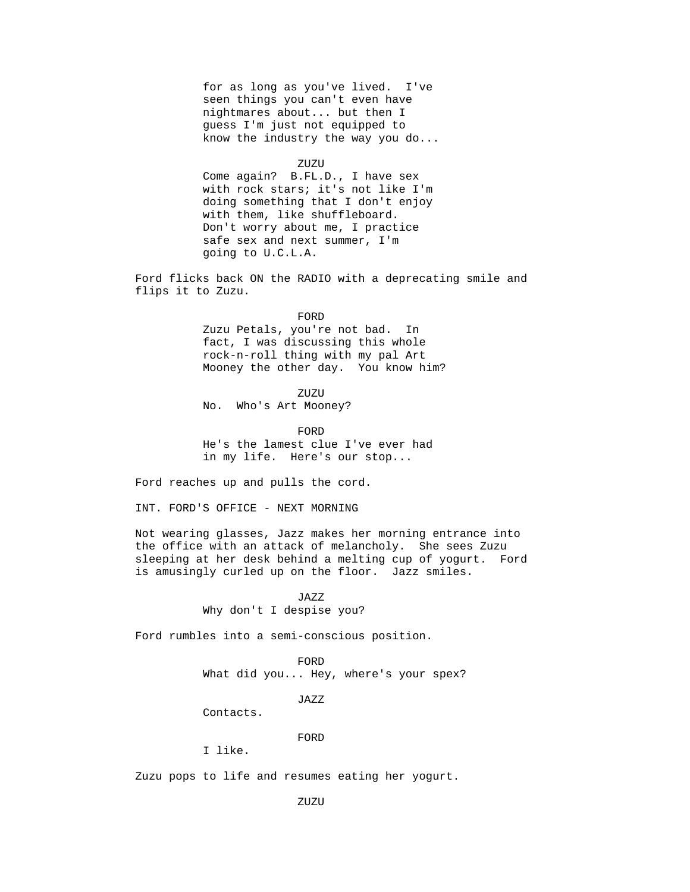for as long as you've lived. I've seen things you can't even have nightmares about... but then I guess I'm just not equipped to know the industry the way you do...

ZUZU

Come again? B.FL.D., I have sex with rock stars; it's not like I'm doing something that I don't enjoy with them, like shuffleboard. Don't worry about me, I practice safe sex and next summer, I'm going to U.C.L.A.

Ford flicks back ON the RADIO with a deprecating smile and flips it to Zuzu.

FORD

Zuzu Petals, you're not bad. In fact, I was discussing this whole rock-n-roll thing with my pal Art Mooney the other day. You know him?

ZUZU

No. Who's Art Mooney?

FORD

He's the lamest clue I've ever had in my life. Here's our stop...

Ford reaches up and pulls the cord.

INT. FORD'S OFFICE - NEXT MORNING

Not wearing glasses, Jazz makes her morning entrance into the office with an attack of melancholy. She sees Zuzu sleeping at her desk behind a melting cup of yogurt. Ford is amusingly curled up on the floor. Jazz smiles.

JAZZ

Why don't I despise you?

Ford rumbles into a semi-conscious position.

FORD

What did you... Hey, where's your spex?

JAZZ

Contacts.

FORD

I like.

Zuzu pops to life and resumes eating her yogurt.

ZUZU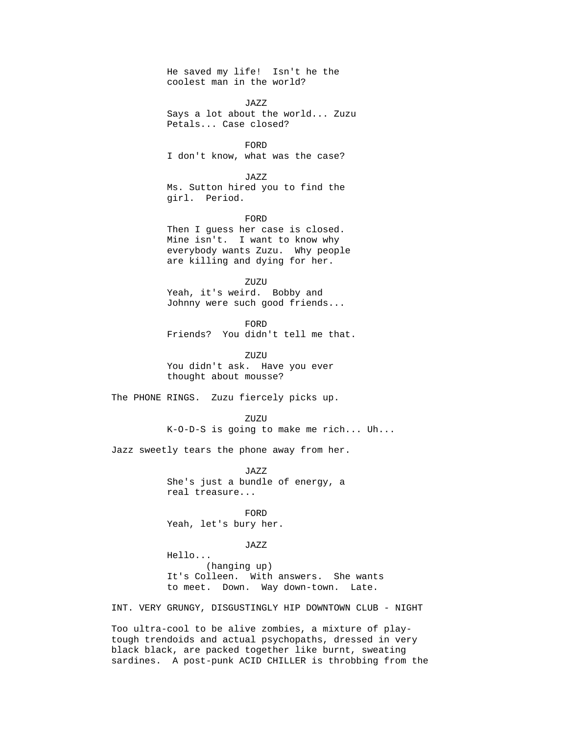He saved my life! Isn't he the coolest man in the world?

JAZZ

Says a lot about the world... Zuzu Petals... Case closed?

FORD

I don't know, what was the case?

JAZZ

Ms. Sutton hired you to find the girl. Period.

FORD

Then I guess her case is closed. Mine isn't. I want to know why everybody wants Zuzu. Why people are killing and dying for her.

ZUZU

Yeah, it's weird. Bobby and Johnny were such good friends...

FORD

Friends? You didn't tell me that.

ZUZU

You didn't ask. Have you ever thought about mousse?

The PHONE RINGS. Zuzu fiercely picks up.

ZUZU

K-O-D-S is going to make me rich... Uh...

Jazz sweetly tears the phone away from her.

JAZZ

She's just a bundle of energy, a real treasure...

FORD

Yeah, let's bury her.

JAZZ

Hello...
(hanging up)
It's Colleen. With answers. She wants to meet. Down. Way down-town. Late.

INT. VERY GRUNGY, DISGUSTINGLY HIP DOWNTOWN CLUB - NIGHT

Too ultra-cool to be alive zombies, a mixture of play-tough trendoids and actual psychopaths, dressed in very black black, are packed together like burnt, sweating sardines. A post-punk ACID CHILLER is throbbing from the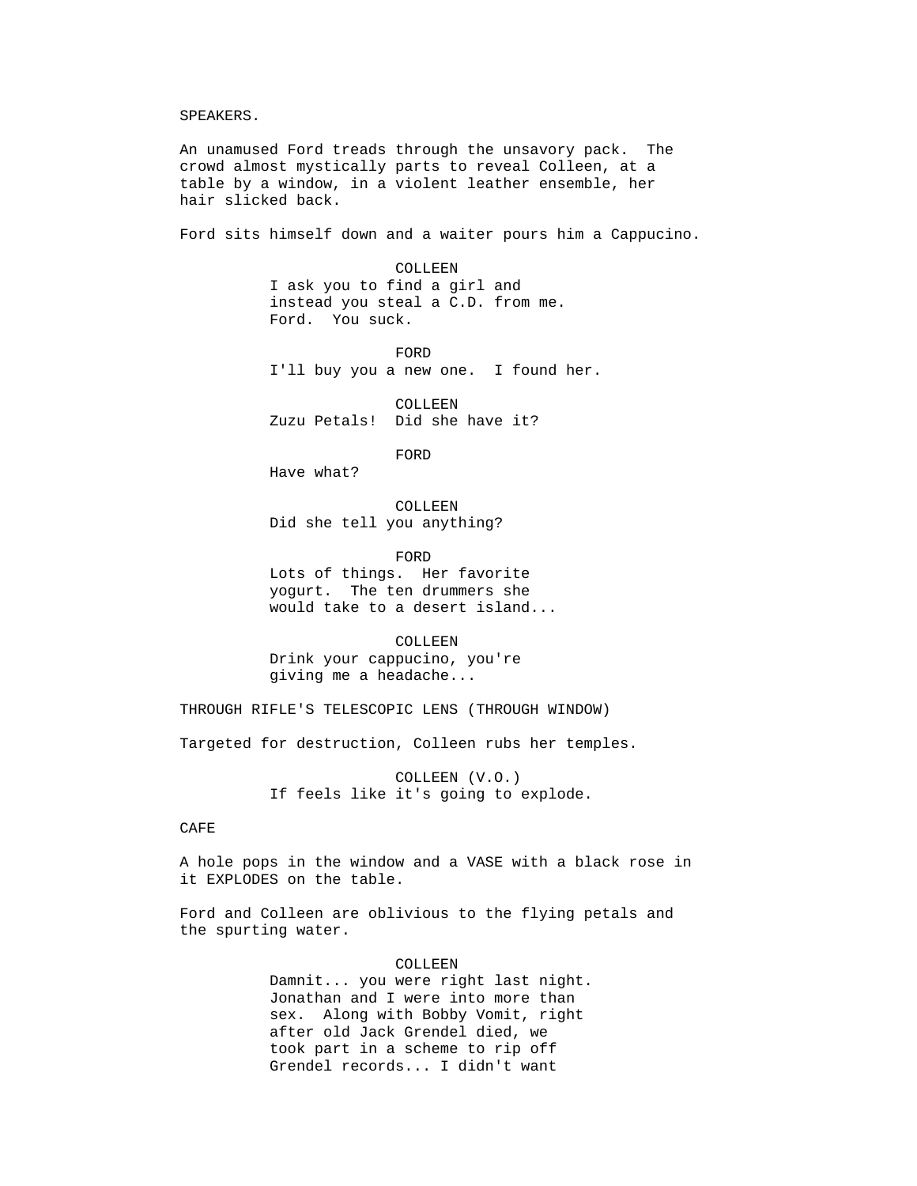SPEAKERS.

An unamused Ford treads through the unsavory pack. The crowd almost mystically parts to reveal Colleen, at a table by a window, in a violent leather ensemble, her hair slicked back.

Ford sits himself down and a waiter pours him a Cappucino.

COLLEEN
I ask you to find a girl and instead you steal a C.D. from me. Ford. You suck.

FORD
I'll buy you a new one. I found her.

COLLEEN
Zuzu Petals! Did she have it?

FORD
Have what?

COLLEEN
Did she tell you anything?

FORD
Lots of things. Her favorite yogurt. The ten drummers she would take to a desert island...

COLLEEN
Drink your cappucino, you're giving me a headache...

THROUGH RIFLE'S TELESCOPIC LENS (THROUGH WINDOW)

Targeted for destruction, Colleen rubs her temples.

COLLEEN (V.O.)
If feels like it's going to explode.

CAFE

A hole pops in the window and a VASE with a black rose in it EXPLODES on the table.

Ford and Colleen are oblivious to the flying petals and the spurting water.

COLLEEN
Damnit... you were right last night. Jonathan and I were into more than sex. Along with Bobby Vomit, right after old Jack Grendel died, we took part in a scheme to rip off Grendel records... I didn't want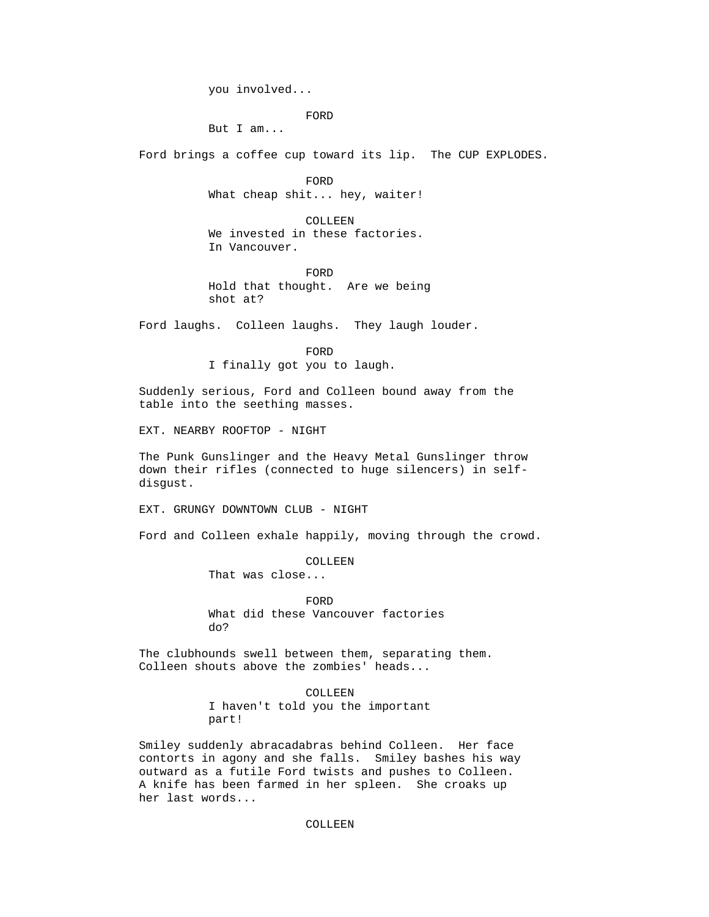you involved...

FORD
But I am...

Ford brings a coffee cup toward its lip. The CUP EXPLODES.

FORD
What cheap shit... hey, waiter!

COLLEEN
We invested in these factories.
In Vancouver.

FORD
Hold that thought. Are we being
shot at?

Ford laughs. Colleen laughs. They laugh louder.

FORD
I finally got you to laugh.

Suddenly serious, Ford and Colleen bound away from the table into the seething masses.

EXT. NEARBY ROOFTOP - NIGHT

The Punk Gunslinger and the Heavy Metal Gunslinger throw down their rifles (connected to huge silencers) in self-disgust.

EXT. GRUNGY DOWNTOWN CLUB - NIGHT

Ford and Colleen exhale happily, moving through the crowd.

COLLEEN
That was close...

FORD
What did these Vancouver factories
do?

The clubhounds swell between them, separating them. Colleen shouts above the zombies' heads...

COLLEEN
I haven't told you the important
part!

Smiley suddenly abracadabras behind Colleen. Her face contorts in agony and she falls. Smiley bashes his way outward as a futile Ford twists and pushes to Colleen. A knife has been farmed in her spleen. She croaks up her last words...

COLLEEN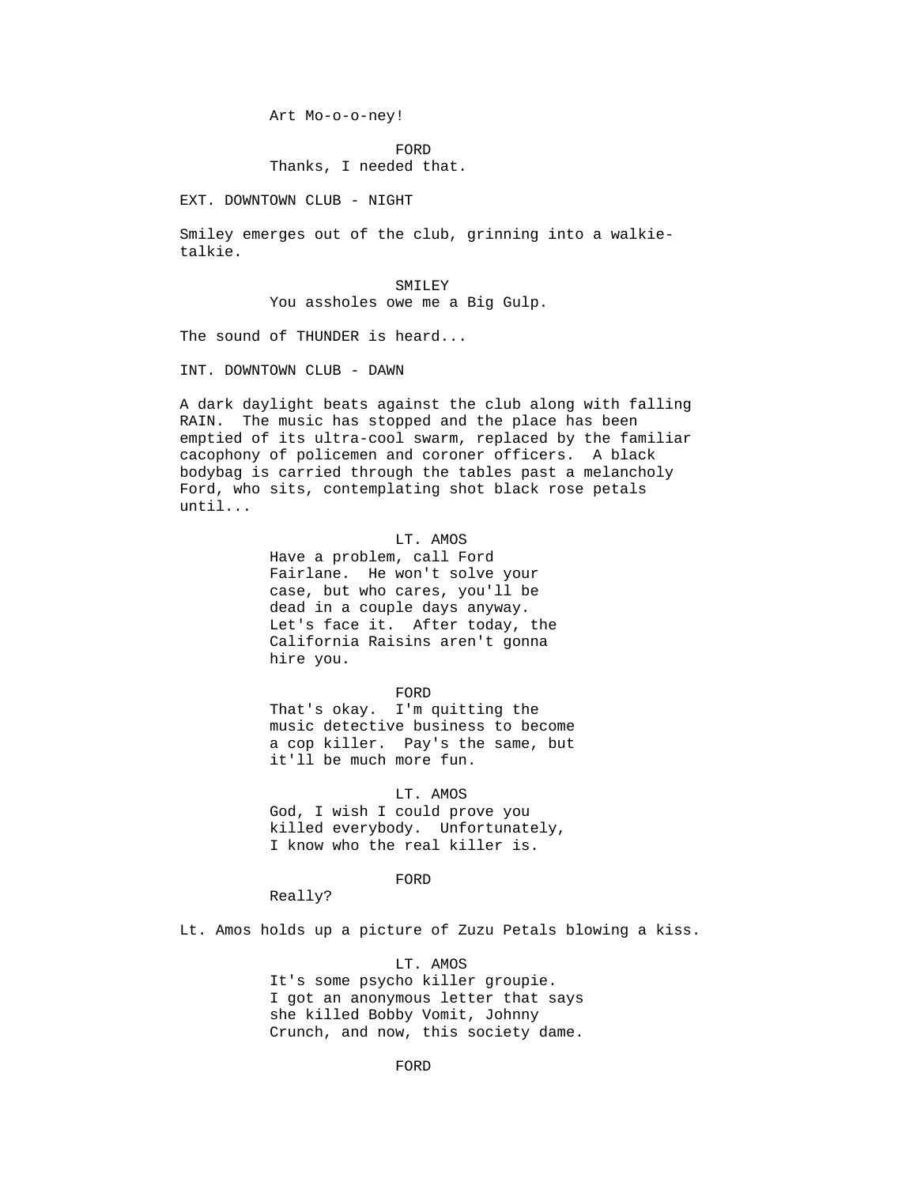Art Mo-o-o-ney!

FORD
Thanks, I needed that.

EXT. DOWNTOWN CLUB - NIGHT

Smiley emerges out of the club, grinning into a walkie-talkie.

SMILEY
You assholes owe me a Big Gulp.

The sound of THUNDER is heard...

INT. DOWNTOWN CLUB - DAWN

A dark daylight beats against the club along with falling RAIN. The music has stopped and the place has been emptied of its ultra-cool swarm, replaced by the familiar cacophony of policemen and coroner officers. A black bodybag is carried through the tables past a melancholy Ford, who sits, contemplating shot black rose petals until...

LT. AMOS
Have a problem, call Ford Fairlane. He won't solve your case, but who cares, you'll be dead in a couple days anyway. Let's face it. After today, the California Raisins aren't gonna hire you.

FORD
That's okay. I'm quitting the music detective business to become a cop killer. Pay's the same, but it'll be much more fun.

LT. AMOS
God, I wish I could prove you killed everybody. Unfortunately, I know who the real killer is.

FORD
Really?

Lt. Amos holds up a picture of Zuzu Petals blowing a kiss.

LT. AMOS
It's some psycho killer groupie. I got an anonymous letter that says she killed Bobby Vomit, Johnny Crunch, and now, this society dame.

FORD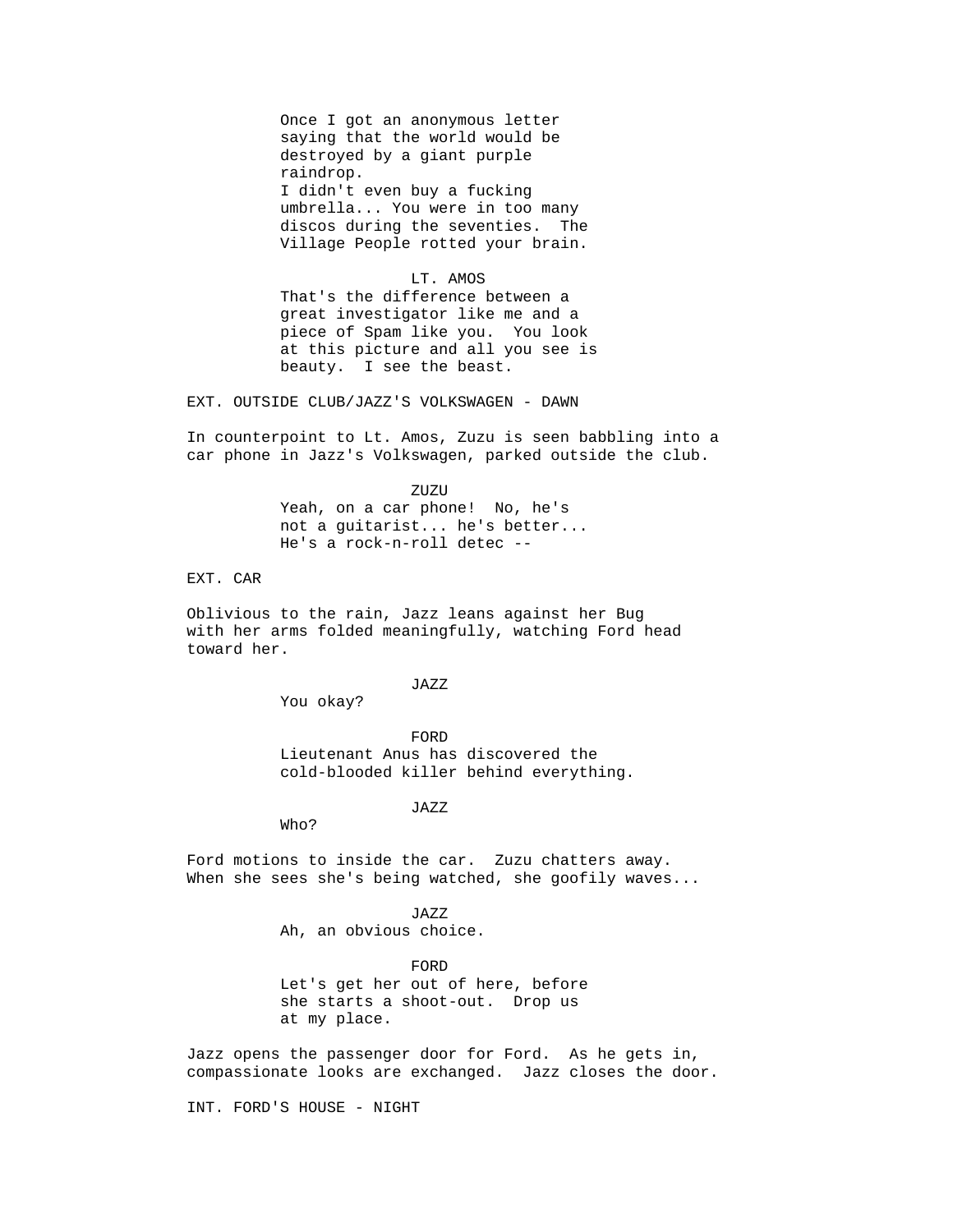Once I got an anonymous letter
saying that the world would be
destroyed by a giant purple
raindrop.
I didn't even buy a fucking
umbrella... You were in too many
discos during the seventies. The
Village People rotted your brain.

LT. AMOS

That's the difference between a
great investigator like me and a
piece of Spam like you. You look
at this picture and all you see is
beauty. I see the beast.

EXT. OUTSIDE CLUB/JAZZ'S VOLKSWAGEN - DAWN

In counterpoint to Lt. Amos, Zuzu is seen babbling into a
car phone in Jazz's Volkswagen, parked outside the club.

ZUZU

Yeah, on a car phone! No, he's
not a guitarist... he's better...
He's a rock-n-roll detec --

EXT. CAR

Oblivious to the rain, Jazz leans against her Bug
with her arms folded meaningfully, watching Ford head
toward her.

JAZZ

You okay?

FORD

Lieutenant Anus has discovered the
cold-blooded killer behind everything.

JAZZ

Who?

Ford motions to inside the car. Zuzu chatters away.
When she sees she's being watched, she goofily waves...

JAZZ

Ah, an obvious choice.

FORD

Let's get her out of here, before
she starts a shoot-out. Drop us
at my place.

Jazz opens the passenger door for Ford. As he gets in,
compassionate looks are exchanged. Jazz closes the door.

INT. FORD'S HOUSE - NIGHT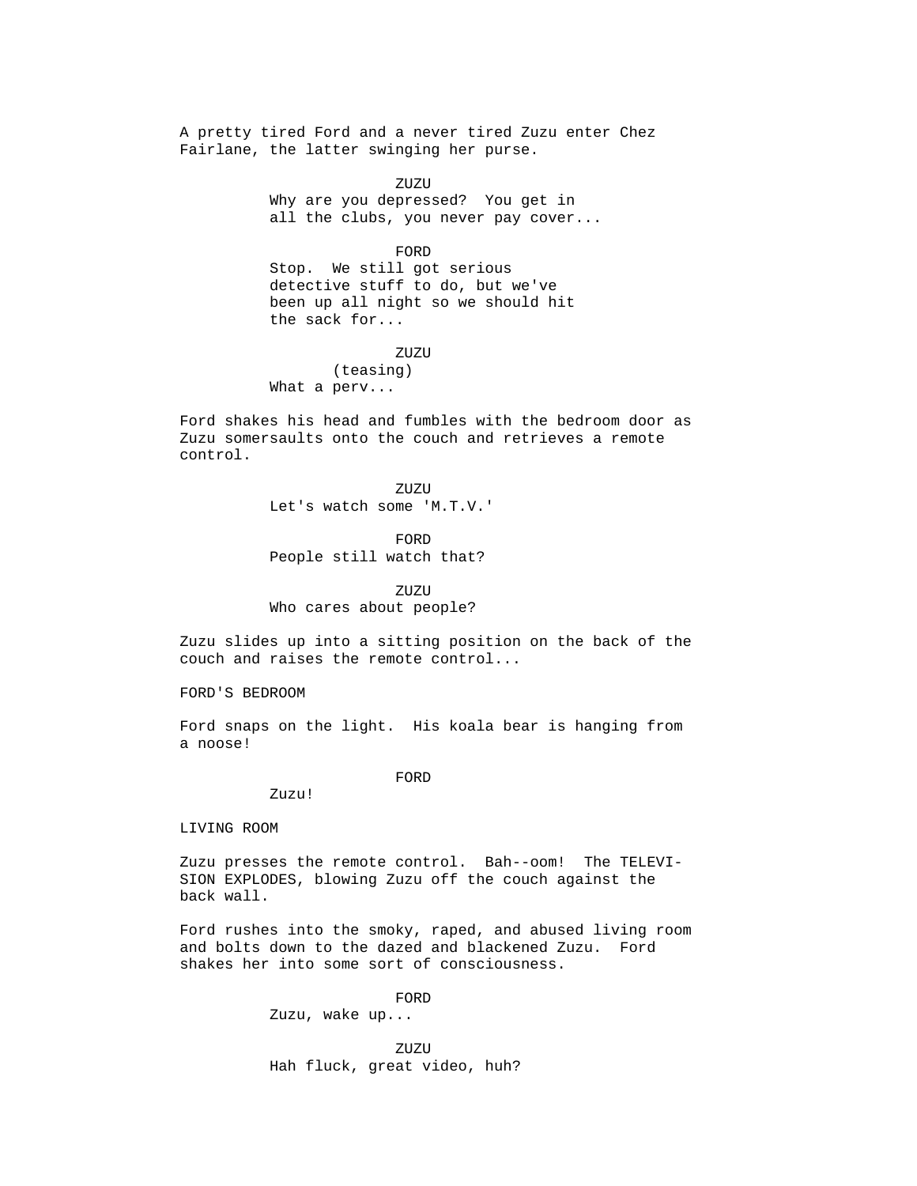A pretty tired Ford and a never tired Zuzu enter Chez Fairlane, the latter swinging her purse.

ZUZU

Why are you depressed? You get in all the clubs, you never pay cover...

FORD

Stop. We still got serious detective stuff to do, but we've been up all night so we should hit the sack for...

ZUZU

(teasing)

What a perv...

Ford shakes his head and fumbles with the bedroom door as Zuzu somersaults onto the couch and retrieves a remote control.

ZUZU

Let's watch some 'M.T.V.'

FORD

People still watch that?

ZUZU

Who cares about people?

Zuzu slides up into a sitting position on the back of the couch and raises the remote control...

FORD'S BEDROOM

Ford snaps on the light. His koala bear is hanging from a noose!

FORD

Zuzu!

LIVING ROOM

Zuzu presses the remote control. Bah--oom! The TELEVISION EXPLODES, blowing Zuzu off the couch against the back wall.

Ford rushes into the smoky, raped, and abused living room and bolts down to the dazed and blackened Zuzu. Ford shakes her into some sort of consciousness.

FORD

Zuzu, wake up...

ZUZU

Hah fluck, great video, huh?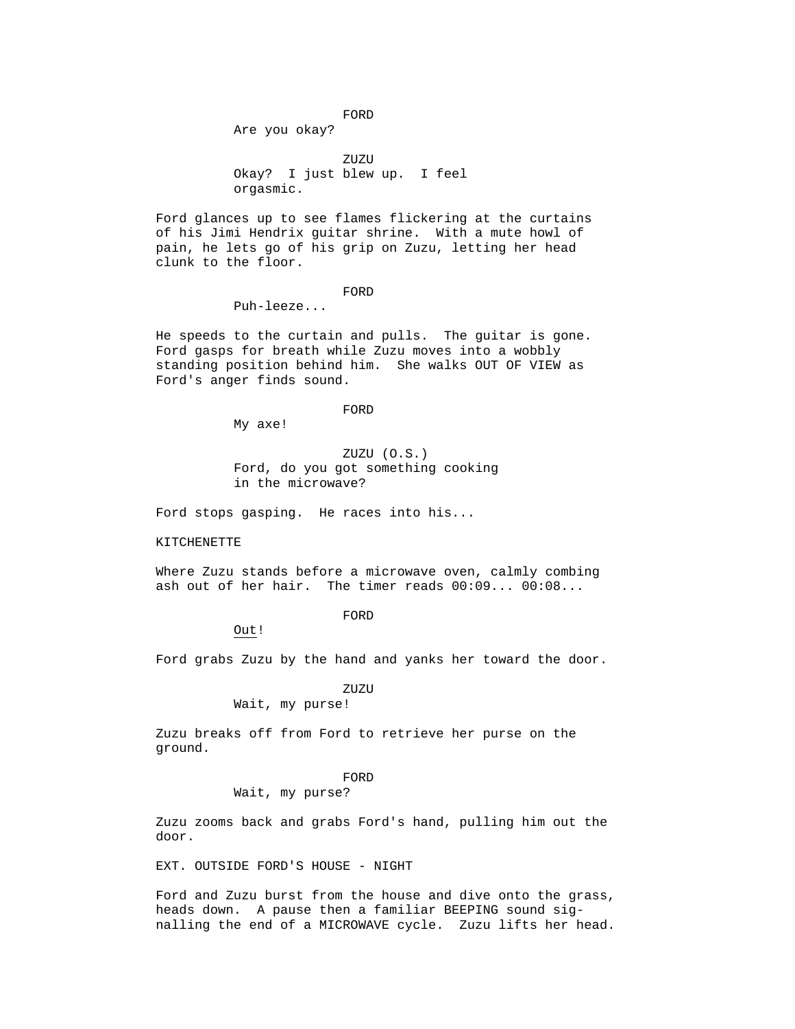FORD

Are you okay?

ZUZU

Okay? I just blew up. I feel orgasmic.

Ford glances up to see flames flickering at the curtains of his Jimi Hendrix guitar shrine. With a mute howl of pain, he lets go of his grip on Zuzu, letting her head clunk to the floor.

FORD

Puh-leeze...

He speeds to the curtain and pulls. The guitar is gone. Ford gasps for breath while Zuzu moves into a wobbly standing position behind him. She walks OUT OF VIEW as Ford's anger finds sound.

FORD

My axe!

ZUZU (O.S.)

Ford, do you got something cooking in the microwave?

Ford stops gasping. He races into his...

KITCHENETTE

Where Zuzu stands before a microwave oven, calmly combing ash out of her hair. The timer reads 00:09... 00:08...

FORD

Out!

Ford grabs Zuzu by the hand and yanks her toward the door.

ZUZU

Wait, my purse!

Zuzu breaks off from Ford to retrieve her purse on the ground.

FORD

Wait, my purse?

Zuzu zooms back and grabs Ford's hand, pulling him out the door.

EXT. OUTSIDE FORD'S HOUSE - NIGHT

Ford and Zuzu burst from the house and dive onto the grass, heads down. A pause then a familiar BEEPING sound signalling the end of a MICROWAVE cycle. Zuzu lifts her head.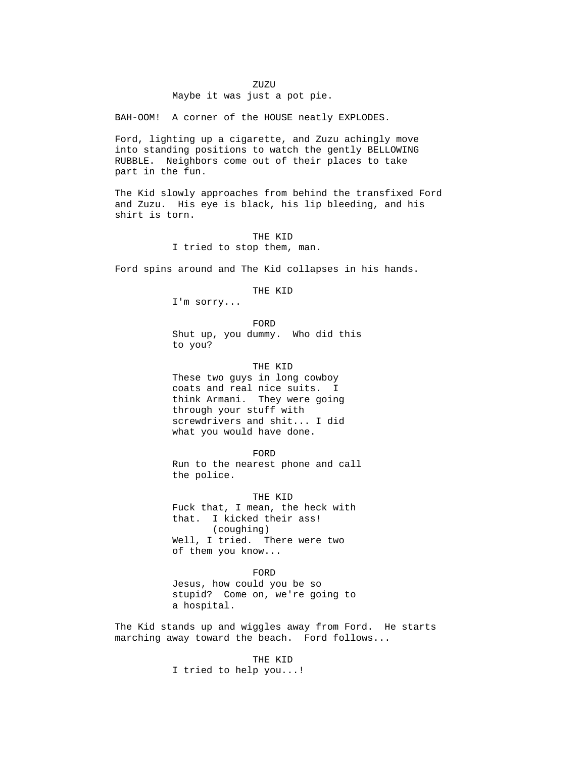ZUZU
Maybe it was just a pot pie.

BAH-OOM! A corner of the HOUSE neatly EXPLODES.

Ford, lighting up a cigarette, and Zuzu achingly move into standing positions to watch the gently BELLOWING RUBBLE. Neighbors come out of their places to take part in the fun.

The Kid slowly approaches from behind the transfixed Ford and Zuzu. His eye is black, his lip bleeding, and his shirt is torn.

THE KID
I tried to stop them, man.

Ford spins around and The Kid collapses in his hands.

THE KID
I'm sorry...

FORD
Shut up, you dummy. Who did this to you?

THE KID
These two guys in long cowboy coats and real nice suits. I think Armani. They were going through your stuff with screwdrivers and shit... I did what you would have done.

FORD
Run to the nearest phone and call the police.

THE KID
Fuck that, I mean, the heck with that. I kicked their ass!
(coughing)
Well, I tried. There were two of them you know...

FORD
Jesus, how could you be so stupid? Come on, we're going to a hospital.

The Kid stands up and wiggles away from Ford. He starts marching away toward the beach. Ford follows...

THE KID
I tried to help you...!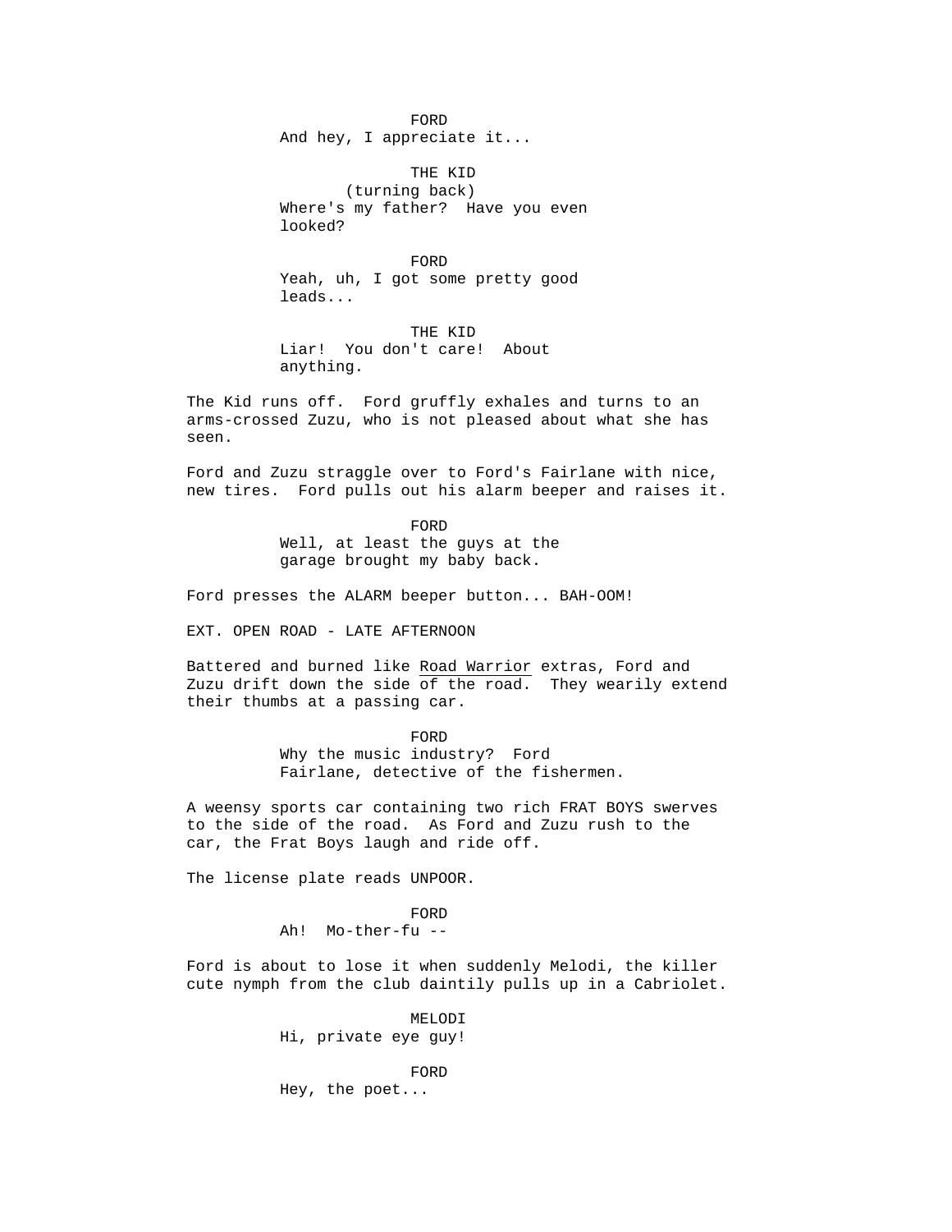FORD
And hey, I appreciate it...

THE KID
(turning back)
Where's my father?  Have you even looked?

FORD
Yeah, uh, I got some pretty good leads...

THE KID
Liar!  You don't care!  About anything.

The Kid runs off.  Ford gruffly exhales and turns to an arms-crossed Zuzu, who is not pleased about what she has seen.

Ford and Zuzu straggle over to Ford's Fairlane with nice, new tires.  Ford pulls out his alarm beeper and raises it.

FORD
Well, at least the guys at the garage brought my baby back.

Ford presses the ALARM beeper button... BAH-OOM!

EXT. OPEN ROAD - LATE AFTERNOON

Battered and burned like Road Warrior extras, Ford and Zuzu drift down the side of the road.  They wearily extend their thumbs at a passing car.

FORD
Why the music industry?  Ford Fairlane, detective of the fishermen.

A weensy sports car containing two rich FRAT BOYS swerves to the side of the road.  As Ford and Zuzu rush to the car, the Frat Boys laugh and ride off.

The license plate reads UNPOOR.

FORD
Ah!  Mo-ther-fu --

Ford is about to lose it when suddenly Melodi, the killer cute nymph from the club daintily pulls up in a Cabriolet.

MELODI
Hi, private eye guy!

FORD
Hey, the poet...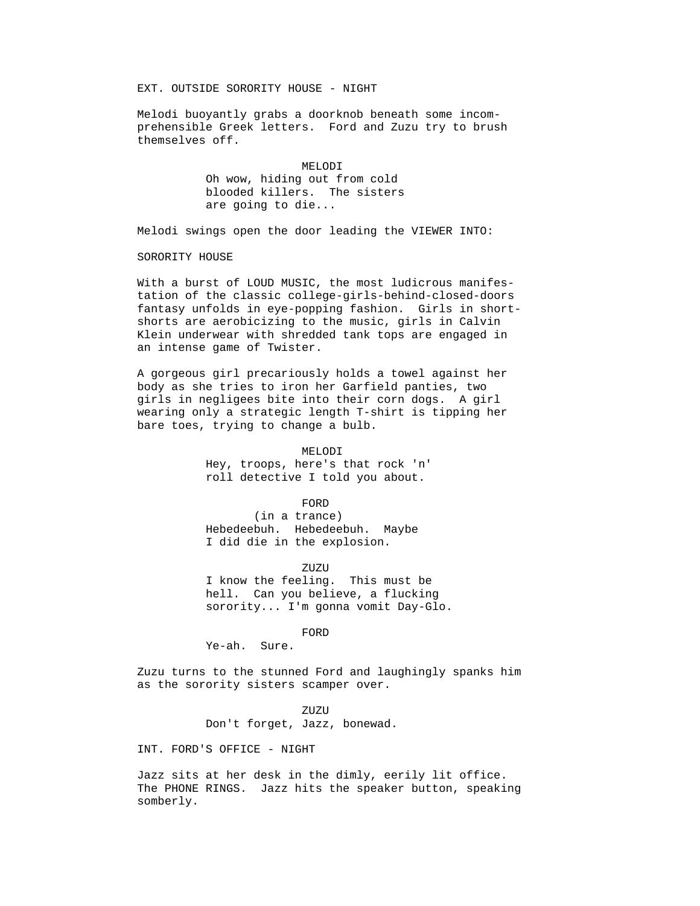EXT. OUTSIDE SORORITY HOUSE - NIGHT

Melodi buoyantly grabs a doorknob beneath some incomprehensible Greek letters. Ford and Zuzu try to brush themselves off.

MELODI
Oh wow, hiding out from cold blooded killers. The sisters are going to die...

Melodi swings open the door leading the VIEWER INTO:

SORORITY HOUSE

With a burst of LOUD MUSIC, the most ludicrous manifestation of the classic college-girls-behind-closed-doors fantasy unfolds in eye-popping fashion. Girls in short-shorts are aerobicizing to the music, girls in Calvin Klein underwear with shredded tank tops are engaged in an intense game of Twister.

A gorgeous girl precariously holds a towel against her body as she tries to iron her Garfield panties, two girls in negligees bite into their corn dogs. A girl wearing only a strategic length T-shirt is tipping her bare toes, trying to change a bulb.

MELODI
Hey, troops, here's that rock 'n' roll detective I told you about.

FORD
(in a trance)
Hebedeebuh. Hebedeebuh. Maybe I did die in the explosion.

ZUZU
I know the feeling. This must be hell. Can you believe, a flucking sorority... I'm gonna vomit Day-Glo.

FORD
Ye-ah. Sure.

Zuzu turns to the stunned Ford and laughingly spanks him as the sorority sisters scamper over.

ZUZU
Don't forget, Jazz, bonewad.

INT. FORD'S OFFICE - NIGHT

Jazz sits at her desk in the dimly, eerily lit office. The PHONE RINGS. Jazz hits the speaker button, speaking somberly.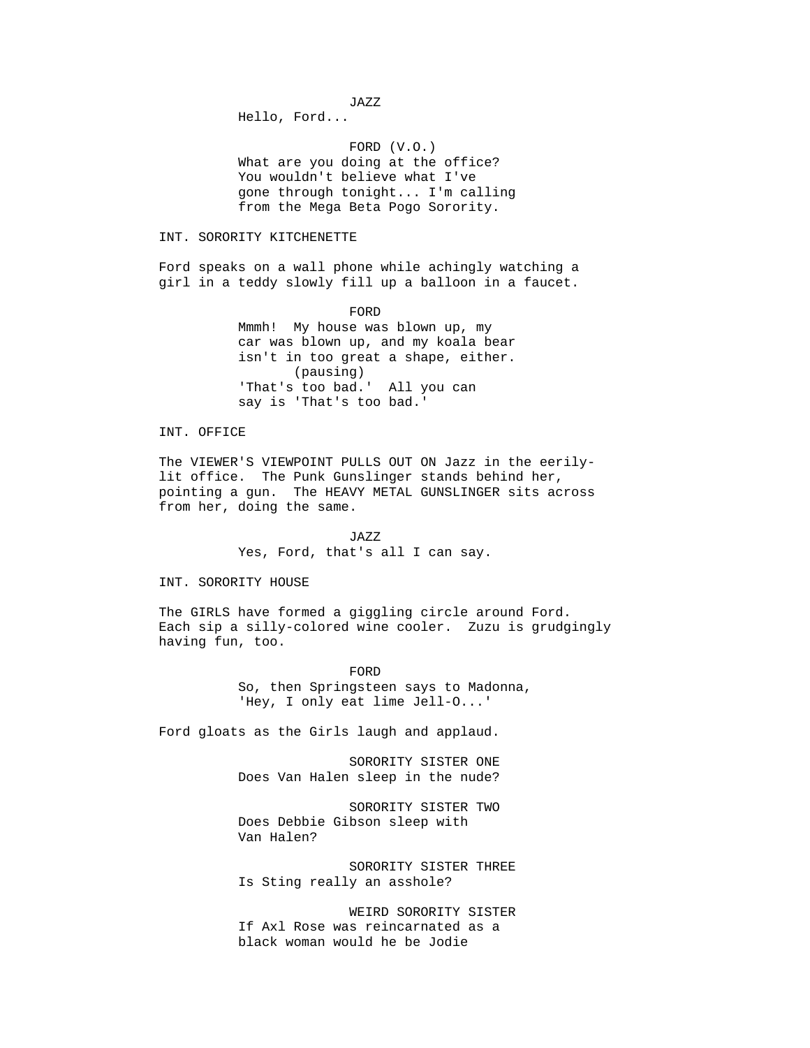JAZZ
Hello, Ford...

FORD (V.O.)
What are you doing at the office? You wouldn't believe what I've gone through tonight... I'm calling from the Mega Beta Pogo Sorority.

INT. SORORITY KITCHENETTE

Ford speaks on a wall phone while achingly watching a girl in a teddy slowly fill up a balloon in a faucet.

FORD
Mmmh! My house was blown up, my car was blown up, and my koala bear isn't in too great a shape, either.
(pausing)
'That's too bad.' All you can say is 'That's too bad.'

INT. OFFICE

The VIEWER'S VIEWPOINT PULLS OUT ON Jazz in the eerily-lit office. The Punk Gunslinger stands behind her, pointing a gun. The HEAVY METAL GUNSLINGER sits across from her, doing the same.

JAZZ
Yes, Ford, that's all I can say.

INT. SORORITY HOUSE

The GIRLS have formed a giggling circle around Ford. Each sip a silly-colored wine cooler. Zuzu is grudgingly having fun, too.

FORD
So, then Springsteen says to Madonna, 'Hey, I only eat lime Jell-O...'

Ford gloats as the Girls laugh and applaud.

SORORITY SISTER ONE
Does Van Halen sleep in the nude?

SORORITY SISTER TWO
Does Debbie Gibson sleep with Van Halen?

SORORITY SISTER THREE
Is Sting really an asshole?

WEIRD SORORITY SISTER
If Axl Rose was reincarnated as a black woman would he be Jodie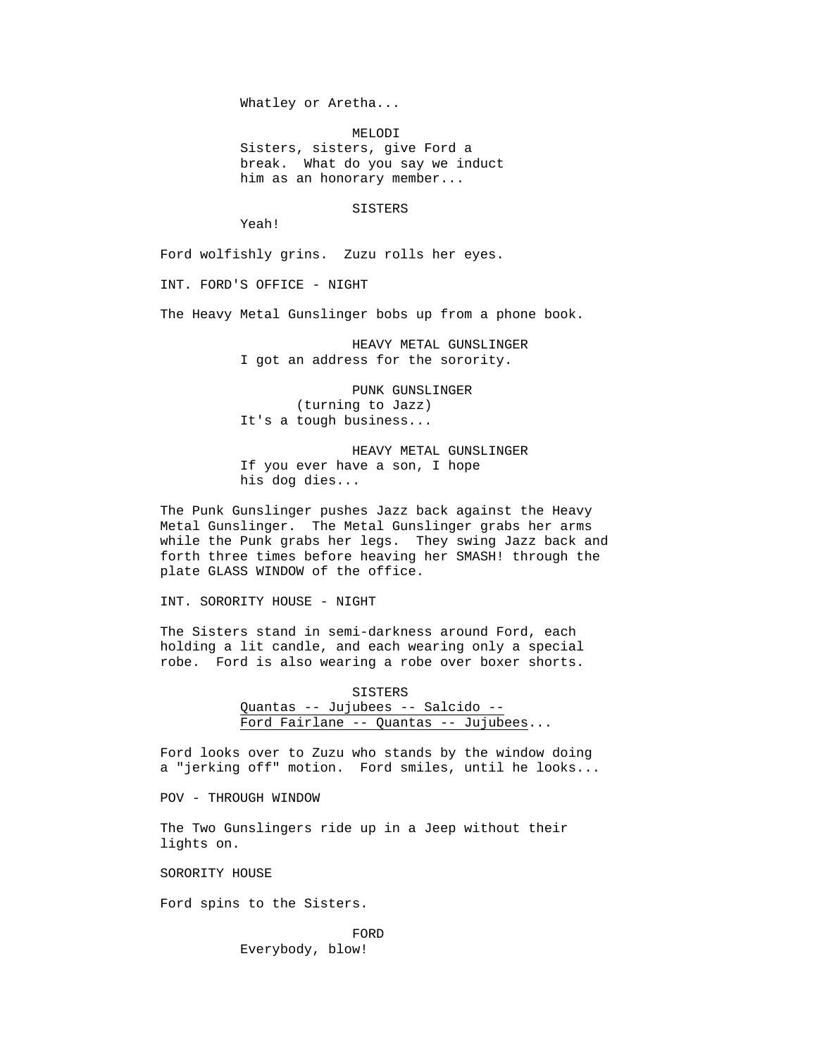Whatley or Aretha...

MELODI
Sisters, sisters, give Ford a break. What do you say we induct him as an honorary member...

SISTERS
Yeah!

Ford wolfishly grins. Zuzu rolls her eyes.

INT. FORD'S OFFICE - NIGHT

The Heavy Metal Gunslinger bobs up from a phone book.

HEAVY METAL GUNSLINGER
I got an address for the sorority.

PUNK GUNSLINGER
(turning to Jazz)
It's a tough business...

HEAVY METAL GUNSLINGER
If you ever have a son, I hope his dog dies...

The Punk Gunslinger pushes Jazz back against the Heavy Metal Gunslinger. The Metal Gunslinger grabs her arms while the Punk grabs her legs. They swing Jazz back and forth three times before heaving her SMASH! through the plate GLASS WINDOW of the office.

INT. SORORITY HOUSE - NIGHT

The Sisters stand in semi-darkness around Ford, each holding a lit candle, and each wearing only a special robe. Ford is also wearing a robe over boxer shorts.

SISTERS
<u>Quantas -- Jujubees -- Salcido -- Ford Fairlane -- Quantas -- Jujubees</u>...

Ford looks over to Zuzu who stands by the window doing a "jerking off" motion. Ford smiles, until he looks...

POV - THROUGH WINDOW

The Two Gunslingers ride up in a Jeep without their lights on.

SORORITY HOUSE

Ford spins to the Sisters.

FORD
Everybody, blow!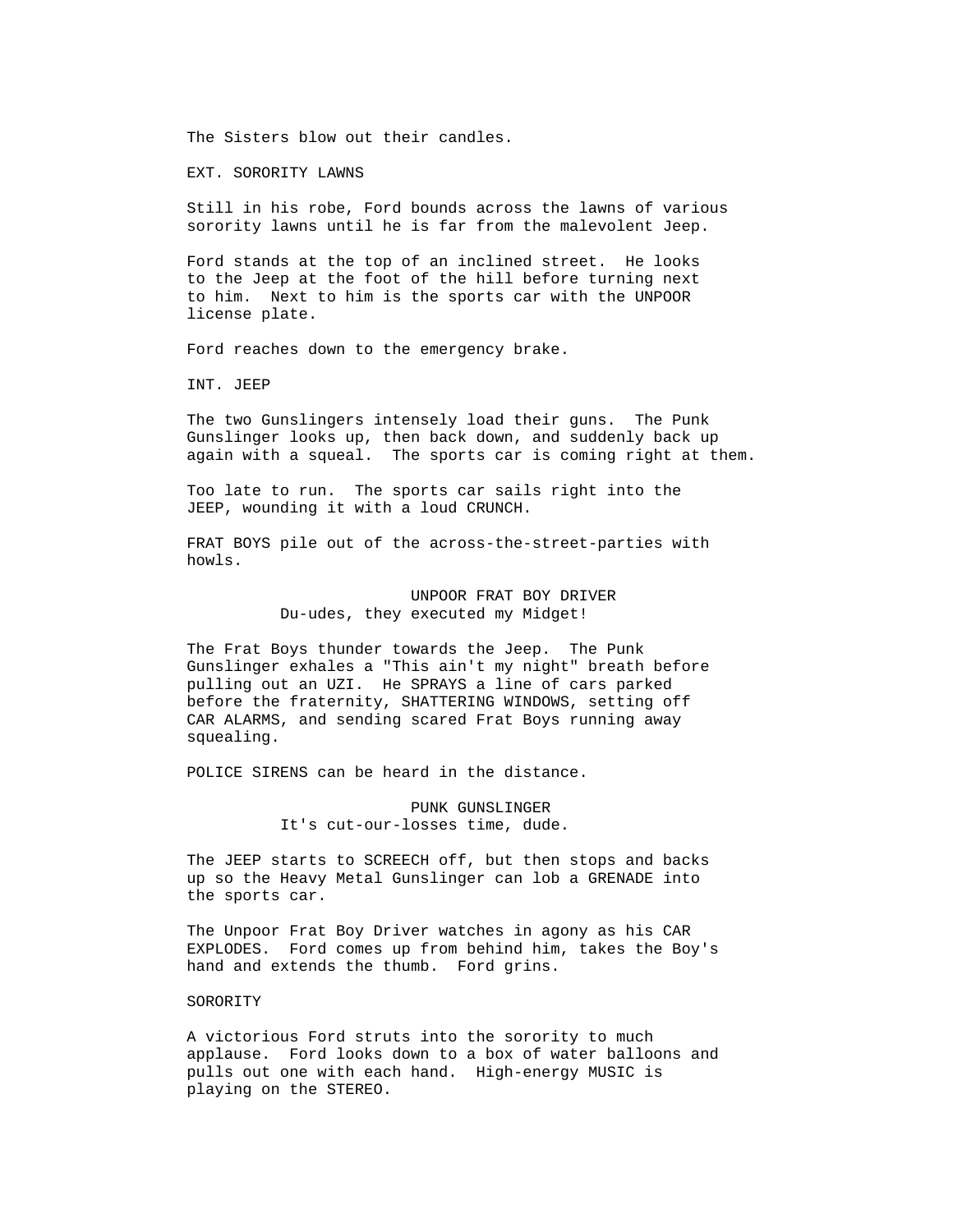The Sisters blow out their candles.

EXT. SORORITY LAWNS

Still in his robe, Ford bounds across the lawns of various sorority lawns until he is far from the malevolent Jeep.

Ford stands at the top of an inclined street. He looks to the Jeep at the foot of the hill before turning next to him. Next to him is the sports car with the UNPOOR license plate.

Ford reaches down to the emergency brake.

INT. JEEP

The two Gunslingers intensely load their guns. The Punk Gunslinger looks up, then back down, and suddenly back up again with a squeal. The sports car is coming right at them.

Too late to run. The sports car sails right into the JEEP, wounding it with a loud CRUNCH.

FRAT BOYS pile out of the across-the-street-parties with howls.

UNPOOR FRAT BOY DRIVER
Du-udes, they executed my Midget!

The Frat Boys thunder towards the Jeep. The Punk Gunslinger exhales a "This ain't my night" breath before pulling out an UZI. He SPRAYS a line of cars parked before the fraternity, SHATTERING WINDOWS, setting off CAR ALARMS, and sending scared Frat Boys running away squealing.

POLICE SIRENS can be heard in the distance.

PUNK GUNSLINGER
It's cut-our-losses time, dude.

The JEEP starts to SCREECH off, but then stops and backs up so the Heavy Metal Gunslinger can lob a GRENADE into the sports car.

The Unpoor Frat Boy Driver watches in agony as his CAR EXPLODES. Ford comes up from behind him, takes the Boy's hand and extends the thumb. Ford grins.

SORORITY

A victorious Ford struts into the sorority to much applause. Ford looks down to a box of water balloons and pulls out one with each hand. High-energy MUSIC is playing on the STEREO.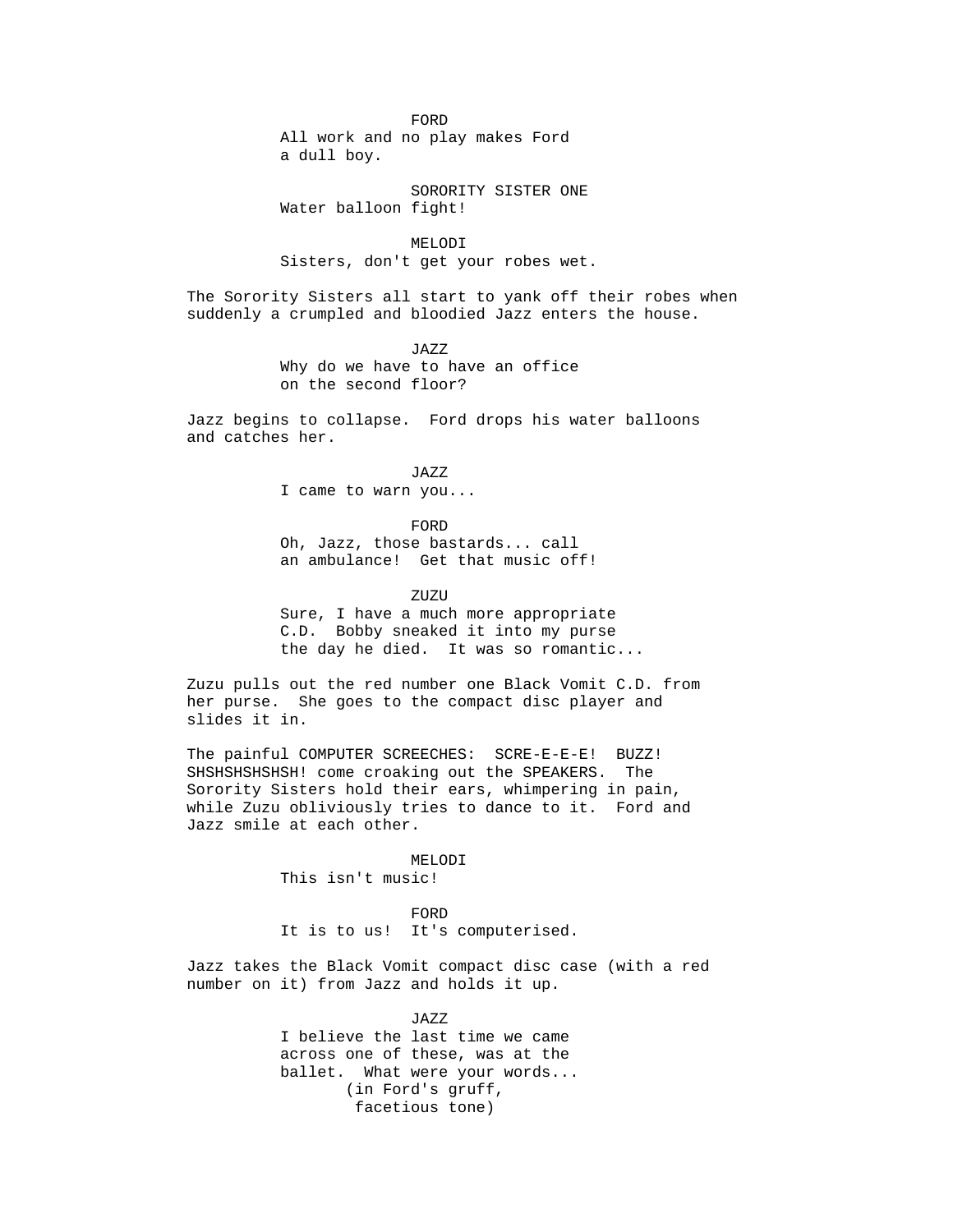FORD
All work and no play makes Ford
a dull boy.

SORORITY SISTER ONE
Water balloon fight!

MELODI
Sisters, don't get your robes wet.

The Sorority Sisters all start to yank off their robes when suddenly a crumpled and bloodied Jazz enters the house.

JAZZ
Why do we have to have an office
on the second floor?

Jazz begins to collapse. Ford drops his water balloons and catches her.

JAZZ
I came to warn you...

FORD
Oh, Jazz, those bastards... call
an ambulance! Get that music off!

ZUZU
Sure, I have a much more appropriate
C.D. Bobby sneaked it into my purse
the day he died. It was so romantic...

Zuzu pulls out the red number one Black Vomit C.D. from her purse. She goes to the compact disc player and slides it in.

The painful COMPUTER SCREECHES: SCRE-E-E-E! BUZZ! SHSHSHSHSHSH! come croaking out the SPEAKERS. The Sorority Sisters hold their ears, whimpering in pain, while Zuzu obliviously tries to dance to it. Ford and Jazz smile at each other.

MELODI
This isn't music!

FORD
It is to us! It's computerised.

Jazz takes the Black Vomit compact disc case (with a red number on it) from Jazz and holds it up.

JAZZ
I believe the last time we came
across one of these, was at the
ballet. What were your words...
(in Ford's gruff,
facetious tone)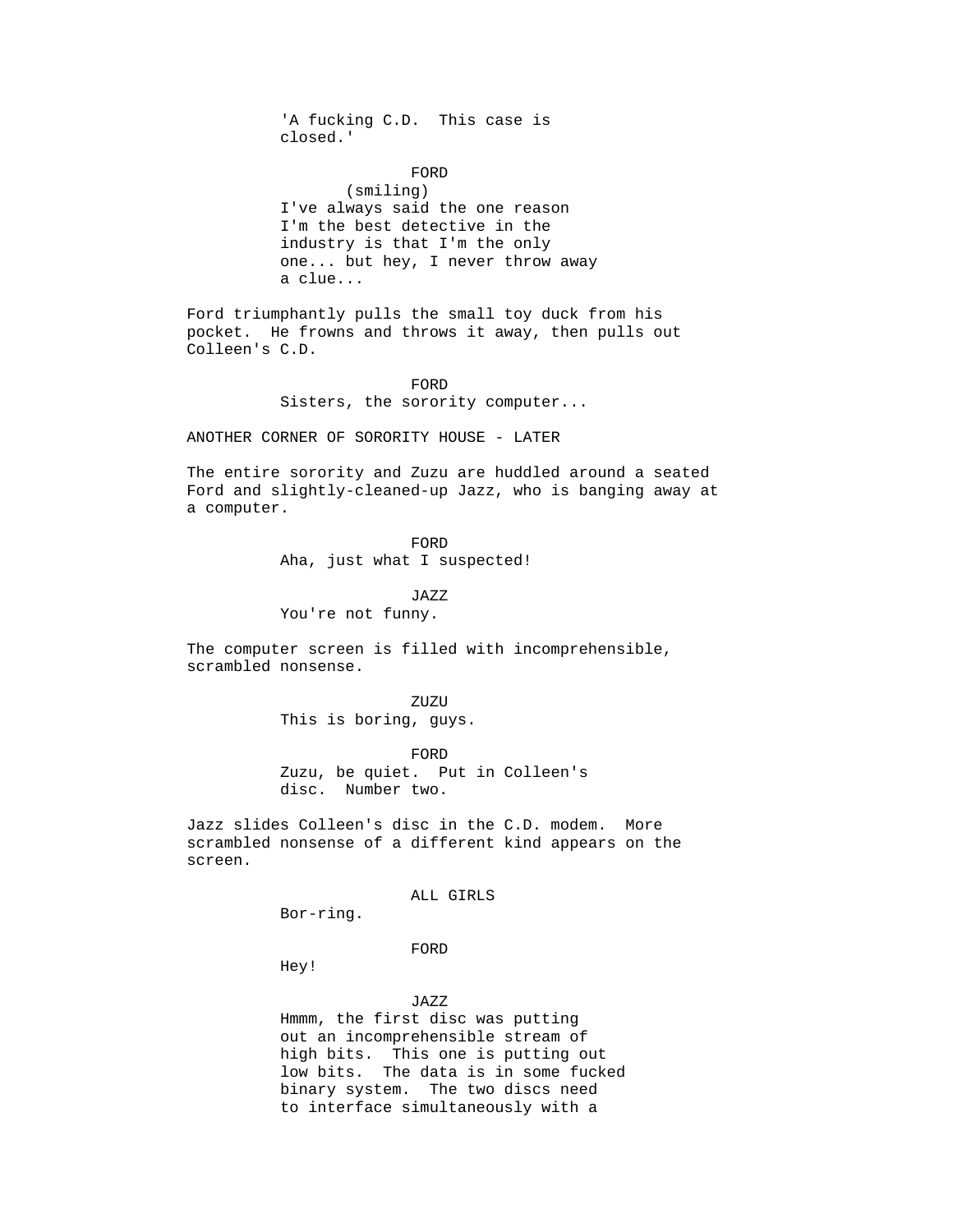'A fucking C.D. This case is closed.'

FORD
(smiling)
I've always said the one reason I'm the best detective in the industry is that I'm the only one... but hey, I never throw away a clue...

Ford triumphantly pulls the small toy duck from his pocket. He frowns and throws it away, then pulls out Colleen's C.D.

FORD
Sisters, the sorority computer...

ANOTHER CORNER OF SORORITY HOUSE - LATER

The entire sorority and Zuzu are huddled around a seated Ford and slightly-cleaned-up Jazz, who is banging away at a computer.

FORD
Aha, just what I suspected!

JAZZ
You're not funny.

The computer screen is filled with incomprehensible, scrambled nonsense.

ZUZU
This is boring, guys.

FORD
Zuzu, be quiet. Put in Colleen's disc. Number two.

Jazz slides Colleen's disc in the C.D. modem. More scrambled nonsense of a different kind appears on the screen.

ALL GIRLS
Bor-ring.

FORD
Hey!

JAZZ
Hmmm, the first disc was putting out an incomprehensible stream of high bits. This one is putting out low bits. The data is in some fucked binary system. The two discs need to interface simultaneously with a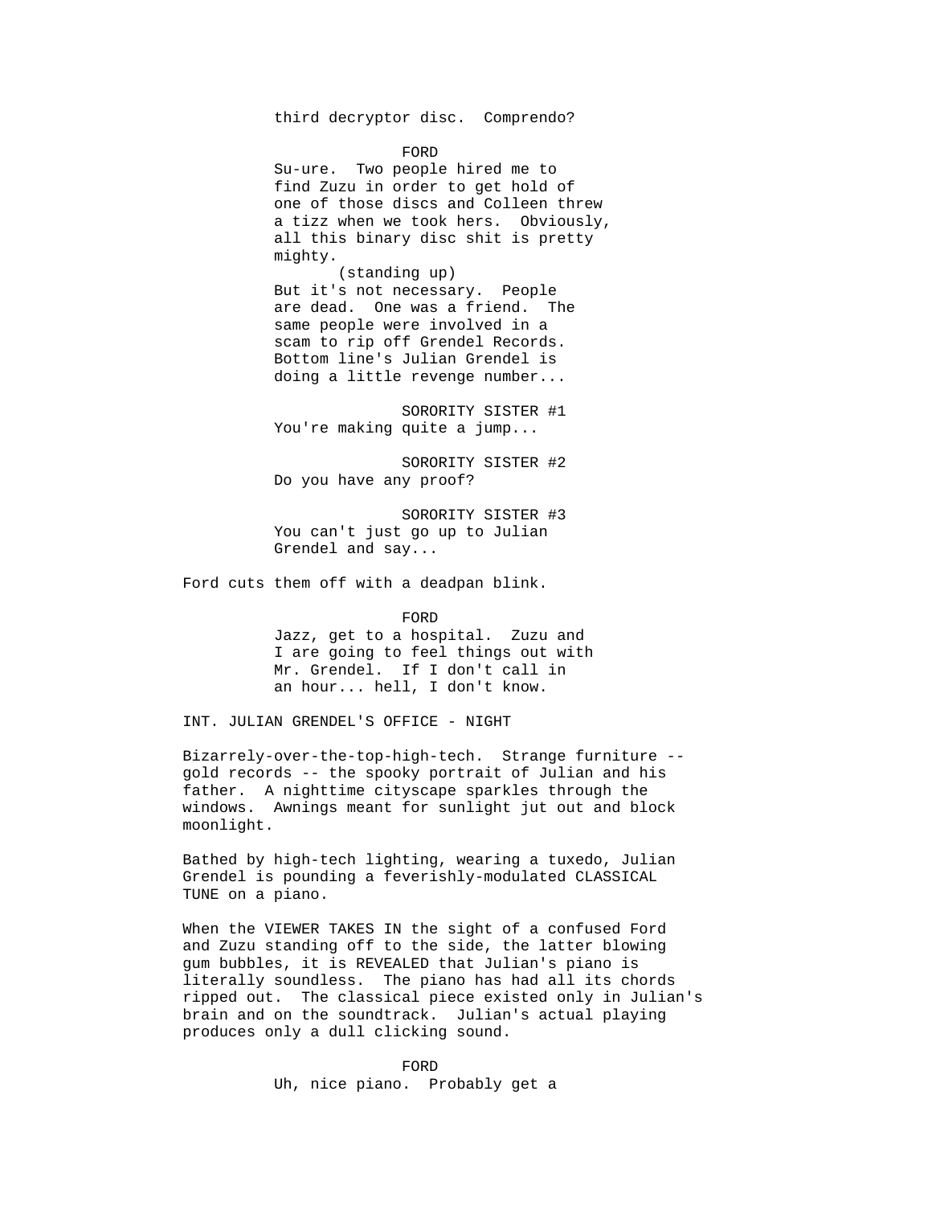third decryptor disc.  Comprendo?

FORD

Su-ure.  Two people hired me to find Zuzu in order to get hold of one of those discs and Colleen threw a tizz when we took hers.  Obviously, all this binary disc shit is pretty mighty.

(standing up)

But it's not necessary.  People are dead.  One was a friend.  The same people were involved in a scam to rip off Grendel Records.  Bottom line's Julian Grendel is doing a little revenge number...

SORORITY SISTER #1

You're making quite a jump...

SORORITY SISTER #2

Do you have any proof?

SORORITY SISTER #3

You can't just go up to Julian Grendel and say...

Ford cuts them off with a deadpan blink.

FORD

Jazz, get to a hospital.  Zuzu and I are going to feel things out with Mr. Grendel.  If I don't call in an hour... hell, I don't know.

INT. JULIAN GRENDEL'S OFFICE - NIGHT

Bizarrely-over-the-top-high-tech.  Strange furniture -- gold records -- the spooky portrait of Julian and his father.  A nighttime cityscape sparkles through the windows.  Awnings meant for sunlight jut out and block moonlight.

Bathed by high-tech lighting, wearing a tuxedo, Julian Grendel is pounding a feverishly-modulated CLASSICAL TUNE on a piano.

When the VIEWER TAKES IN the sight of a confused Ford and Zuzu standing off to the side, the latter blowing gum bubbles, it is REVEALED that Julian's piano is literally soundless.  The piano has had all its chords ripped out.  The classical piece existed only in Julian's brain and on the soundtrack.  Julian's actual playing produces only a dull clicking sound.

FORD

Uh, nice piano.  Probably get a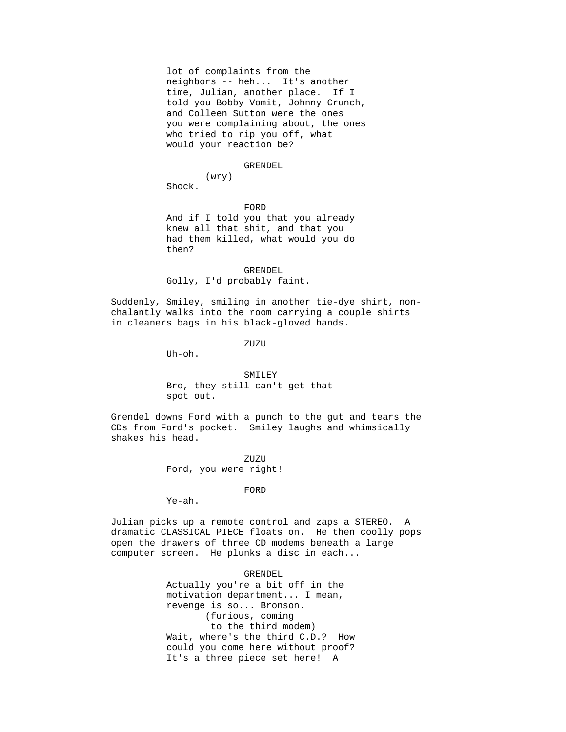lot of complaints from the
neighbors -- heh...  It's another
time, Julian, another place.  If I
told you Bobby Vomit, Johnny Crunch,
and Colleen Sutton were the ones
you were complaining about, the ones
who tried to rip you off, what
would your reaction be?

GRENDEL
(wry)
Shock.

FORD
And if I told you that you already
knew all that shit, and that you
had them killed, what would you do
then?

GRENDEL
Golly, I'd probably faint.

Suddenly, Smiley, smiling in another tie-dye shirt, non-chalantly walks into the room carrying a couple shirts in cleaners bags in his black-gloved hands.

ZUZU
Uh-oh.

SMILEY
Bro, they still can't get that
spot out.

Grendel downs Ford with a punch to the gut and tears the CDs from Ford's pocket.  Smiley laughs and whimsically shakes his head.

ZUZU
Ford, you were right!

FORD
Ye-ah.

Julian picks up a remote control and zaps a STEREO.  A dramatic CLASSICAL PIECE floats on.  He then coolly pops open the drawers of three CD modems beneath a large computer screen.  He plunks a disc in each...

GRENDEL
Actually you're a bit off in the
motivation department... I mean,
revenge is so... Bronson.
(furious, coming
to the third modem)
Wait, where's the third C.D.?  How
could you come here without proof?
It's a three piece set here!  A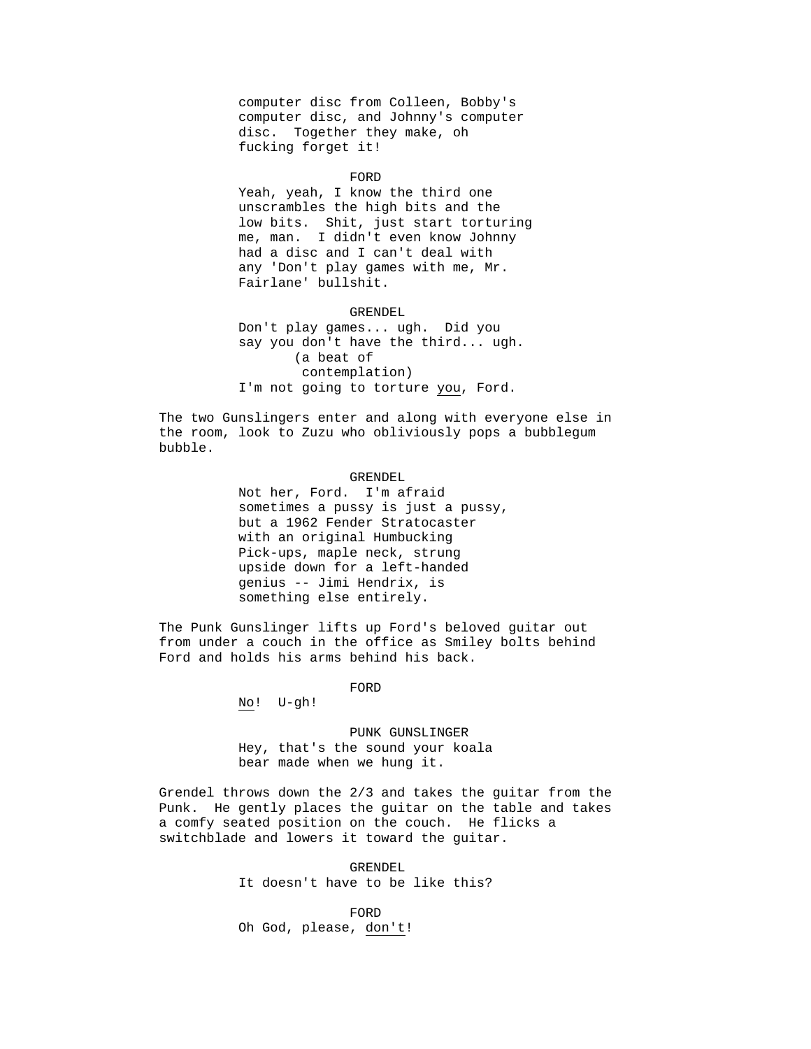computer disc from Colleen, Bobby's computer disc, and Johnny's computer disc. Together they make, oh fucking forget it!

FORD

Yeah, yeah, I know the third one unscrambles the high bits and the low bits. Shit, just start torturing me, man. I didn't even know Johnny had a disc and I can't deal with any 'Don't play games with me, Mr. Fairlane' bullshit.

GRENDEL

Don't play games... ugh. Did you say you don't have the third... ugh.

(a beat of contemplation)

I'm not going to torture _you_, Ford.

The two Gunslingers enter and along with everyone else in the room, look to Zuzu who obliviously pops a bubblegum bubble.

GRENDEL

Not her, Ford. I'm afraid sometimes a pussy is just a pussy, but a 1962 Fender Stratocaster with an original Humbucking Pick-ups, maple neck, strung upside down for a left-handed genius -- Jimi Hendrix, is something else entirely.

The Punk Gunslinger lifts up Ford's beloved guitar out from under a couch in the office as Smiley bolts behind Ford and holds his arms behind his back.

FORD

_No_! U-gh!

PUNK GUNSLINGER

Hey, that's the sound your koala bear made when we hung it.

Grendel throws down the 2/3 and takes the guitar from the Punk. He gently places the guitar on the table and takes a comfy seated position on the couch. He flicks a switchblade and lowers it toward the guitar.

GRENDEL

It doesn't have to be like this?

FORD

Oh God, please, _don't_!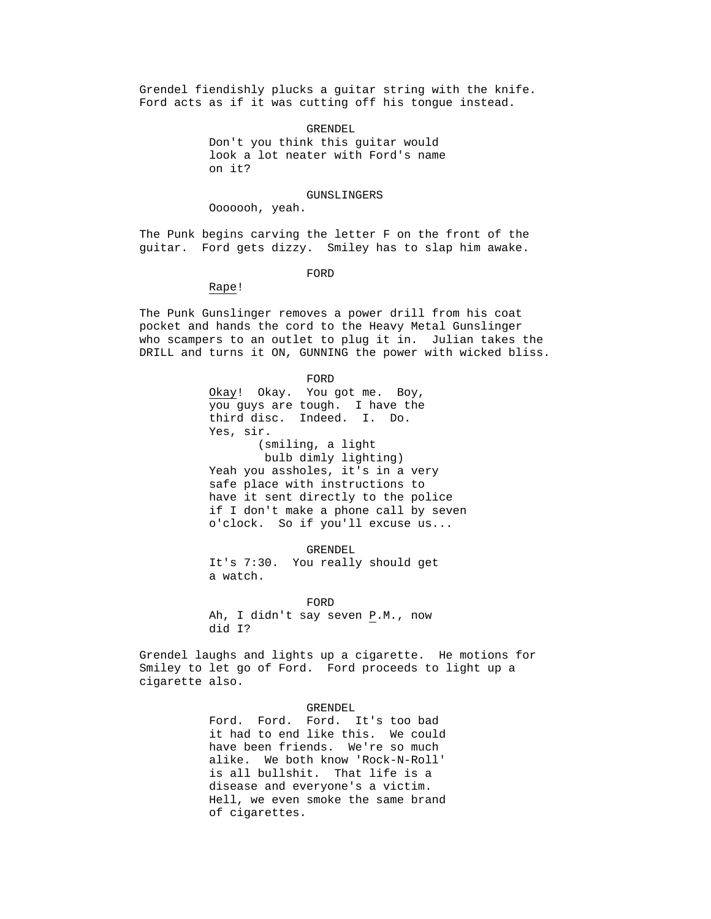Grendel fiendishly plucks a guitar string with the knife. Ford acts as if it was cutting off his tongue instead.

GRENDEL
Don't you think this guitar would look a lot neater with Ford's name on it?

GUNSLINGERS
Ooooooh, yeah.

The Punk begins carving the letter F on the front of the guitar. Ford gets dizzy. Smiley has to slap him awake.

FORD
Rape!

The Punk Gunslinger removes a power drill from his coat pocket and hands the cord to the Heavy Metal Gunslinger who scampers to an outlet to plug it in. Julian takes the DRILL and turns it ON, GUNNING the power with wicked bliss.

FORD
Okay! Okay. You got me. Boy, you guys are tough. I have the third disc. Indeed. I. Do. Yes, sir.
(smiling, a light bulb dimly lighting)
Yeah you assholes, it's in a very safe place with instructions to have it sent directly to the police if I don't make a phone call by seven o'clock. So if you'll excuse us...

GRENDEL
It's 7:30. You really should get a watch.

FORD
Ah, I didn't say seven P.M., now did I?

Grendel laughs and lights up a cigarette. He motions for Smiley to let go of Ford. Ford proceeds to light up a cigarette also.

GRENDEL
Ford. Ford. Ford. It's too bad it had to end like this. We could have been friends. We're so much alike. We both know 'Rock-N-Roll' is all bullshit. That life is a disease and everyone's a victim. Hell, we even smoke the same brand of cigarettes.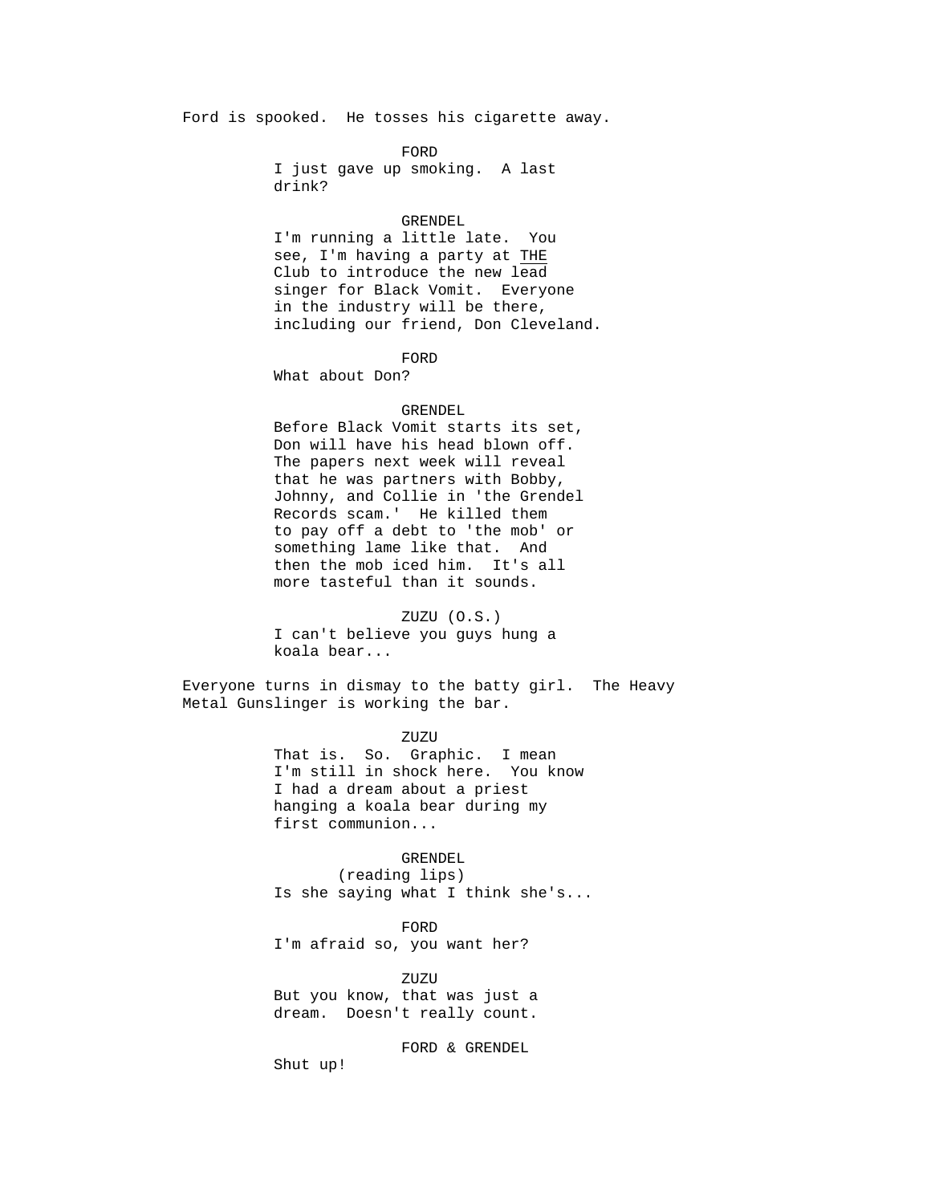Ford is spooked. He tosses his cigarette away.

FORD

I just gave up smoking. A last drink?

GRENDEL

I'm running a little late. You see, I'm having a party at <u>THE</u> Club to introduce the new lead singer for Black Vomit. Everyone in the industry will be there, including our friend, Don Cleveland.

FORD

What about Don?

GRENDEL

Before Black Vomit starts its set, Don will have his head blown off. The papers next week will reveal that he was partners with Bobby, Johnny, and Collie in 'the Grendel Records scam.' He killed them to pay off a debt to 'the mob' or something lame like that. And then the mob iced him. It's all more tasteful than it sounds.

ZUZU (O.S.)

I can't believe you guys hung a koala bear...

Everyone turns in dismay to the batty girl. The Heavy Metal Gunslinger is working the bar.

ZUZU

That is. So. Graphic. I mean I'm still in shock here. You know I had a dream about a priest hanging a koala bear during my first communion...

GRENDEL

(reading lips)

Is she saying what I think she's...

FORD

I'm afraid so, you want her?

ZUZU

But you know, that was just a dream. Doesn't really count.

FORD & GRENDEL

Shut up!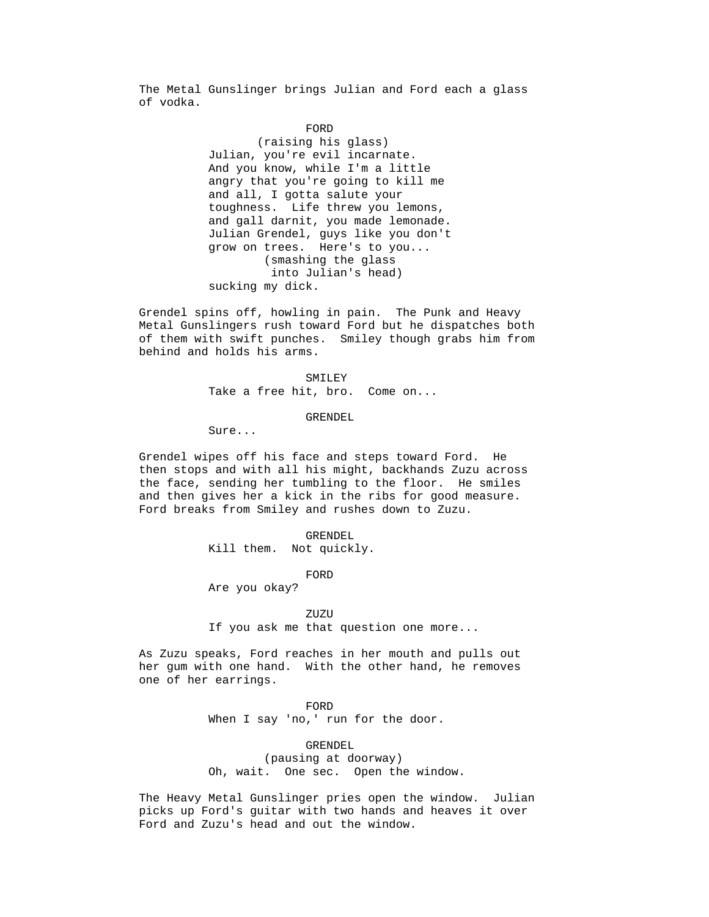The Metal Gunslinger brings Julian and Ford each a glass of vodka.

FORD
(raising his glass)
Julian, you're evil incarnate. And you know, while I'm a little angry that you're going to kill me and all, I gotta salute your toughness. Life threw you lemons, and gall darnit, you made lemonade. Julian Grendel, guys like you don't grow on trees. Here's to you...
(smashing the glass into Julian's head)
sucking my dick.

Grendel spins off, howling in pain. The Punk and Heavy Metal Gunslingers rush toward Ford but he dispatches both of them with swift punches. Smiley though grabs him from behind and holds his arms.

SMILEY
Take a free hit, bro. Come on...

GRENDEL
Sure...

Grendel wipes off his face and steps toward Ford. He then stops and with all his might, backhands Zuzu across the face, sending her tumbling to the floor. He smiles and then gives her a kick in the ribs for good measure. Ford breaks from Smiley and rushes down to Zuzu.

GRENDEL
Kill them. Not quickly.

FORD
Are you okay?

ZUZU
If you ask me that question one more...

As Zuzu speaks, Ford reaches in her mouth and pulls out her gum with one hand. With the other hand, he removes one of her earrings.

FORD
When I say 'no,' run for the door.

GRENDEL
(pausing at doorway)
Oh, wait. One sec. Open the window.

The Heavy Metal Gunslinger pries open the window. Julian picks up Ford's guitar with two hands and heaves it over Ford and Zuzu's head and out the window.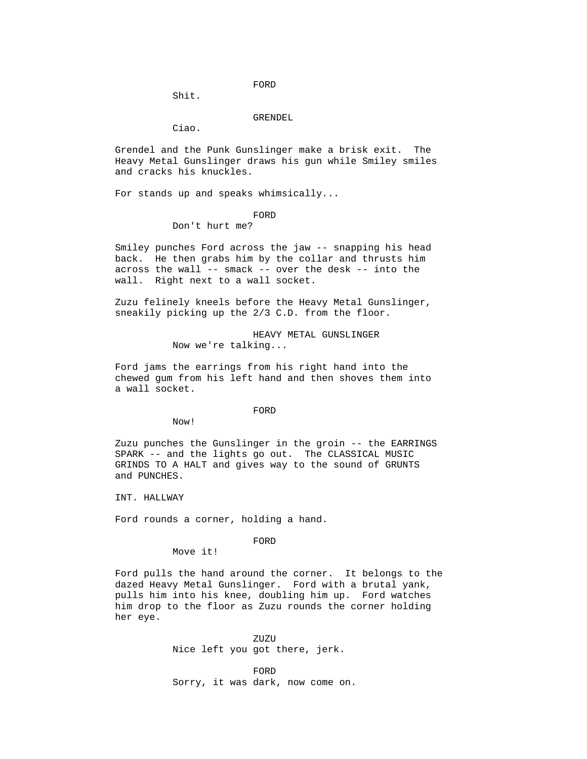FORD

Shit.

GRENDEL

Ciao.

Grendel and the Punk Gunslinger make a brisk exit. The Heavy Metal Gunslinger draws his gun while Smiley smiles and cracks his knuckles.

For stands up and speaks whimsically...

FORD

Don't hurt me?

Smiley punches Ford across the jaw -- snapping his head back. He then grabs him by the collar and thrusts him across the wall -- smack -- over the desk -- into the wall. Right next to a wall socket.

Zuzu felinely kneels before the Heavy Metal Gunslinger, sneakily picking up the 2/3 C.D. from the floor.

HEAVY METAL GUNSLINGER

Now we're talking...

Ford jams the earrings from his right hand into the chewed gum from his left hand and then shoves them into a wall socket.

FORD

Now!

Zuzu punches the Gunslinger in the groin -- the EARRINGS SPARK -- and the lights go out. The CLASSICAL MUSIC GRINDS TO A HALT and gives way to the sound of GRUNTS and PUNCHES.

INT. HALLWAY

Ford rounds a corner, holding a hand.

FORD

Move it!

Ford pulls the hand around the corner. It belongs to the dazed Heavy Metal Gunslinger. Ford with a brutal yank, pulls him into his knee, doubling him up. Ford watches him drop to the floor as Zuzu rounds the corner holding her eye.

ZUZU

Nice left you got there, jerk.

FORD

Sorry, it was dark, now come on.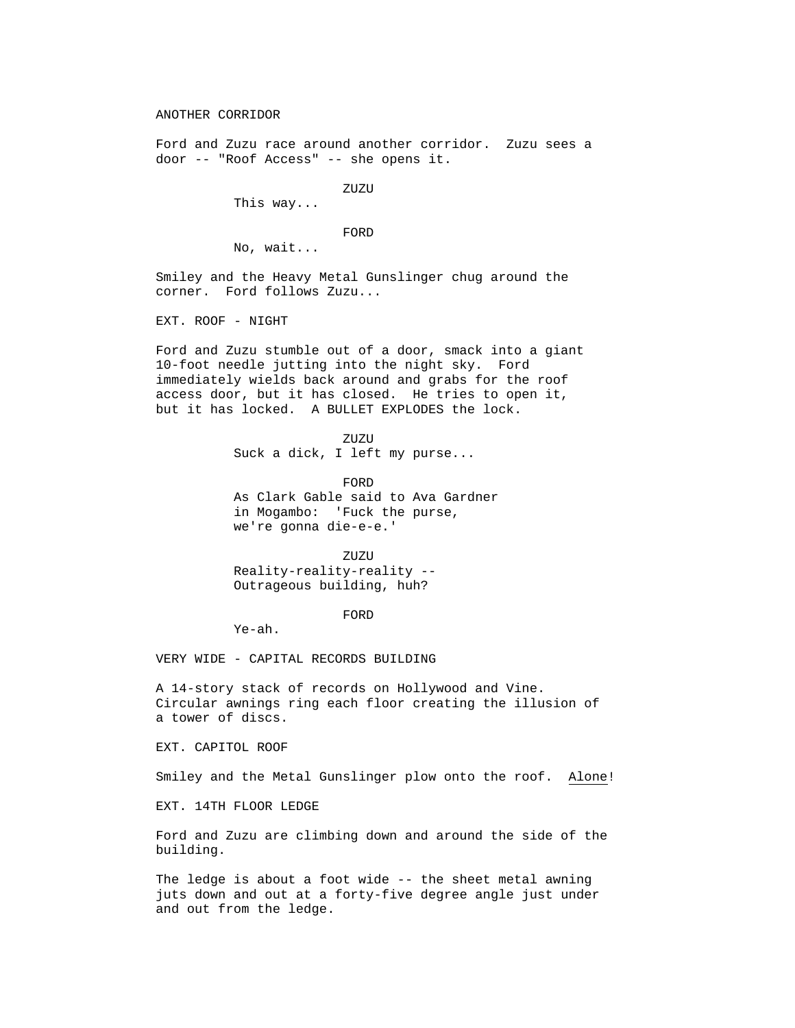ANOTHER CORRIDOR

Ford and Zuzu race around another corridor. Zuzu sees a door -- "Roof Access" -- she opens it.

ZUZU
This way...

FORD
No, wait...

Smiley and the Heavy Metal Gunslinger chug around the corner. Ford follows Zuzu...

EXT. ROOF - NIGHT

Ford and Zuzu stumble out of a door, smack into a giant 10-foot needle jutting into the night sky. Ford immediately wields back around and grabs for the roof access door, but it has closed. He tries to open it, but it has locked. A BULLET EXPLODES the lock.

ZUZU
Suck a dick, I left my purse...

FORD
As Clark Gable said to Ava Gardner in Mogambo: 'Fuck the purse, we're gonna die-e-e.'

ZUZU
Reality-reality-reality -- Outrageous building, huh?

FORD
Ye-ah.

VERY WIDE - CAPITAL RECORDS BUILDING

A 14-story stack of records on Hollywood and Vine. Circular awnings ring each floor creating the illusion of a tower of discs.

EXT. CAPITOL ROOF

Smiley and the Metal Gunslinger plow onto the roof. Alone!

EXT. 14TH FLOOR LEDGE

Ford and Zuzu are climbing down and around the side of the building.

The ledge is about a foot wide -- the sheet metal awning juts down and out at a forty-five degree angle just under and out from the ledge.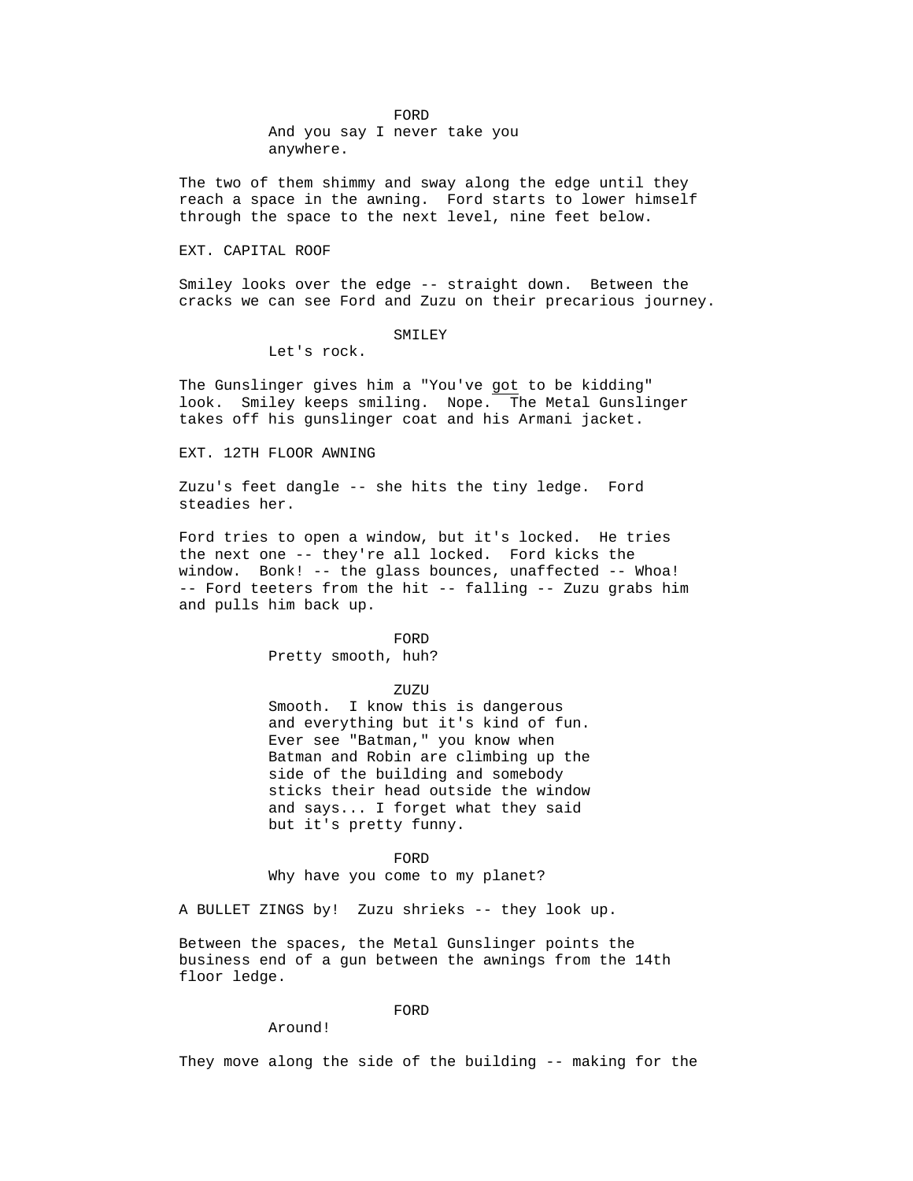FORD
And you say I never take you anywhere.

The two of them shimmy and sway along the edge until they reach a space in the awning. Ford starts to lower himself through the space to the next level, nine feet below.

EXT. CAPITAL ROOF

Smiley looks over the edge -- straight down. Between the cracks we can see Ford and Zuzu on their precarious journey.

SMILEY
Let's rock.

The Gunslinger gives him a "You've got to be kidding" look. Smiley keeps smiling. Nope. The Metal Gunslinger takes off his gunslinger coat and his Armani jacket.

EXT. 12TH FLOOR AWNING

Zuzu's feet dangle -- she hits the tiny ledge. Ford steadies her.

Ford tries to open a window, but it's locked. He tries the next one -- they're all locked. Ford kicks the window. Bonk! -- the glass bounces, unaffected -- Whoa! -- Ford teeters from the hit -- falling -- Zuzu grabs him and pulls him back up.

FORD
Pretty smooth, huh?

ZUZU
Smooth. I know this is dangerous and everything but it's kind of fun. Ever see "Batman," you know when Batman and Robin are climbing up the side of the building and somebody sticks their head outside the window and says... I forget what they said but it's pretty funny.

FORD
Why have you come to my planet?

A BULLET ZINGS by! Zuzu shrieks -- they look up.

Between the spaces, the Metal Gunslinger points the business end of a gun between the awnings from the 14th floor ledge.

FORD
Around!

They move along the side of the building -- making for the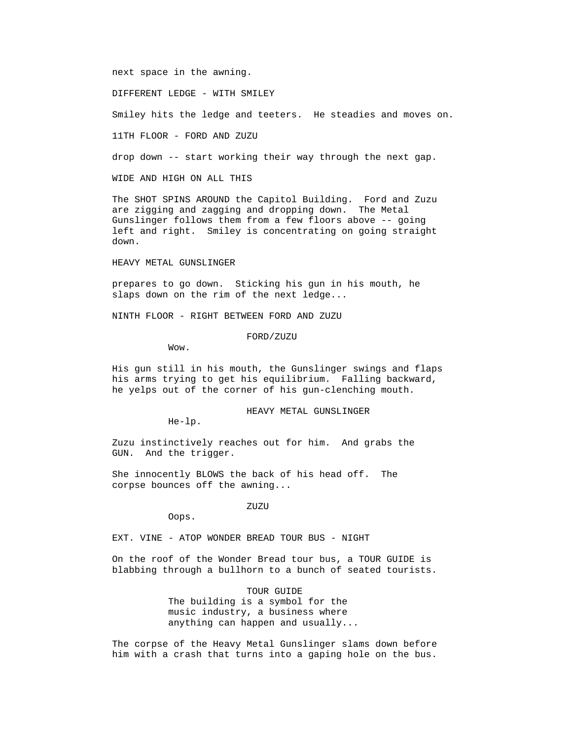next space in the awning.

DIFFERENT LEDGE - WITH SMILEY

Smiley hits the ledge and teeters. He steadies and moves on.

11TH FLOOR - FORD AND ZUZU

drop down -- start working their way through the next gap.

WIDE AND HIGH ON ALL THIS

The SHOT SPINS AROUND the Capitol Building. Ford and Zuzu are zigging and zagging and dropping down. The Metal Gunslinger follows them from a few floors above -- going left and right. Smiley is concentrating on going straight down.

HEAVY METAL GUNSLINGER

prepares to go down. Sticking his gun in his mouth, he slaps down on the rim of the next ledge...

NINTH FLOOR - RIGHT BETWEEN FORD AND ZUZU

FORD/ZUZU

Wow.

His gun still in his mouth, the Gunslinger swings and flaps his arms trying to get his equilibrium. Falling backward, he yelps out of the corner of his gun-clenching mouth.

HEAVY METAL GUNSLINGER

He-lp.

Zuzu instinctively reaches out for him. And grabs the GUN. And the trigger.

She innocently BLOWS the back of his head off. The corpse bounces off the awning...

ZUZU

Oops.

EXT. VINE - ATOP WONDER BREAD TOUR BUS - NIGHT

On the roof of the Wonder Bread tour bus, a TOUR GUIDE is blabbing through a bullhorn to a bunch of seated tourists.

TOUR GUIDE

The building is a symbol for the music industry, a business where anything can happen and usually...

The corpse of the Heavy Metal Gunslinger slams down before him with a crash that turns into a gaping hole on the bus.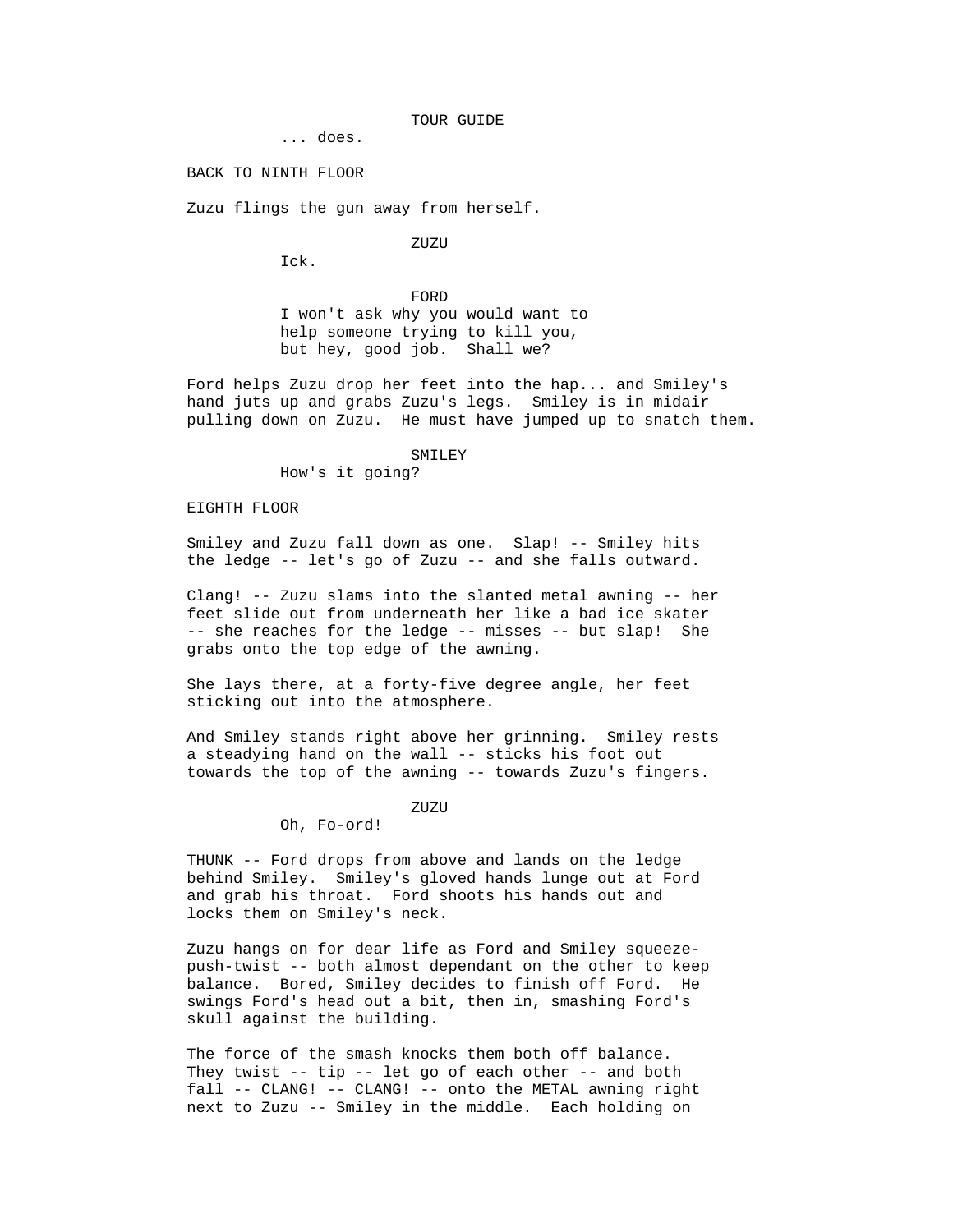TOUR GUIDE

... does.

BACK TO NINTH FLOOR

Zuzu flings the gun away from herself.

ZUZU

Ick.

FORD

I won't ask why you would want to help someone trying to kill you, but hey, good job. Shall we?

Ford helps Zuzu drop her feet into the hap... and Smiley's hand juts up and grabs Zuzu's legs. Smiley is in midair pulling down on Zuzu. He must have jumped up to snatch them.

SMILEY

How's it going?

EIGHTH FLOOR

Smiley and Zuzu fall down as one. Slap! -- Smiley hits the ledge -- let's go of Zuzu -- and she falls outward.

Clang! -- Zuzu slams into the slanted metal awning -- her feet slide out from underneath her like a bad ice skater -- she reaches for the ledge -- misses -- but slap! She grabs onto the top edge of the awning.

She lays there, at a forty-five degree angle, her feet sticking out into the atmosphere.

And Smiley stands right above her grinning. Smiley rests a steadying hand on the wall -- sticks his foot out towards the top of the awning -- towards Zuzu's fingers.

ZUZU

Oh, <u>Fo-ord</u>!

THUNK -- Ford drops from above and lands on the ledge behind Smiley. Smiley's gloved hands lunge out at Ford and grab his throat. Ford shoots his hands out and locks them on Smiley's neck.

Zuzu hangs on for dear life as Ford and Smiley squeeze-push-twist -- both almost dependant on the other to keep balance. Bored, Smiley decides to finish off Ford. He swings Ford's head out a bit, then in, smashing Ford's skull against the building.

The force of the smash knocks them both off balance. They twist -- tip -- let go of each other -- and both fall -- CLANG! -- CLANG! -- onto the METAL awning right next to Zuzu -- Smiley in the middle. Each holding on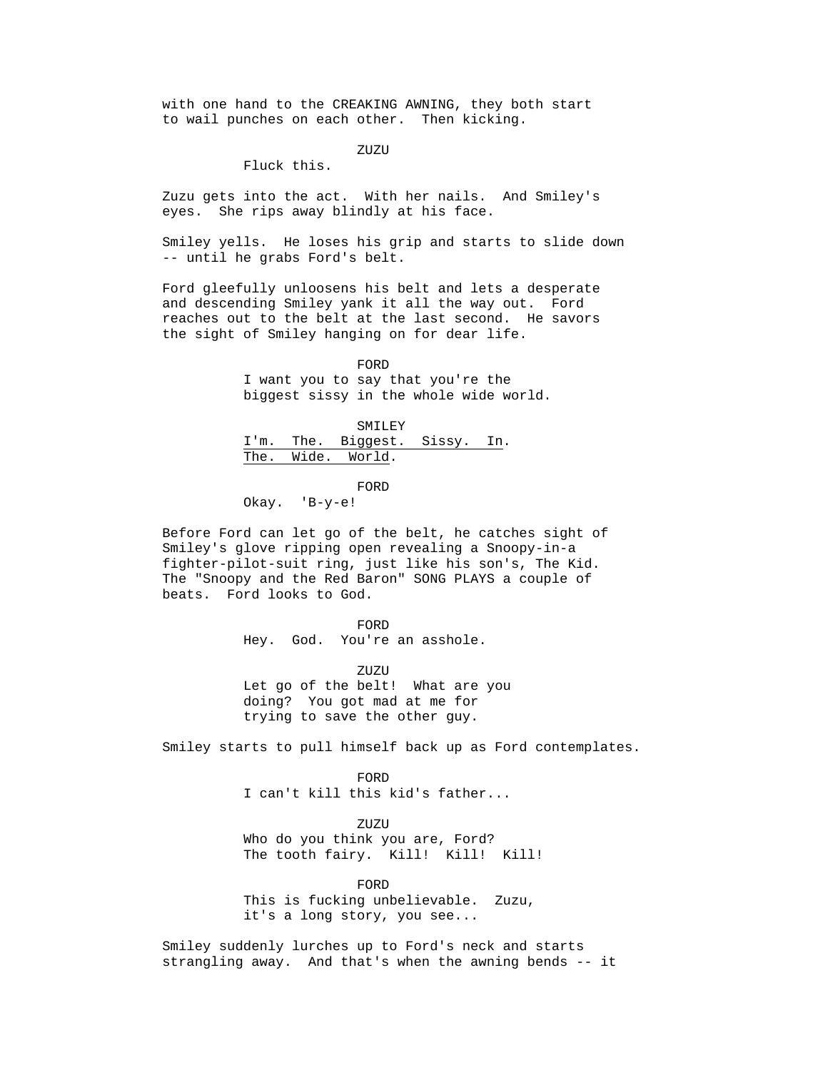with one hand to the CREAKING AWNING, they both start to wail punches on each other. Then kicking.

ZUZU

Fluck this.

Zuzu gets into the act. With her nails. And Smiley's eyes. She rips away blindly at his face.

Smiley yells. He loses his grip and starts to slide down -- until he grabs Ford's belt.

Ford gleefully unloosens his belt and lets a desperate and descending Smiley yank it all the way out. Ford reaches out to the belt at the last second. He savors the sight of Smiley hanging on for dear life.

FORD

I want you to say that you're the biggest sissy in the whole wide world.

SMILEY

I'm. The. Biggest. Sissy. In. The. Wide. World.

FORD

Okay. 'B-y-e!

Before Ford can let go of the belt, he catches sight of Smiley's glove ripping open revealing a Snoopy-in-a fighter-pilot-suit ring, just like his son's, The Kid. The "Snoopy and the Red Baron" SONG PLAYS a couple of beats. Ford looks to God.

FORD

Hey. God. You're an asshole.

ZUZU

Let go of the belt! What are you doing? You got mad at me for trying to save the other guy.

Smiley starts to pull himself back up as Ford contemplates.

FORD

I can't kill this kid's father...

ZUZU

Who do you think you are, Ford? The tooth fairy. Kill! Kill! Kill!

FORD

This is fucking unbelievable. Zuzu, it's a long story, you see...

Smiley suddenly lurches up to Ford's neck and starts strangling away. And that's when the awning bends -- it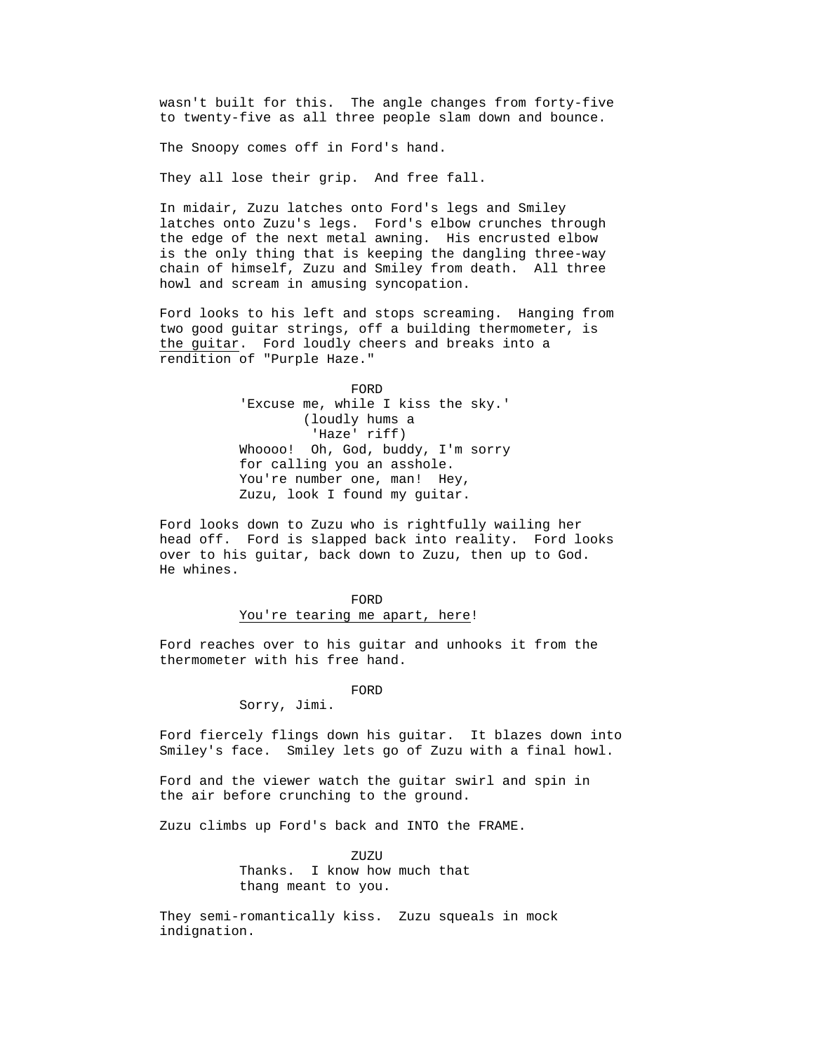wasn't built for this. The angle changes from forty-five to twenty-five as all three people slam down and bounce.

The Snoopy comes off in Ford's hand.

They all lose their grip. And free fall.

In midair, Zuzu latches onto Ford's legs and Smiley latches onto Zuzu's legs. Ford's elbow crunches through the edge of the next metal awning. His encrusted elbow is the only thing that is keeping the dangling three-way chain of himself, Zuzu and Smiley from death. All three howl and scream in amusing syncopation.

Ford looks to his left and stops screaming. Hanging from two good guitar strings, off a building thermometer, is <u>the guitar</u>. Ford loudly cheers and breaks into a rendition of "Purple Haze."

FORD
'Excuse me, while I kiss the sky.'
(loudly hums a 'Haze' riff)
Whoooo! Oh, God, buddy, I'm sorry for calling you an asshole. You're number one, man! Hey, Zuzu, look I found my guitar.

Ford looks down to Zuzu who is rightfully wailing her head off. Ford is slapped back into reality. Ford looks over to his guitar, back down to Zuzu, then up to God. He whines.

FORD
<u>You're tearing me apart, here</u>!

Ford reaches over to his guitar and unhooks it from the thermometer with his free hand.

FORD
Sorry, Jimi.

Ford fiercely flings down his guitar. It blazes down into Smiley's face. Smiley lets go of Zuzu with a final howl.

Ford and the viewer watch the guitar swirl and spin in the air before crunching to the ground.

Zuzu climbs up Ford's back and INTO the FRAME.

ZUZU
Thanks. I know how much that thang meant to you.

They semi-romantically kiss. Zuzu squeals in mock indignation.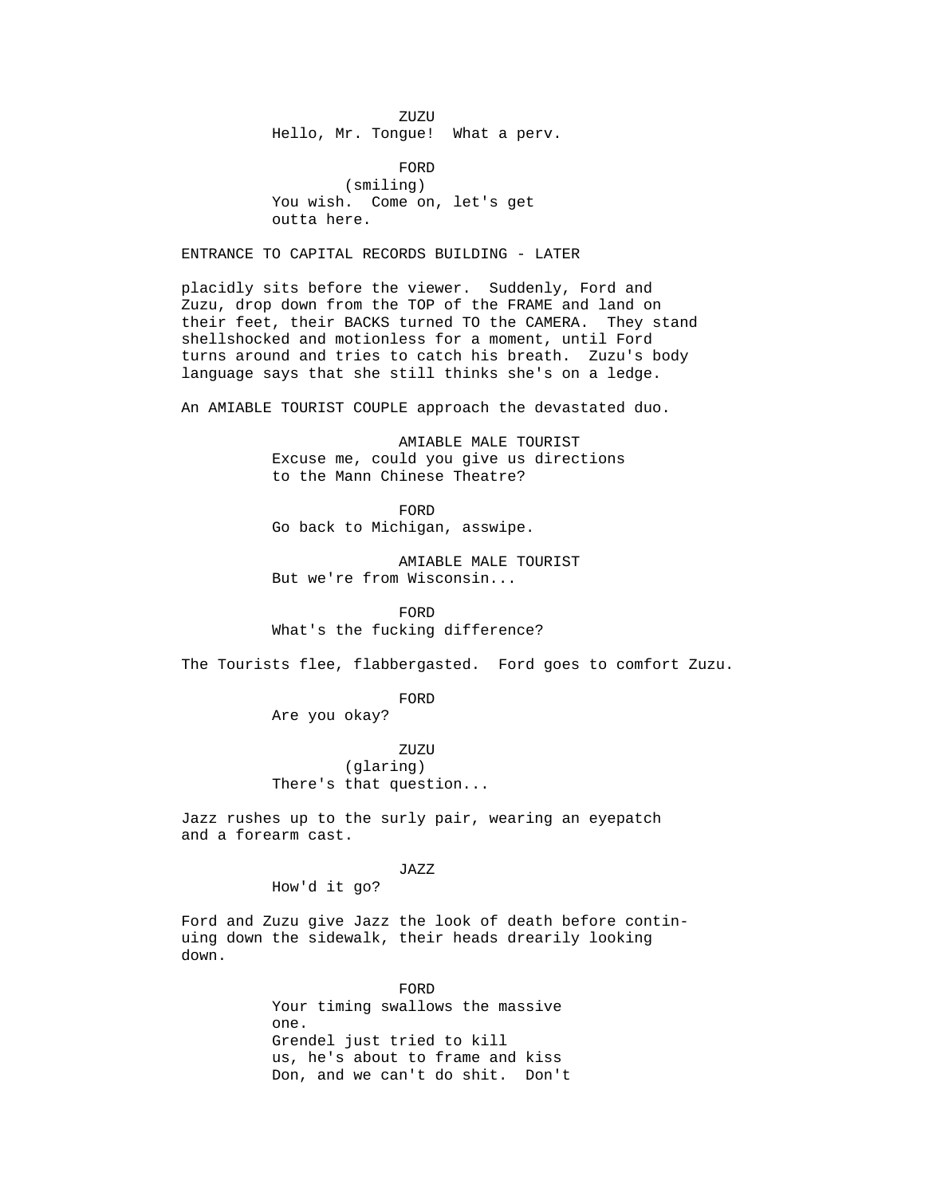ZUZU
Hello, Mr. Tongue!  What a perv.

FORD
(smiling)
You wish.  Come on, let's get outta here.

ENTRANCE TO CAPITAL RECORDS BUILDING - LATER

placidly sits before the viewer.  Suddenly, Ford and Zuzu, drop down from the TOP of the FRAME and land on their feet, their BACKS turned TO the CAMERA.  They stand shellshocked and motionless for a moment, until Ford turns around and tries to catch his breath.  Zuzu's body language says that she still thinks she's on a ledge.

An AMIABLE TOURIST COUPLE approach the devastated duo.

AMIABLE MALE TOURIST
Excuse me, could you give us directions to the Mann Chinese Theatre?

FORD
Go back to Michigan, asswipe.

AMIABLE MALE TOURIST
But we're from Wisconsin...

FORD
What's the fucking difference?

The Tourists flee, flabbergasted.  Ford goes to comfort Zuzu.

FORD
Are you okay?

ZUZU
(glaring)
There's that question...

Jazz rushes up to the surly pair, wearing an eyepatch and a forearm cast.

JAZZ
How'd it go?

Ford and Zuzu give Jazz the look of death before continuing down the sidewalk, their heads drearily looking down.

FORD
Your timing swallows the massive one.
Grendel just tried to kill us, he's about to frame and kiss Don, and we can't do shit.  Don't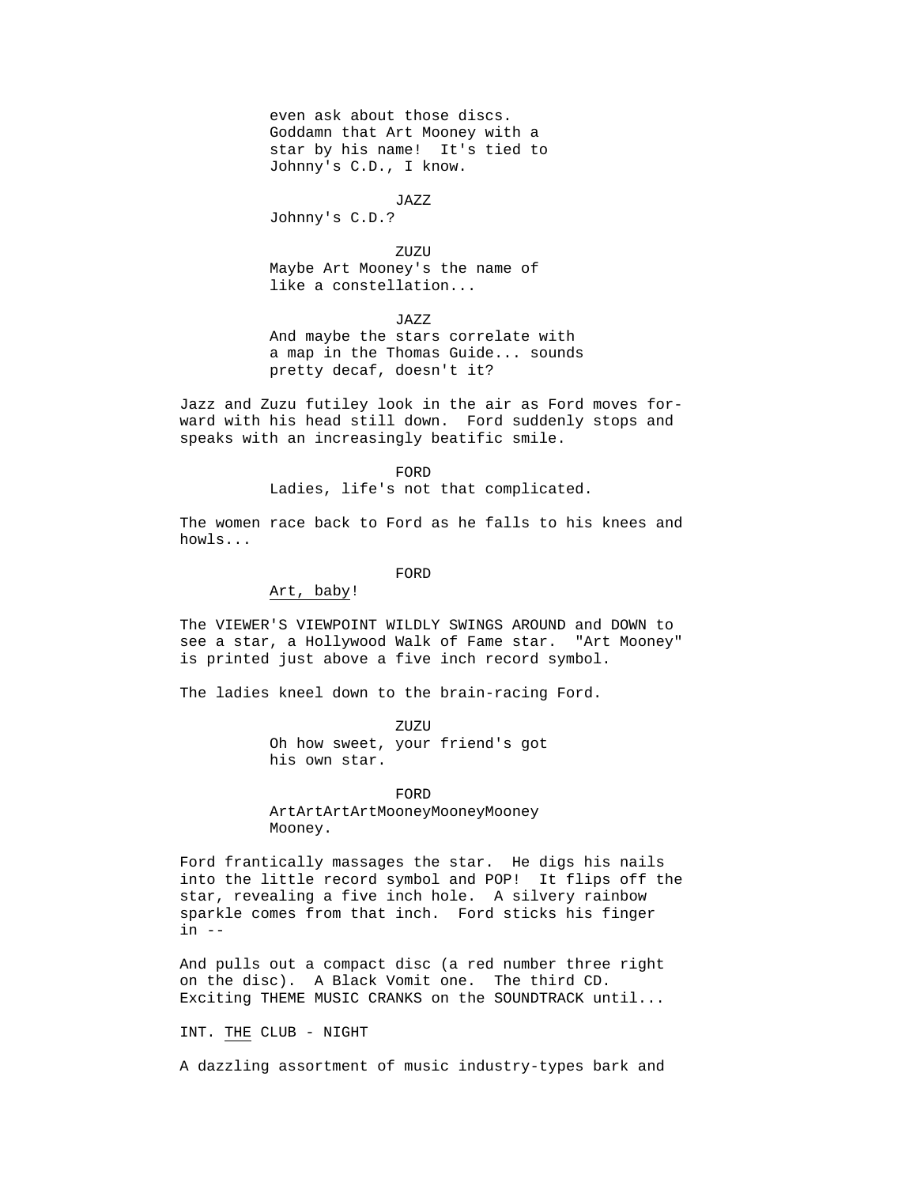even ask about those discs.
Goddamn that Art Mooney with a
star by his name! It's tied to
Johnny's C.D., I know.

JAZZ

Johnny's C.D.?

ZUZU

Maybe Art Mooney's the name of
like a constellation...

JAZZ

And maybe the stars correlate with
a map in the Thomas Guide... sounds
pretty decaf, doesn't it?

Jazz and Zuzu futiley look in the air as Ford moves for-
ward with his head still down. Ford suddenly stops and
speaks with an increasingly beatific smile.

FORD

Ladies, life's not that complicated.

The women race back to Ford as he falls to his knees and
howls...

FORD

<u>Art, baby</u>!

The VIEWER'S VIEWPOINT WILDLY SWINGS AROUND and DOWN to
see a star, a Hollywood Walk of Fame star. "Art Mooney"
is printed just above a five inch record symbol.

The ladies kneel down to the brain-racing Ford.

ZUZU

Oh how sweet, your friend's got
his own star.

FORD

ArtArtArtArtMooneyMooneyMooney
Mooney.

Ford frantically massages the star. He digs his nails
into the little record symbol and POP! It flips off the
star, revealing a five inch hole. A silvery rainbow
sparkle comes from that inch. Ford sticks his finger
in --

And pulls out a compact disc (a red number three right
on the disc). A Black Vomit one. The third CD.
Exciting THEME MUSIC CRANKS on the SOUNDTRACK until...

INT. <u>THE</u> CLUB - NIGHT

A dazzling assortment of music industry-types bark and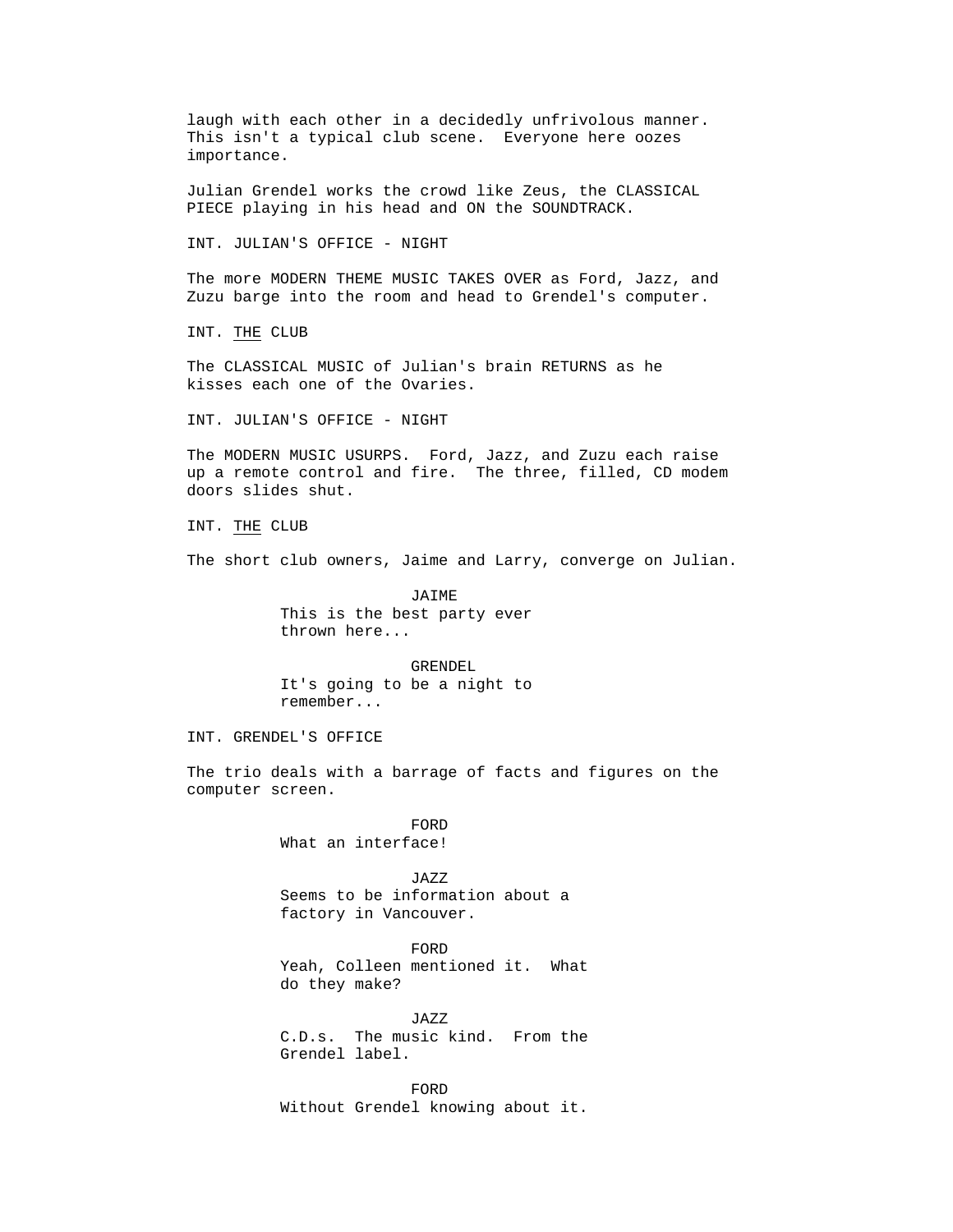laugh with each other in a decidedly unfrivolous manner. This isn't a typical club scene. Everyone here oozes importance.

Julian Grendel works the crowd like Zeus, the CLASSICAL PIECE playing in his head and ON the SOUNDTRACK.

INT. JULIAN'S OFFICE - NIGHT

The more MODERN THEME MUSIC TAKES OVER as Ford, Jazz, and Zuzu barge into the room and head to Grendel's computer.

INT. <u>THE</u> CLUB

The CLASSICAL MUSIC of Julian's brain RETURNS as he kisses each one of the Ovaries.

INT. JULIAN'S OFFICE - NIGHT

The MODERN MUSIC USURPS. Ford, Jazz, and Zuzu each raise up a remote control and fire. The three, filled, CD modem doors slides shut.

INT. <u>THE</u> CLUB

The short club owners, Jaime and Larry, converge on Julian.

JAIME
This is the best party ever thrown here...

GRENDEL
It's going to be a night to remember...

INT. GRENDEL'S OFFICE

The trio deals with a barrage of facts and figures on the computer screen.

FORD
What an interface!

JAZZ
Seems to be information about a factory in Vancouver.

FORD
Yeah, Colleen mentioned it. What do they make?

JAZZ
C.D.s. The music kind. From the Grendel label.

FORD
Without Grendel knowing about it.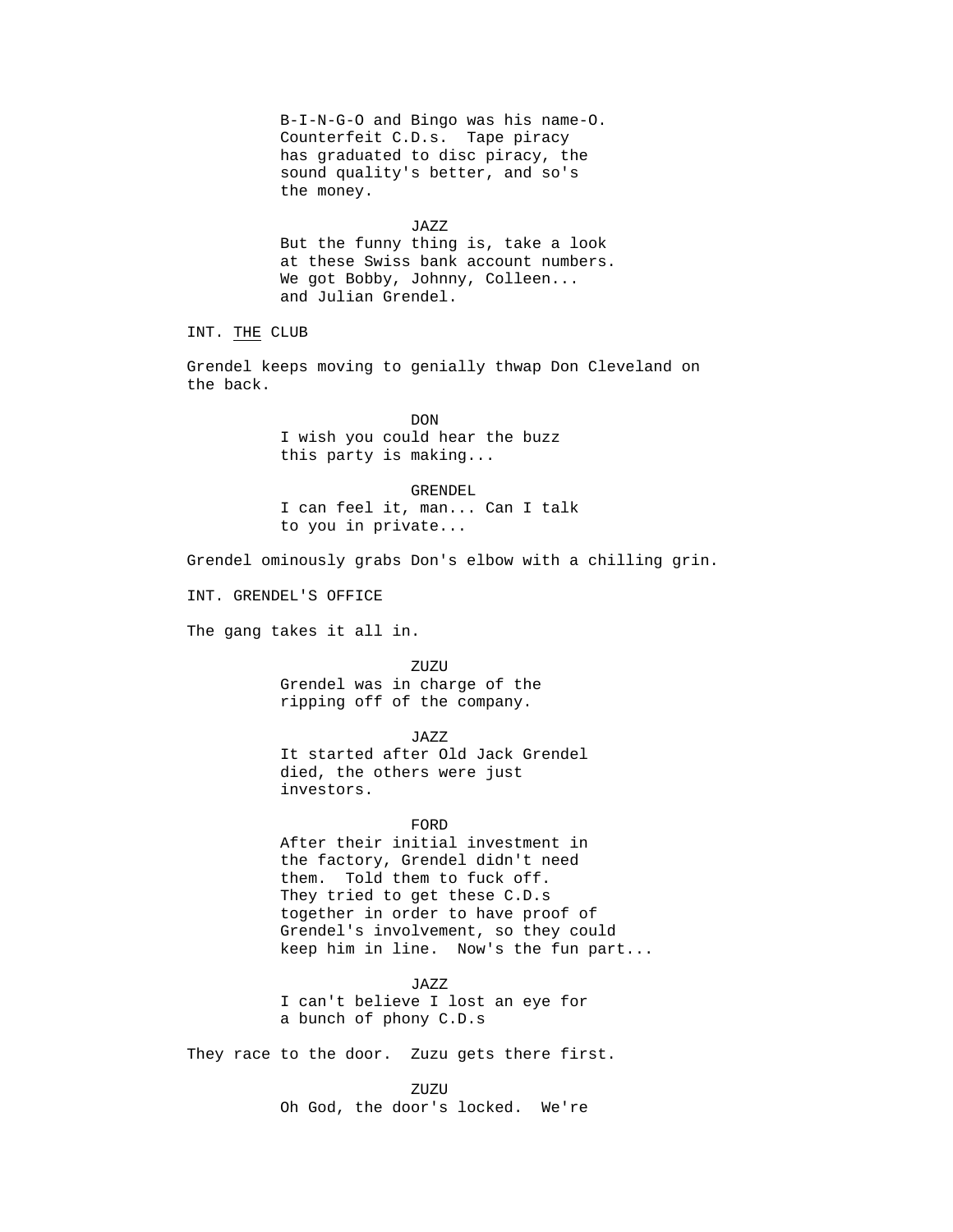B-I-N-G-O and Bingo was his name-O.
Counterfeit C.D.s.  Tape piracy
has graduated to disc piracy, the
sound quality's better, and so's
the money.

JAZZ

But the funny thing is, take a look
at these Swiss bank account numbers.
We got Bobby, Johnny, Colleen...
and Julian Grendel.

INT. <u>THE</u> CLUB

Grendel keeps moving to genially thwap Don Cleveland on
the back.

DON

I wish you could hear the buzz
this party is making...

GRENDEL

I can feel it, man... Can I talk
to you in private...

Grendel ominously grabs Don's elbow with a chilling grin.

INT. GRENDEL'S OFFICE

The gang takes it all in.

ZUZU

Grendel was in charge of the
ripping off of the company.

JAZZ

It started after Old Jack Grendel
died, the others were just
investors.

FORD

After their initial investment in
the factory, Grendel didn't need
them.  Told them to fuck off.
They tried to get these C.D.s
together in order to have proof of
Grendel's involvement, so they could
keep him in line.  Now's the fun part...

JAZZ

I can't believe I lost an eye for
a bunch of phony C.D.s

They race to the door.  Zuzu gets there first.

ZUZU

Oh God, the door's locked.  We're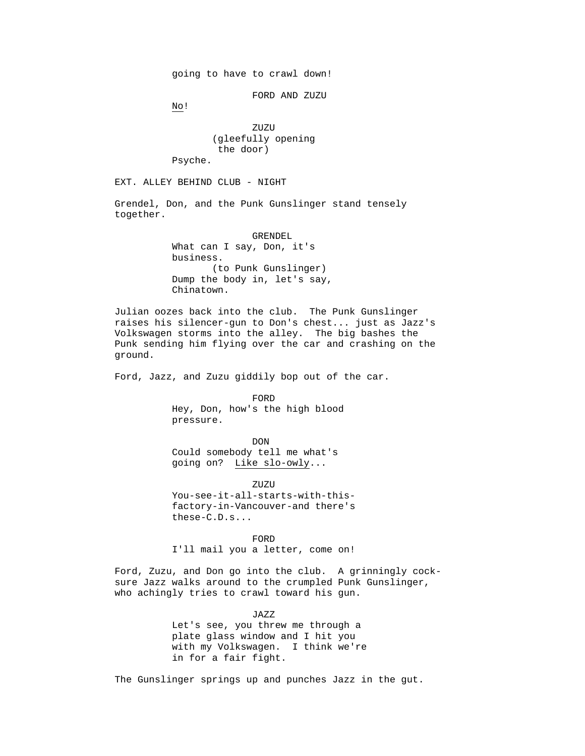going to have to crawl down!

FORD AND ZUZU

No!

ZUZU

(gleefully opening the door)

Psyche.

EXT. ALLEY BEHIND CLUB - NIGHT

Grendel, Don, and the Punk Gunslinger stand tensely together.

GRENDEL

What can I say, Don, it's business.

(to Punk Gunslinger)

Dump the body in, let's say, Chinatown.

Julian oozes back into the club. The Punk Gunslinger raises his silencer-gun to Don's chest... just as Jazz's Volkswagen storms into the alley. The big bashes the Punk sending him flying over the car and crashing on the ground.

Ford, Jazz, and Zuzu giddily bop out of the car.

FORD

Hey, Don, how's the high blood pressure.

DON

Could somebody tell me what's going on? Like slo-owly...

ZUZU

You-see-it-all-starts-with-this-factory-in-Vancouver-and there's these-C.D.s...

FORD

I'll mail you a letter, come on!

Ford, Zuzu, and Don go into the club. A grinningly cock-sure Jazz walks around to the crumpled Punk Gunslinger, who achingly tries to crawl toward his gun.

JAZZ

Let's see, you threw me through a plate glass window and I hit you with my Volkswagen. I think we're in for a fair fight.

The Gunslinger springs up and punches Jazz in the gut.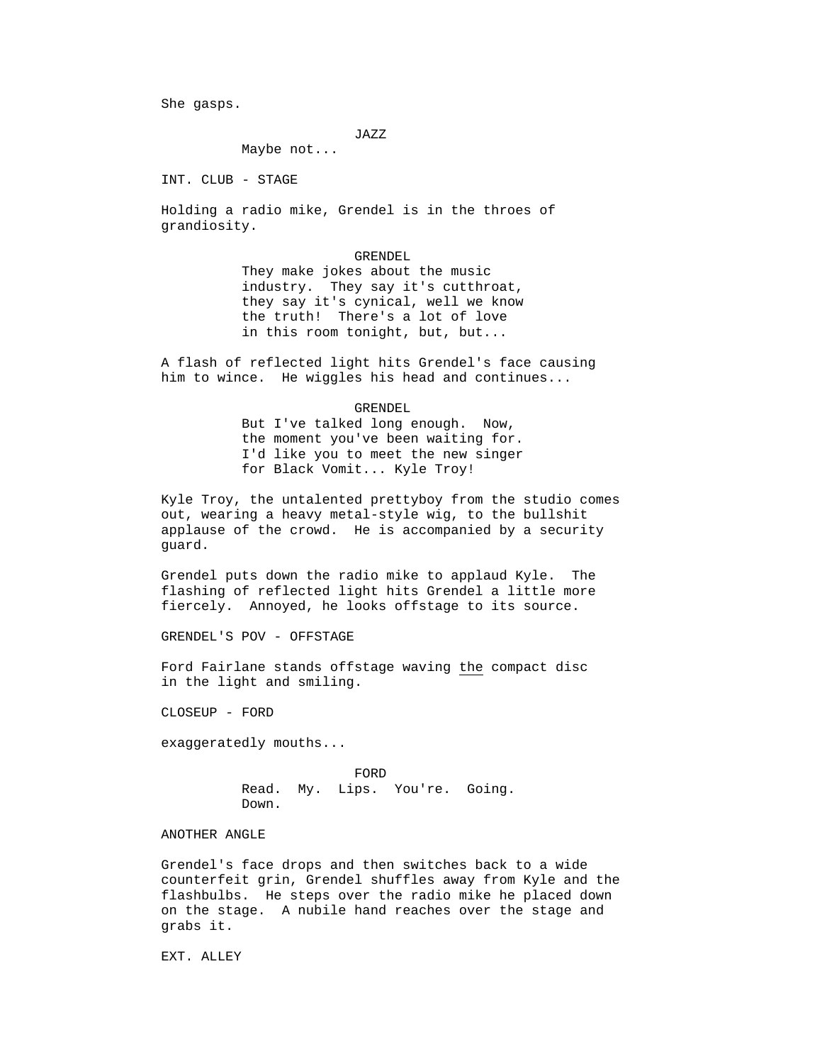She gasps.

JAZZ
Maybe not...

INT. CLUB - STAGE

Holding a radio mike, Grendel is in the throes of grandiosity.

GRENDEL
They make jokes about the music industry. They say it's cutthroat, they say it's cynical, well we know the truth! There's a lot of love in this room tonight, but, but...

A flash of reflected light hits Grendel's face causing him to wince. He wiggles his head and continues...

GRENDEL
But I've talked long enough. Now, the moment you've been waiting for. I'd like you to meet the new singer for Black Vomit... Kyle Troy!

Kyle Troy, the untalented prettyboy from the studio comes out, wearing a heavy metal-style wig, to the bullshit applause of the crowd. He is accompanied by a security guard.

Grendel puts down the radio mike to applaud Kyle. The flashing of reflected light hits Grendel a little more fiercely. Annoyed, he looks offstage to its source.

GRENDEL'S POV - OFFSTAGE

Ford Fairlane stands offstage waving <u>the</u> compact disc in the light and smiling.

CLOSEUP - FORD

exaggeratedly mouths...

FORD
Read. My. Lips. You're. Going. Down.

ANOTHER ANGLE

Grendel's face drops and then switches back to a wide counterfeit grin, Grendel shuffles away from Kyle and the flashbulbs. He steps over the radio mike he placed down on the stage. A nubile hand reaches over the stage and grabs it.

EXT. ALLEY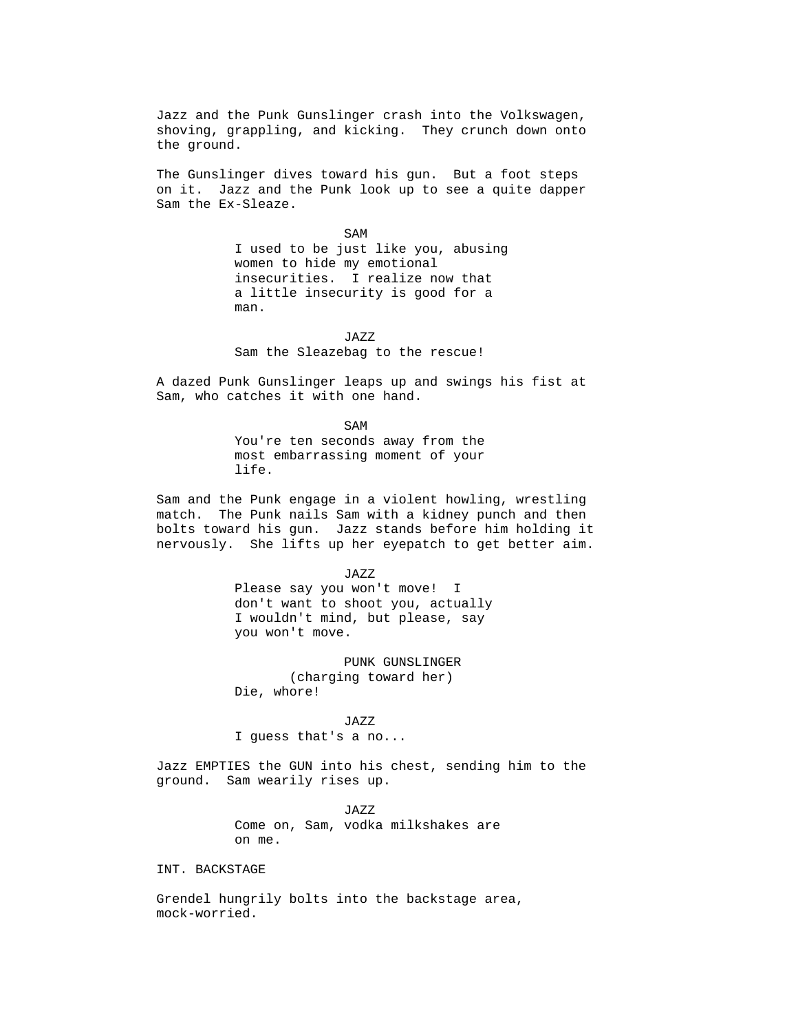Jazz and the Punk Gunslinger crash into the Volkswagen, shoving, grappling, and kicking. They crunch down onto the ground.

The Gunslinger dives toward his gun. But a foot steps on it. Jazz and the Punk look up to see a quite dapper Sam the Ex-Sleaze.

SAM

I used to be just like you, abusing women to hide my emotional insecurities. I realize now that a little insecurity is good for a man.

JAZZ

Sam the Sleazebag to the rescue!

A dazed Punk Gunslinger leaps up and swings his fist at Sam, who catches it with one hand.

SAM

You're ten seconds away from the most embarrassing moment of your life.

Sam and the Punk engage in a violent howling, wrestling match. The Punk nails Sam with a kidney punch and then bolts toward his gun. Jazz stands before him holding it nervously. She lifts up her eyepatch to get better aim.

JAZZ

Please say you won't move! I don't want to shoot you, actually I wouldn't mind, but please, say you won't move.

PUNK GUNSLINGER

(charging toward her)

Die, whore!

JAZZ

I guess that's a no...

Jazz EMPTIES the GUN into his chest, sending him to the ground. Sam wearily rises up.

JAZZ

Come on, Sam, vodka milkshakes are on me.

INT. BACKSTAGE

Grendel hungrily bolts into the backstage area, mock-worried.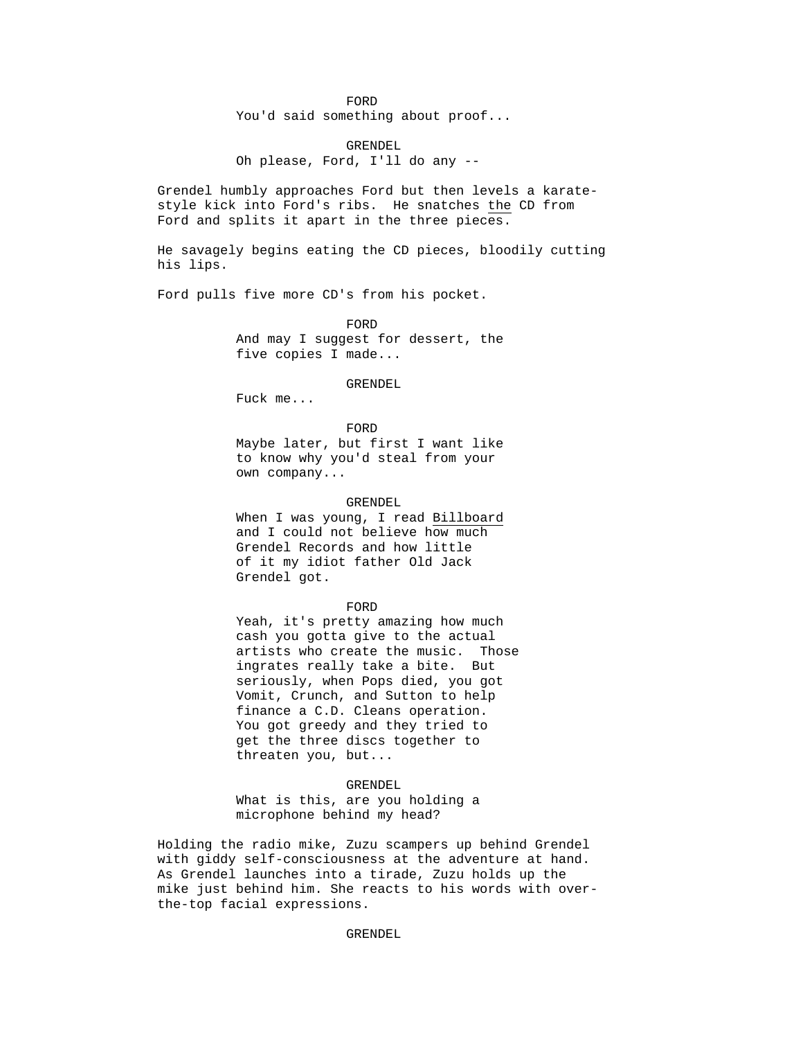FORD
You'd said something about proof...

GRENDEL
Oh please, Ford, I'll do any --

Grendel humbly approaches Ford but then levels a karate-style kick into Ford's ribs. He snatches the CD from Ford and splits it apart in the three pieces.

He savagely begins eating the CD pieces, bloodily cutting his lips.

Ford pulls five more CD's from his pocket.

FORD
And may I suggest for dessert, the five copies I made...

GRENDEL
Fuck me...

FORD
Maybe later, but first I want like to know why you'd steal from your own company...

GRENDEL
When I was young, I read Billboard and I could not believe how much Grendel Records and how little of it my idiot father Old Jack Grendel got.

FORD
Yeah, it's pretty amazing how much cash you gotta give to the actual artists who create the music. Those ingrates really take a bite. But seriously, when Pops died, you got Vomit, Crunch, and Sutton to help finance a C.D. Cleans operation. You got greedy and they tried to get the three discs together to threaten you, but...

GRENDEL
What is this, are you holding a microphone behind my head?

Holding the radio mike, Zuzu scampers up behind Grendel with giddy self-consciousness at the adventure at hand. As Grendel launches into a tirade, Zuzu holds up the mike just behind him. She reacts to his words with over-the-top facial expressions.

GRENDEL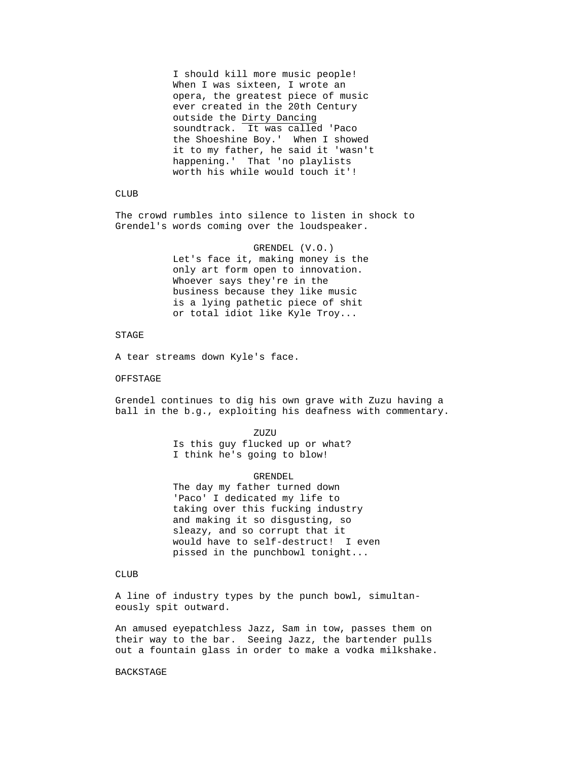I should kill more music people! When I was sixteen, I wrote an opera, the greatest piece of music ever created in the 20th Century outside the Dirty Dancing soundtrack. It was called 'Paco the Shoeshine Boy.' When I showed it to my father, he said it 'wasn't happening.' That 'no playlists worth his while would touch it'!

CLUB

The crowd rumbles into silence to listen in shock to Grendel's words coming over the loudspeaker.

GRENDEL (V.O.)

Let's face it, making money is the only art form open to innovation. Whoever says they're in the business because they like music is a lying pathetic piece of shit or total idiot like Kyle Troy...

STAGE

A tear streams down Kyle's face.

OFFSTAGE

Grendel continues to dig his own grave with Zuzu having a ball in the b.g., exploiting his deafness with commentary.

ZUZU

Is this guy flucked up or what? I think he's going to blow!

GRENDEL

The day my father turned down 'Paco' I dedicated my life to taking over this fucking industry and making it so disgusting, so sleazy, and so corrupt that it would have to self-destruct! I even pissed in the punchbowl tonight...

CLUB

A line of industry types by the punch bowl, simultaneously spit outward.

An amused eyepatchless Jazz, Sam in tow, passes them on their way to the bar. Seeing Jazz, the bartender pulls out a fountain glass in order to make a vodka milkshake.

BACKSTAGE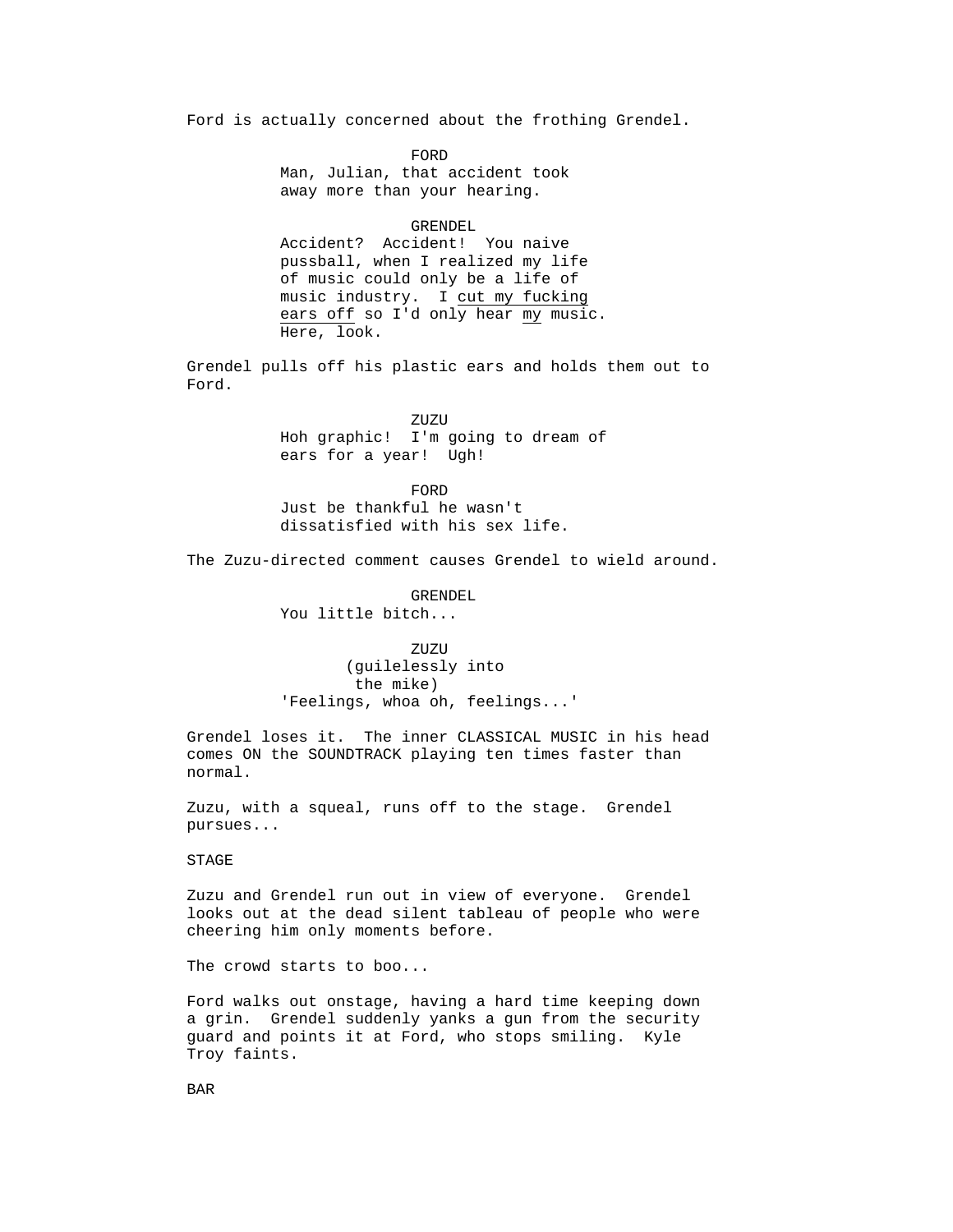Ford is actually concerned about the frothing Grendel.

FORD

Man, Julian, that accident took away more than your hearing.

GRENDEL

Accident? Accident! You naive pussball, when I realized my life of music could only be a life of music industry. I <u>cut my fucking ears off</u> so I'd only hear <u>my</u> music. Here, look.

Grendel pulls off his plastic ears and holds them out to Ford.

ZUZU

Hoh graphic! I'm going to dream of ears for a year! Ugh!

FORD

Just be thankful he wasn't dissatisfied with his sex life.

The Zuzu-directed comment causes Grendel to wield around.

GRENDEL

You little bitch...

ZUZU

(guilelessly into the mike)

'Feelings, whoa oh, feelings...'

Grendel loses it. The inner CLASSICAL MUSIC in his head comes ON the SOUNDTRACK playing ten times faster than normal.

Zuzu, with a squeal, runs off to the stage. Grendel pursues...

STAGE

Zuzu and Grendel run out in view of everyone. Grendel looks out at the dead silent tableau of people who were cheering him only moments before.

The crowd starts to boo...

Ford walks out onstage, having a hard time keeping down a grin. Grendel suddenly yanks a gun from the security guard and points it at Ford, who stops smiling. Kyle Troy faints.

BAR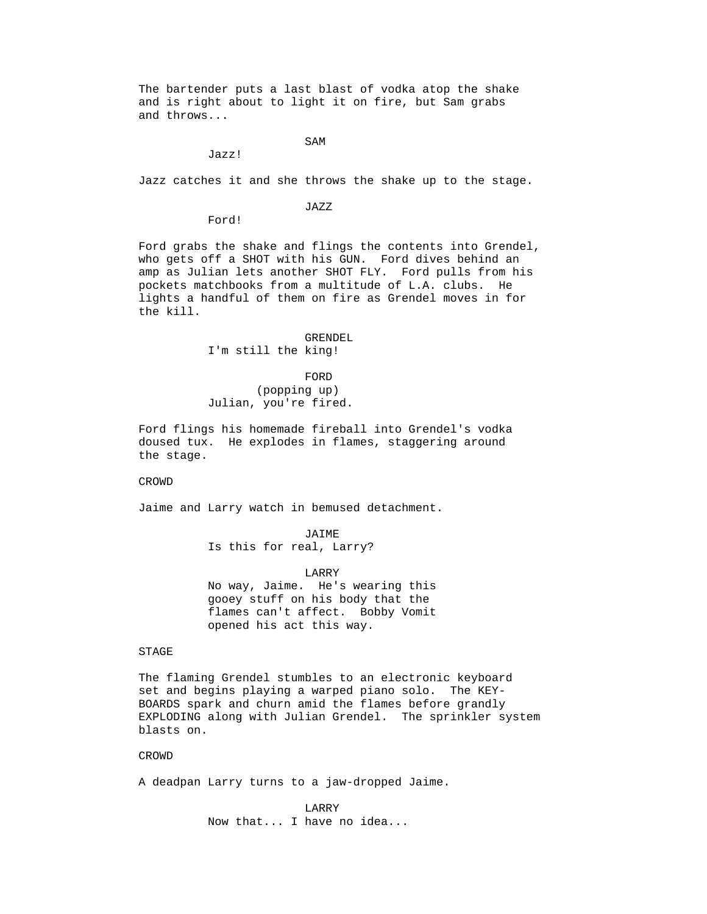The bartender puts a last blast of vodka atop the shake and is right about to light it on fire, but Sam grabs and throws...

SAM
Jazz!

Jazz catches it and she throws the shake up to the stage.

JAZZ
Ford!

Ford grabs the shake and flings the contents into Grendel, who gets off a SHOT with his GUN. Ford dives behind an amp as Julian lets another SHOT FLY. Ford pulls from his pockets matchbooks from a multitude of L.A. clubs. He lights a handful of them on fire as Grendel moves in for the kill.

GRENDEL
I'm still the king!

FORD
(popping up)
Julian, you're fired.

Ford flings his homemade fireball into Grendel's vodka doused tux. He explodes in flames, staggering around the stage.

CROWD

Jaime and Larry watch in bemused detachment.

JAIME
Is this for real, Larry?

LARRY
No way, Jaime. He's wearing this gooey stuff on his body that the flames can't affect. Bobby Vomit opened his act this way.

STAGE

The flaming Grendel stumbles to an electronic keyboard set and begins playing a warped piano solo. The KEY-BOARDS spark and churn amid the flames before grandly EXPLODING along with Julian Grendel. The sprinkler system blasts on.

CROWD

A deadpan Larry turns to a jaw-dropped Jaime.

LARRY
Now that... I have no idea...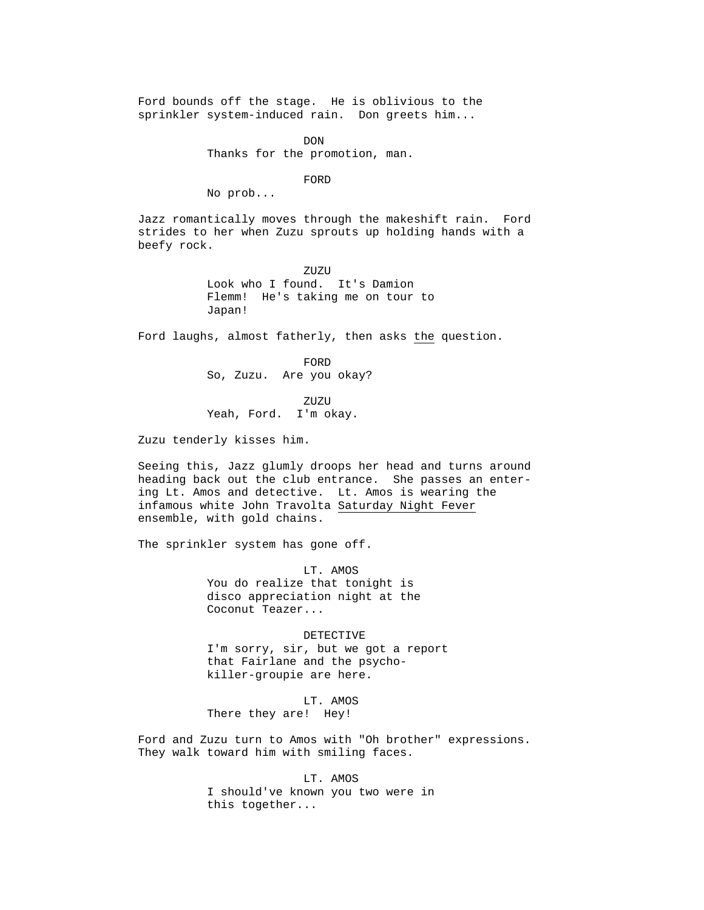Ford bounds off the stage. He is oblivious to the sprinkler system-induced rain. Don greets him...

DON
Thanks for the promotion, man.

FORD
No prob...

Jazz romantically moves through the makeshift rain. Ford strides to her when Zuzu sprouts up holding hands with a beefy rock.

ZUZU
Look who I found. It's Damion Flemm! He's taking me on tour to Japan!

Ford laughs, almost fatherly, then asks the question.

FORD
So, Zuzu. Are you okay?

ZUZU
Yeah, Ford. I'm okay.

Zuzu tenderly kisses him.

Seeing this, Jazz glumly droops her head and turns around heading back out the club entrance. She passes an entering Lt. Amos and detective. Lt. Amos is wearing the infamous white John Travolta Saturday Night Fever ensemble, with gold chains.

The sprinkler system has gone off.

LT. AMOS
You do realize that tonight is disco appreciation night at the Coconut Teazer...

DETECTIVE
I'm sorry, sir, but we got a report that Fairlane and the psycho-killer-groupie are here.

LT. AMOS
There they are! Hey!

Ford and Zuzu turn to Amos with "Oh brother" expressions. They walk toward him with smiling faces.

LT. AMOS
I should've known you two were in this together...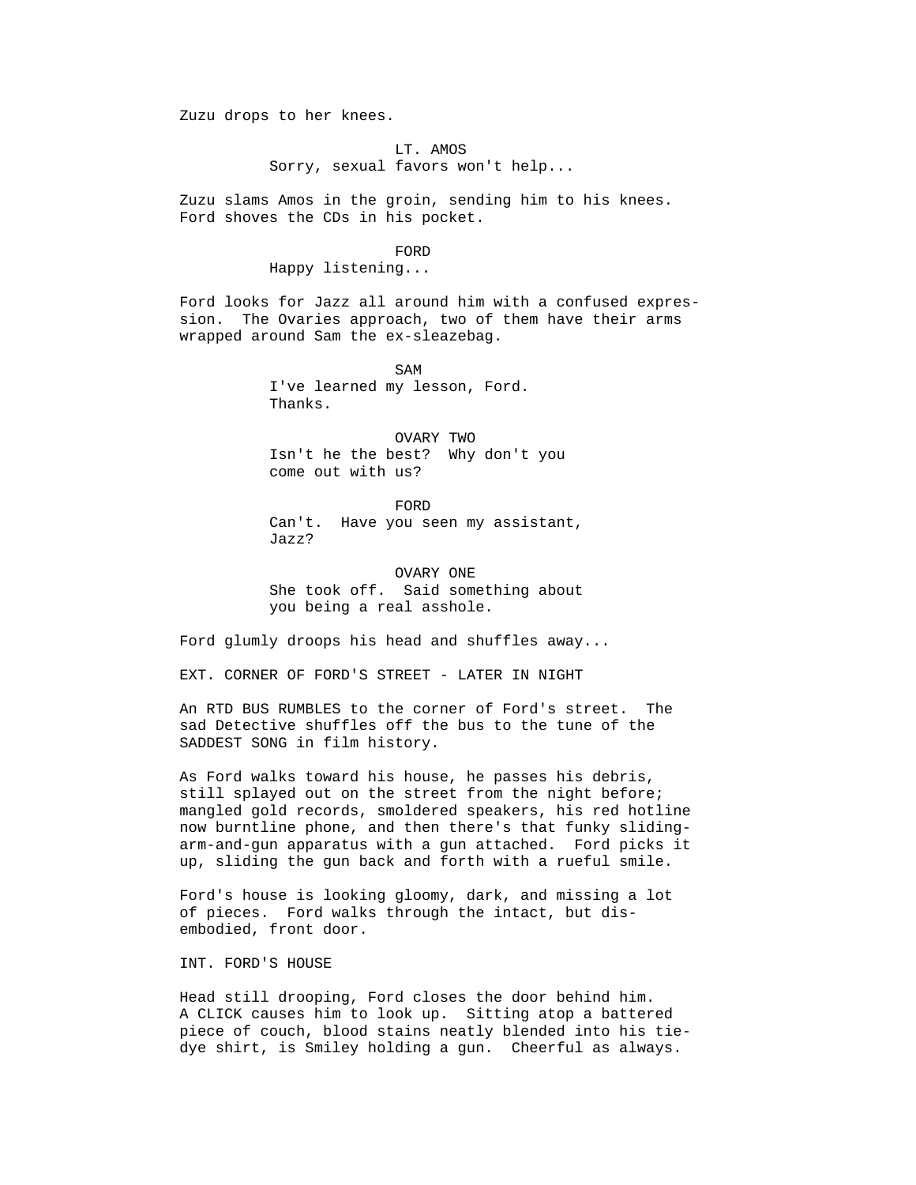Zuzu drops to her knees.

LT. AMOS
Sorry, sexual favors won't help...

Zuzu slams Amos in the groin, sending him to his knees. Ford shoves the CDs in his pocket.

FORD
Happy listening...

Ford looks for Jazz all around him with a confused expression. The Ovaries approach, two of them have their arms wrapped around Sam the ex-sleazebag.

SAM
I've learned my lesson, Ford. Thanks.

OVARY TWO
Isn't he the best? Why don't you come out with us?

FORD
Can't. Have you seen my assistant, Jazz?

OVARY ONE
She took off. Said something about you being a real asshole.

Ford glumly droops his head and shuffles away...

EXT. CORNER OF FORD'S STREET - LATER IN NIGHT

An RTD BUS RUMBLES to the corner of Ford's street. The sad Detective shuffles off the bus to the tune of the SADDEST SONG in film history.

As Ford walks toward his house, he passes his debris, still splayed out on the street from the night before; mangled gold records, smoldered speakers, his red hotline now burntline phone, and then there's that funky sliding-arm-and-gun apparatus with a gun attached. Ford picks it up, sliding the gun back and forth with a rueful smile.

Ford's house is looking gloomy, dark, and missing a lot of pieces. Ford walks through the intact, but disembodied, front door.

INT. FORD'S HOUSE

Head still drooping, Ford closes the door behind him. A CLICK causes him to look up. Sitting atop a battered piece of couch, blood stains neatly blended into his tie-dye shirt, is Smiley holding a gun. Cheerful as always.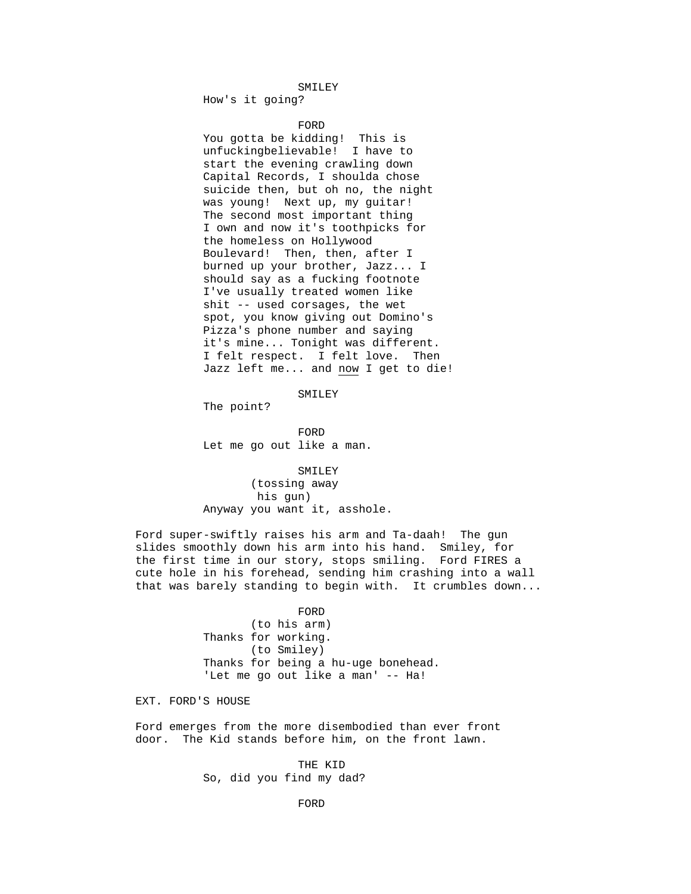SMILEY
How's it going?

FORD
You gotta be kidding! This is unfuckingbelievable! I have to start the evening crawling down Capital Records, I shoulda chose suicide then, but oh no, the night was young! Next up, my guitar! The second most important thing I own and now it's toothpicks for the homeless on Hollywood Boulevard! Then, then, after I burned up your brother, Jazz... I should say as a fucking footnote I've usually treated women like shit -- used corsages, the wet spot, you know giving out Domino's Pizza's phone number and saying it's mine... Tonight was different. I felt respect. I felt love. Then Jazz left me... and <u>now</u> I get to die!

SMILEY
The point?

FORD
Let me go out like a man.

SMILEY
(tossing away his gun)
Anyway you want it, asshole.

Ford super-swiftly raises his arm and Ta-daah! The gun slides smoothly down his arm into his hand. Smiley, for the first time in our story, stops smiling. Ford FIRES a cute hole in his forehead, sending him crashing into a wall that was barely standing to begin with. It crumbles down...

FORD
(to his arm)
Thanks for working.
(to Smiley)
Thanks for being a hu-uge bonehead. 'Let me go out like a man' -- Ha!

EXT. FORD'S HOUSE

Ford emerges from the more disembodied than ever front door. The Kid stands before him, on the front lawn.

THE KID
So, did you find my dad?

FORD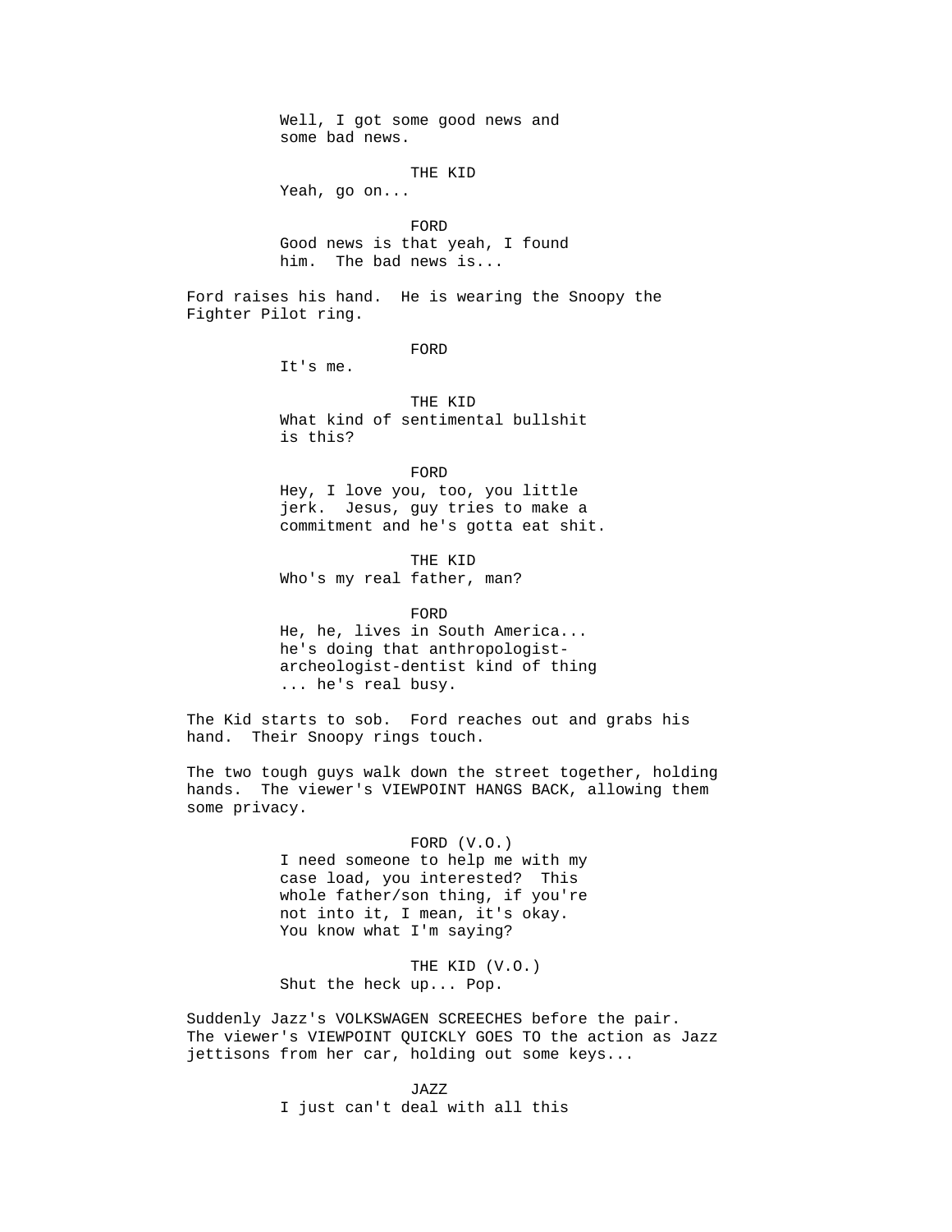Well, I got some good news and
some bad news.

THE KID
Yeah, go on...

FORD
Good news is that yeah, I found
him.  The bad news is...

Ford raises his hand.  He is wearing the Snoopy the
Fighter Pilot ring.

FORD
It's me.

THE KID
What kind of sentimental bullshit
is this?

FORD
Hey, I love you, too, you little
jerk.  Jesus, guy tries to make a
commitment and he's gotta eat shit.

THE KID
Who's my real father, man?

FORD
He, he, lives in South America...
he's doing that anthropologist-
archeologist-dentist kind of thing
... he's real busy.

The Kid starts to sob.  Ford reaches out and grabs his
hand.  Their Snoopy rings touch.

The two tough guys walk down the street together, holding
hands.  The viewer's VIEWPOINT HANGS BACK, allowing them
some privacy.

FORD (V.O.)
I need someone to help me with my
case load, you interested?  This
whole father/son thing, if you're
not into it, I mean, it's okay.
You know what I'm saying?

THE KID (V.O.)
Shut the heck up... Pop.

Suddenly Jazz's VOLKSWAGEN SCREECHES before the pair.
The viewer's VIEWPOINT QUICKLY GOES TO the action as Jazz
jettisons from her car, holding out some keys...

JAZZ
I just can't deal with all this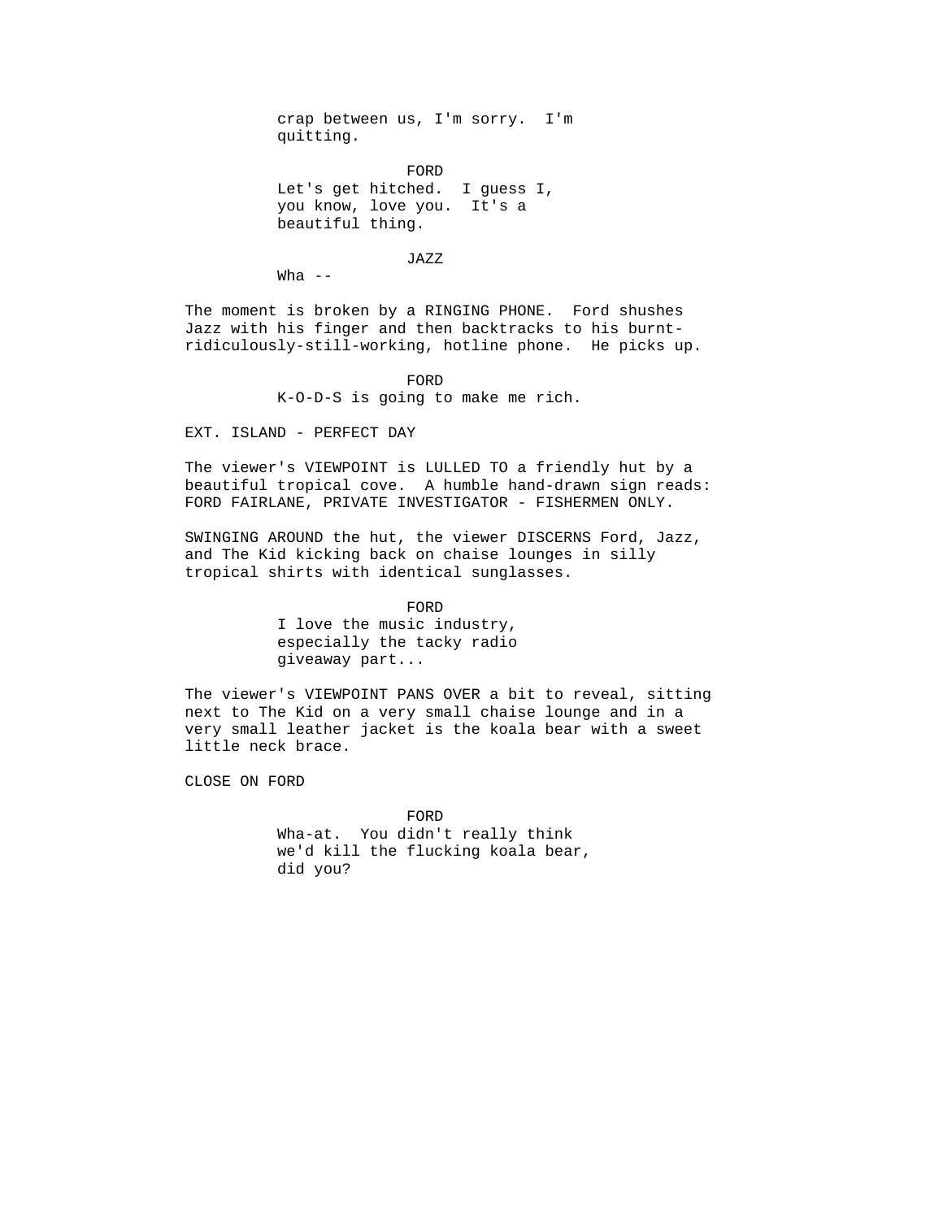crap between us, I'm sorry.  I'm
quitting.

FORD

Let's get hitched.  I guess I,
you know, love you.  It's a
beautiful thing.

JAZZ

Wha --

The moment is broken by a RINGING PHONE.  Ford shushes Jazz with his finger and then backtracks to his burnt-ridiculously-still-working, hotline phone.  He picks up.

FORD

K-O-D-S is going to make me rich.

EXT. ISLAND - PERFECT DAY

The viewer's VIEWPOINT is LULLED TO a friendly hut by a beautiful tropical cove.  A humble hand-drawn sign reads: FORD FAIRLANE, PRIVATE INVESTIGATOR - FISHERMEN ONLY.

SWINGING AROUND the hut, the viewer DISCERNS Ford, Jazz, and The Kid kicking back on chaise lounges in silly tropical shirts with identical sunglasses.

FORD

I love the music industry,
especially the tacky radio
giveaway part...

The viewer's VIEWPOINT PANS OVER a bit to reveal, sitting next to The Kid on a very small chaise lounge and in a very small leather jacket is the koala bear with a sweet little neck brace.

CLOSE ON FORD

FORD

Wha-at.  You didn't really think
we'd kill the flucking koala bear,
did you?